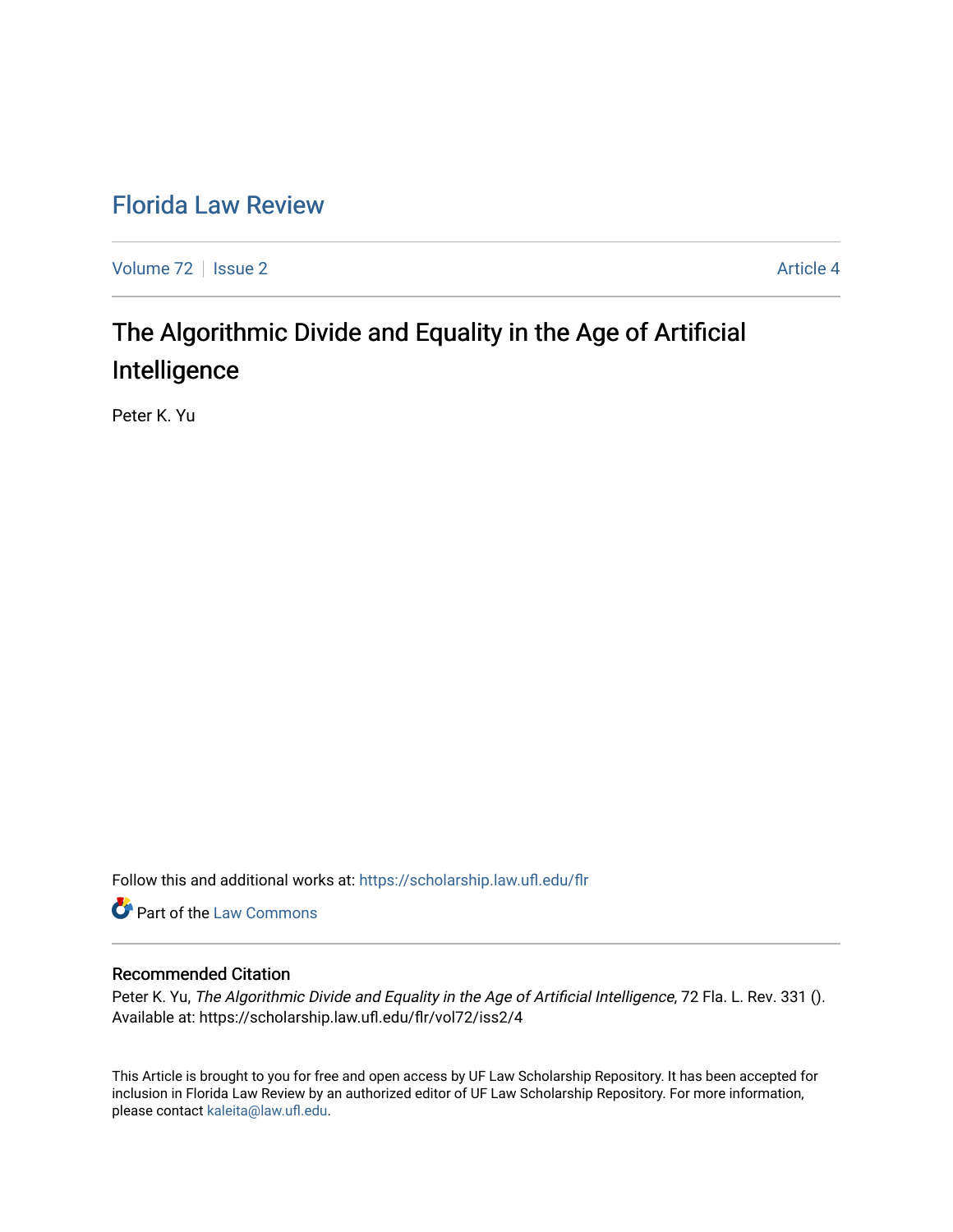# Florida Law Review

Volume 72 | Issue 2 | Article 4

## The Algorithmic Divide and Equality in the Age of Artificial Intelligence

Peter K. Yu

Follow this and additional works at: https://scholarship.law.ufl.edu/flr

Part of the Law Commons

### Recommended Citation

Peter K. Yu, *The Algorithmic Divide and Equality in the Age of Artificial Intelligence*, 72 Fla. L. Rev. 331 ().
Available at: https://scholarship.law.ufl.edu/flr/vol72/iss2/4

This Article is brought to you for free and open access by UF Law Scholarship Repository. It has been accepted for inclusion in Florida Law Review by an authorized editor of UF Law Scholarship Repository. For more information, please contact kaleita@law.ufl.edu.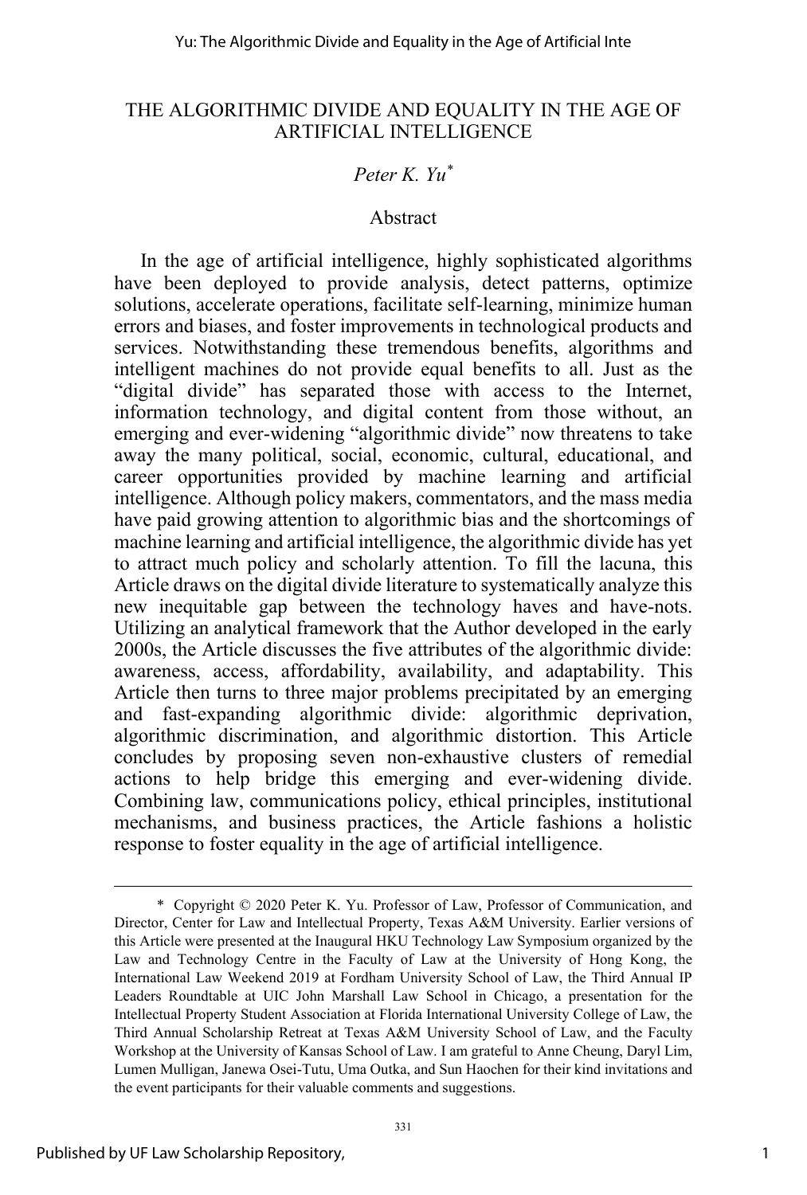# THE ALGORITHMIC DIVIDE AND EQUALITY IN THE AGE OF ARTIFICIAL INTELLIGENCE

*Peter K. Yu*[*]

## Abstract

In the age of artificial intelligence, highly sophisticated algorithms have been deployed to provide analysis, detect patterns, optimize solutions, accelerate operations, facilitate self-learning, minimize human errors and biases, and foster improvements in technological products and services. Notwithstanding these tremendous benefits, algorithms and intelligent machines do not provide equal benefits to all. Just as the "digital divide" has separated those with access to the Internet, information technology, and digital content from those without, an emerging and ever-widening "algorithmic divide" now threatens to take away the many political, social, economic, cultural, educational, and career opportunities provided by machine learning and artificial intelligence. Although policy makers, commentators, and the mass media have paid growing attention to algorithmic bias and the shortcomings of machine learning and artificial intelligence, the algorithmic divide has yet to attract much policy and scholarly attention. To fill the lacuna, this Article draws on the digital divide literature to systematically analyze this new inequitable gap between the technology haves and have-nots. Utilizing an analytical framework that the Author developed in the early 2000s, the Article discusses the five attributes of the algorithmic divide: awareness, access, affordability, availability, and adaptability. This Article then turns to three major problems precipitated by an emerging and fast-expanding algorithmic divide: algorithmic deprivation, algorithmic discrimination, and algorithmic distortion. This Article concludes by proposing seven non-exhaustive clusters of remedial actions to help bridge this emerging and ever-widening divide. Combining law, communications policy, ethical principles, institutional mechanisms, and business practices, the Article fashions a holistic response to foster equality in the age of artificial intelligence.

---

[*] Copyright © 2020 Peter K. Yu. Professor of Law, Professor of Communication, and Director, Center for Law and Intellectual Property, Texas A&M University. Earlier versions of this Article were presented at the Inaugural HKU Technology Law Symposium organized by the Law and Technology Centre in the Faculty of Law at the University of Hong Kong, the International Law Weekend 2019 at Fordham University School of Law, the Third Annual IP Leaders Roundtable at UIC John Marshall Law School in Chicago, a presentation for the Intellectual Property Student Association at Florida International University College of Law, the Third Annual Scholarship Retreat at Texas A&M University School of Law, and the Faculty Workshop at the University of Kansas School of Law. I am grateful to Anne Cheung, Daryl Lim, Lumen Mulligan, Janewa Osei-Tutu, Uma Outka, and Sun Haochen for their kind invitations and the event participants for their valuable comments and suggestions.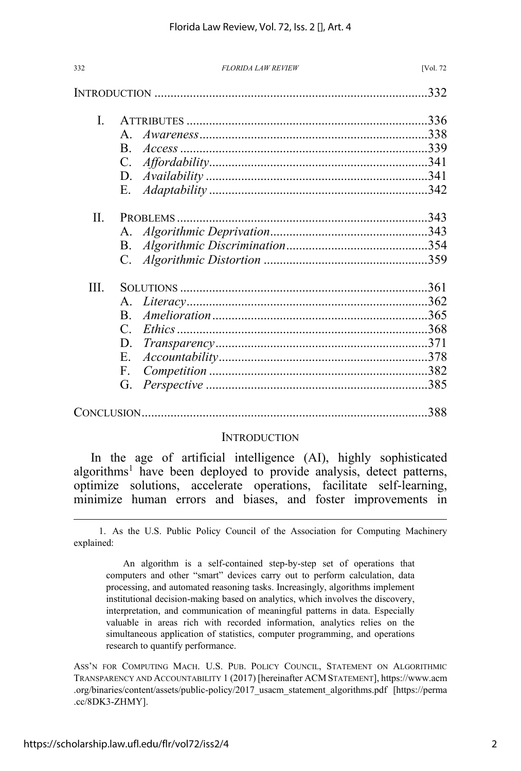INTRODUCTION ....................................................................................332

I. ATTRIBUTES ..........................................................................336
   A. *Awareness* ......................................................................338
   B. *Access* ............................................................................339
   C. *Affordability* ...................................................................341
   D. *Availability* ....................................................................341
   E. *Adaptability* ...................................................................342

II. PROBLEMS .............................................................................343
   A. *Algorithmic Deprivation* ................................................343
   B. *Algorithmic Discrimination* ...........................................354
   C. *Algorithmic Distortion* ..................................................359

III. SOLUTIONS ...........................................................................361
   A. *Literacy* ..........................................................................362
   B. *Amelioration* ..................................................................365
   C. *Ethics* .............................................................................368
   D. *Transparency* .................................................................371
   E. *Accountability* ................................................................378
   F. *Competition* ...................................................................382
   G. *Perspective* ....................................................................385

CONCLUSION........................................................................................388

## INTRODUCTION

In the age of artificial intelligence (AI), highly sophisticated algorithms[1] have been deployed to provide analysis, detect patterns, optimize solutions, accelerate operations, facilitate self-learning, minimize human errors and biases, and foster improvements in

---

1. As the U.S. Public Policy Council of the Association for Computing Machinery explained:

> An algorithm is a self-contained step-by-step set of operations that computers and other "smart" devices carry out to perform calculation, data processing, and automated reasoning tasks. Increasingly, algorithms implement institutional decision-making based on analytics, which involves the discovery, interpretation, and communication of meaningful patterns in data. Especially valuable in areas rich with recorded information, analytics relies on the simultaneous application of statistics, computer programming, and operations research to quantify performance.

ASS'N FOR COMPUTING MACH. U.S. PUB. POLICY COUNCIL, STATEMENT ON ALGORITHMIC TRANSPARENCY AND ACCOUNTABILITY 1 (2017) [hereinafter ACM STATEMENT], https://www.acm.org/binaries/content/assets/public-policy/2017_usacm_statement_algorithms.pdf [https://perma.cc/8DK3-ZHMY].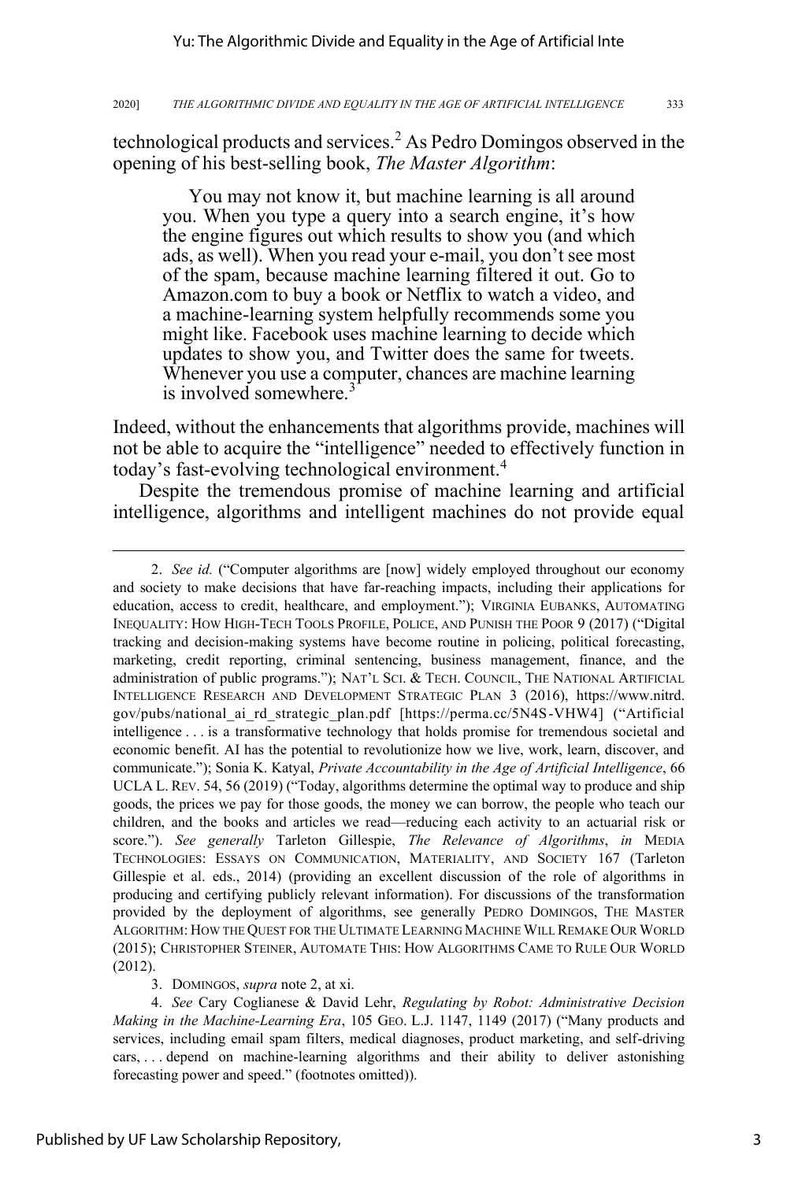technological products and services.[2] As Pedro Domingos observed in the opening of his best-selling book, *The Master Algorithm*:

> You may not know it, but machine learning is all around you. When you type a query into a search engine, it's how the engine figures out which results to show you (and which ads, as well). When you read your e-mail, you don't see most of the spam, because machine learning filtered it out. Go to Amazon.com to buy a book or Netflix to watch a video, and a machine-learning system helpfully recommends some you might like. Facebook uses machine learning to decide which updates to show you, and Twitter does the same for tweets. Whenever you use a computer, chances are machine learning is involved somewhere.[3]

Indeed, without the enhancements that algorithms provide, machines will not be able to acquire the "intelligence" needed to effectively function in today's fast-evolving technological environment.[4]

Despite the tremendous promise of machine learning and artificial intelligence, algorithms and intelligent machines do not provide equal

---

2. *See id.* ("Computer algorithms are [now] widely employed throughout our economy and society to make decisions that have far-reaching impacts, including their applications for education, access to credit, healthcare, and employment."); VIRGINIA EUBANKS, AUTOMATING INEQUALITY: HOW HIGH-TECH TOOLS PROFILE, POLICE, AND PUNISH THE POOR 9 (2017) ("Digital tracking and decision-making systems have become routine in policing, political forecasting, marketing, credit reporting, criminal sentencing, business management, finance, and the administration of public programs."); NAT'L SCI. & TECH. COUNCIL, THE NATIONAL ARTIFICIAL INTELLIGENCE RESEARCH AND DEVELOPMENT STRATEGIC PLAN 3 (2016), https://www.nitrd.gov/pubs/national_ai_rd_strategic_plan.pdf [https://perma.cc/5N4S-VHW4] ("Artificial intelligence . . . is a transformative technology that holds promise for tremendous societal and economic benefit. AI has the potential to revolutionize how we live, work, learn, discover, and communicate."); Sonia K. Katyal, *Private Accountability in the Age of Artificial Intelligence*, 66 UCLA L. REV. 54, 56 (2019) ("Today, algorithms determine the optimal way to produce and ship goods, the prices we pay for those goods, the money we can borrow, the people who teach our children, and the books and articles we read—reducing each activity to an actuarial risk or score."). *See generally* Tarleton Gillespie, *The Relevance of Algorithms*, *in* MEDIA TECHNOLOGIES: ESSAYS ON COMMUNICATION, MATERIALITY, AND SOCIETY 167 (Tarleton Gillespie et al. eds., 2014) (providing an excellent discussion of the role of algorithms in producing and certifying publicly relevant information). For discussions of the transformation provided by the deployment of algorithms, see generally PEDRO DOMINGOS, THE MASTER ALGORITHM: HOW THE QUEST FOR THE ULTIMATE LEARNING MACHINE WILL REMAKE OUR WORLD (2015); CHRISTOPHER STEINER, AUTOMATE THIS: HOW ALGORITHMS CAME TO RULE OUR WORLD (2012).

3. DOMINGOS, *supra* note 2, at xi.

4. *See* Cary Coglianese & David Lehr, *Regulating by Robot: Administrative Decision Making in the Machine-Learning Era*, 105 GEO. L.J. 1147, 1149 (2017) ("Many products and services, including email spam filters, medical diagnoses, product marketing, and self-driving cars, . . . depend on machine-learning algorithms and their ability to deliver astonishing forecasting power and speed." (footnotes omitted)).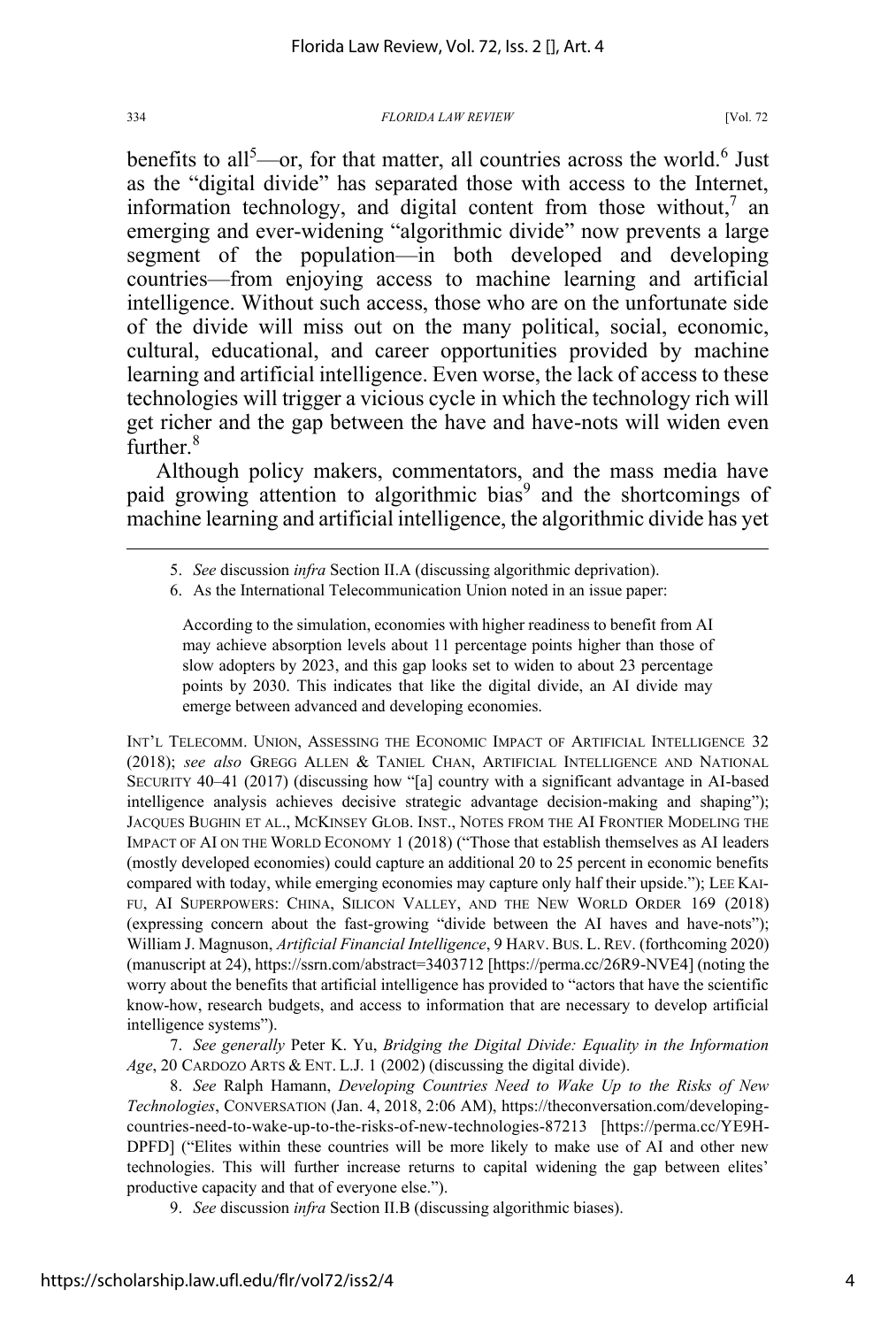benefits to all[5]—or, for that matter, all countries across the world.[6] Just as the "digital divide" has separated those with access to the Internet, information technology, and digital content from those without,[7] an emerging and ever-widening "algorithmic divide" now prevents a large segment of the population—in both developed and developing countries—from enjoying access to machine learning and artificial intelligence. Without such access, those who are on the unfortunate side of the divide will miss out on the many political, social, economic, cultural, educational, and career opportunities provided by machine learning and artificial intelligence. Even worse, the lack of access to these technologies will trigger a vicious cycle in which the technology rich will get richer and the gap between the have and have-nots will widen even further.[8]

Although policy makers, commentators, and the mass media have paid growing attention to algorithmic bias[9] and the shortcomings of machine learning and artificial intelligence, the algorithmic divide has yet

---

5. *See* discussion *infra* Section II.A (discussing algorithmic deprivation).

6. As the International Telecommunication Union noted in an issue paper:

> According to the simulation, economies with higher readiness to benefit from AI may achieve absorption levels about 11 percentage points higher than those of slow adopters by 2023, and this gap looks set to widen to about 23 percentage points by 2030. This indicates that like the digital divide, an AI divide may emerge between advanced and developing economies.

INT'L TELECOMM. UNION, ASSESSING THE ECONOMIC IMPACT OF ARTIFICIAL INTELLIGENCE 32 (2018); *see also* GREGG ALLEN & TANIEL CHAN, ARTIFICIAL INTELLIGENCE AND NATIONAL SECURITY 40–41 (2017) (discussing how "[a] country with a significant advantage in AI-based intelligence analysis achieves decisive strategic advantage decision-making and shaping"); JACQUES BUGHIN ET AL., MCKINSEY GLOB. INST., NOTES FROM THE AI FRONTIER MODELING THE IMPACT OF AI ON THE WORLD ECONOMY 1 (2018) ("Those that establish themselves as AI leaders (mostly developed economies) could capture an additional 20 to 25 percent in economic benefits compared with today, while emerging economies may capture only half their upside."); LEE KAI-FU, AI SUPERPOWERS: CHINA, SILICON VALLEY, AND THE NEW WORLD ORDER 169 (2018) (expressing concern about the fast-growing "divide between the AI haves and have-nots"); William J. Magnuson, *Artificial Financial Intelligence*, 9 HARV. BUS. L. REV. (forthcoming 2020) (manuscript at 24), https://ssrn.com/abstract=3403712 [https://perma.cc/26R9-NVE4] (noting the worry about the benefits that artificial intelligence has provided to "actors that have the scientific know-how, research budgets, and access to information that are necessary to develop artificial intelligence systems").

7. *See generally* Peter K. Yu, *Bridging the Digital Divide: Equality in the Information Age*, 20 CARDOZO ARTS & ENT. L.J. 1 (2002) (discussing the digital divide).

8. *See* Ralph Hamann, *Developing Countries Need to Wake Up to the Risks of New Technologies*, CONVERSATION (Jan. 4, 2018, 2:06 AM), https://theconversation.com/developing-countries-need-to-wake-up-to-the-risks-of-new-technologies-87213 [https://perma.cc/YE9H-DPFD] ("Elites within these countries will be more likely to make use of AI and other new technologies. This will further increase returns to capital widening the gap between elites' productive capacity and that of everyone else.").

9. *See* discussion *infra* Section II.B (discussing algorithmic biases).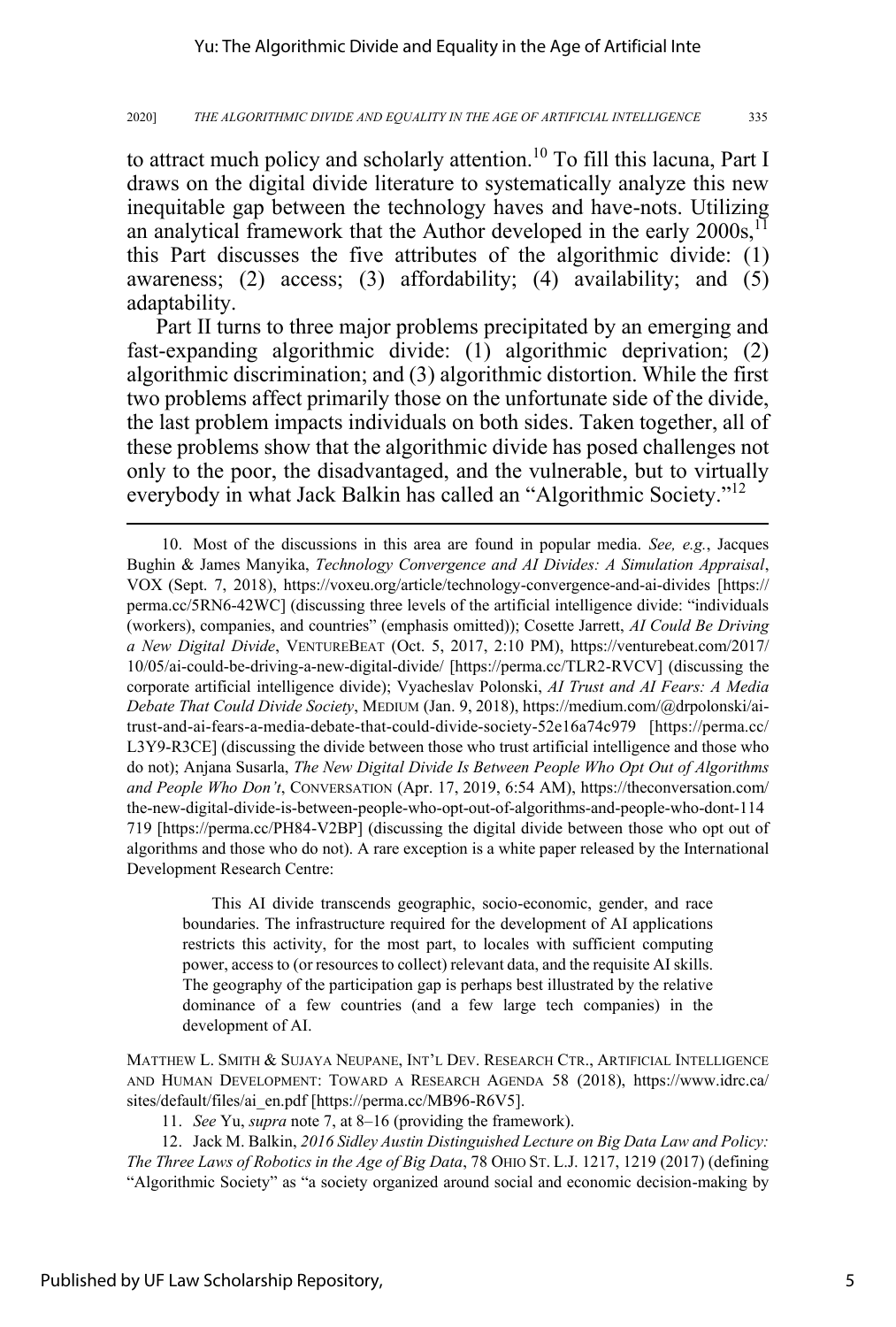to attract much policy and scholarly attention.[10] To fill this lacuna, Part I draws on the digital divide literature to systematically analyze this new inequitable gap between the technology haves and have-nots. Utilizing an analytical framework that the Author developed in the early 2000s,[11] this Part discusses the five attributes of the algorithmic divide: (1) awareness; (2) access; (3) affordability; (4) availability; and (5) adaptability.

Part II turns to three major problems precipitated by an emerging and fast-expanding algorithmic divide: (1) algorithmic deprivation; (2) algorithmic discrimination; and (3) algorithmic distortion. While the first two problems affect primarily those on the unfortunate side of the divide, the last problem impacts individuals on both sides. Taken together, all of these problems show that the algorithmic divide has posed challenges not only to the poor, the disadvantaged, and the vulnerable, but to virtually everybody in what Jack Balkin has called an "Algorithmic Society."[12]

---

10. Most of the discussions in this area are found in popular media. *See, e.g.*, Jacques Bughin & James Manyika, *Technology Convergence and AI Divides: A Simulation Appraisal*, VOX (Sept. 7, 2018), https://voxeu.org/article/technology-convergence-and-ai-divides [https://perma.cc/5RN6-42WC] (discussing three levels of the artificial intelligence divide: "individuals (workers), companies, and countries" (emphasis omitted)); Cosette Jarrett, *AI Could Be Driving a New Digital Divide*, VENTUREBEAT (Oct. 5, 2017, 2:10 PM), https://venturebeat.com/2017/10/05/ai-could-be-driving-a-new-digital-divide/ [https://perma.cc/TLR2-RVCV] (discussing the corporate artificial intelligence divide); Vyacheslav Polonski, *AI Trust and AI Fears: A Media Debate That Could Divide Society*, MEDIUM (Jan. 9, 2018), https://medium.com/@drpolonski/ai-trust-and-ai-fears-a-media-debate-that-could-divide-society-52e16a74c979 [https://perma.cc/L3Y9-R3CE] (discussing the divide between those who trust artificial intelligence and those who do not); Anjana Susarla, *The New Digital Divide Is Between People Who Opt Out of Algorithms and People Who Don't*, CONVERSATION (Apr. 17, 2019, 6:54 AM), https://theconversation.com/the-new-digital-divide-is-between-people-who-opt-out-of-algorithms-and-people-who-dont-114719 [https://perma.cc/PH84-V2BP] (discussing the digital divide between those who opt out of algorithms and those who do not). A rare exception is a white paper released by the International Development Research Centre:

> This AI divide transcends geographic, socio-economic, gender, and race boundaries. The infrastructure required for the development of AI applications restricts this activity, for the most part, to locales with sufficient computing power, access to (or resources to collect) relevant data, and the requisite AI skills. The geography of the participation gap is perhaps best illustrated by the relative dominance of a few countries (and a few large tech companies) in the development of AI.

MATTHEW L. SMITH & SUJAYA NEUPANE, INT'L DEV. RESEARCH CTR., ARTIFICIAL INTELLIGENCE AND HUMAN DEVELOPMENT: TOWARD A RESEARCH AGENDA 58 (2018), https://www.idrc.ca/sites/default/files/ai_en.pdf [https://perma.cc/MB96-R6V5].

11. *See* Yu, *supra* note 7, at 8–16 (providing the framework).

12. Jack M. Balkin, *2016 Sidley Austin Distinguished Lecture on Big Data Law and Policy: The Three Laws of Robotics in the Age of Big Data*, 78 OHIO ST. L.J. 1217, 1219 (2017) (defining "Algorithmic Society" as "a society organized around social and economic decision-making by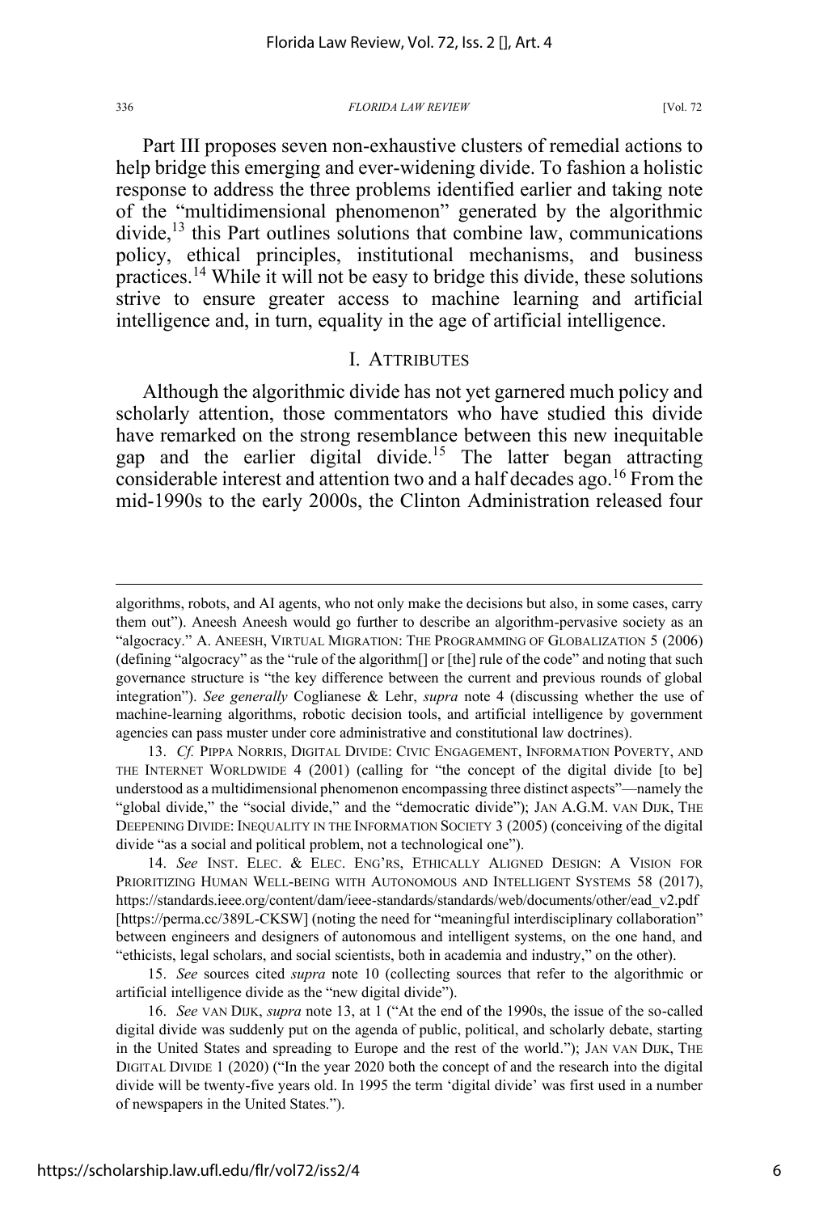Part III proposes seven non-exhaustive clusters of remedial actions to help bridge this emerging and ever-widening divide. To fashion a holistic response to address the three problems identified earlier and taking note of the "multidimensional phenomenon" generated by the algorithmic divide,[13] this Part outlines solutions that combine law, communications policy, ethical principles, institutional mechanisms, and business practices.[14] While it will not be easy to bridge this divide, these solutions strive to ensure greater access to machine learning and artificial intelligence and, in turn, equality in the age of artificial intelligence.

## I. ATTRIBUTES

Although the algorithmic divide has not yet garnered much policy and scholarly attention, those commentators who have studied this divide have remarked on the strong resemblance between this new inequitable gap and the earlier digital divide.[15] The latter began attracting considerable interest and attention two and a half decades ago.[16] From the mid-1990s to the early 2000s, the Clinton Administration released four

---

algorithms, robots, and AI agents, who not only make the decisions but also, in some cases, carry them out"). Aneesh Aneesh would go further to describe an algorithm-pervasive society as an "algocracy." A. ANEESH, VIRTUAL MIGRATION: THE PROGRAMMING OF GLOBALIZATION 5 (2006) (defining "algocracy" as the "rule of the algorithm[] or [the] rule of the code" and noting that such governance structure is "the key difference between the current and previous rounds of global integration"). *See generally* Coglianese & Lehr, *supra* note 4 (discussing whether the use of machine-learning algorithms, robotic decision tools, and artificial intelligence by government agencies can pass muster under core administrative and constitutional law doctrines).

13. *Cf.* PIPPA NORRIS, DIGITAL DIVIDE: CIVIC ENGAGEMENT, INFORMATION POVERTY, AND THE INTERNET WORLDWIDE 4 (2001) (calling for "the concept of the digital divide [to be] understood as a multidimensional phenomenon encompassing three distinct aspects"—namely the "global divide," the "social divide," and the "democratic divide"); JAN A.G.M. VAN DIJK, THE DEEPENING DIVIDE: INEQUALITY IN THE INFORMATION SOCIETY 3 (2005) (conceiving of the digital divide "as a social and political problem, not a technological one").

14. *See* INST. ELEC. & ELEC. ENG'RS, ETHICALLY ALIGNED DESIGN: A VISION FOR PRIORITIZING HUMAN WELL-BEING WITH AUTONOMOUS AND INTELLIGENT SYSTEMS 58 (2017), https://standards.ieee.org/content/dam/ieee-standards/standards/web/documents/other/ead_v2.pdf [https://perma.cc/389L-CKSW] (noting the need for "meaningful interdisciplinary collaboration" between engineers and designers of autonomous and intelligent systems, on the one hand, and "ethicists, legal scholars, and social scientists, both in academia and industry," on the other).

15. *See* sources cited *supra* note 10 (collecting sources that refer to the algorithmic or artificial intelligence divide as the "new digital divide").

16. *See* VAN DIJK, *supra* note 13, at 1 ("At the end of the 1990s, the issue of the so-called digital divide was suddenly put on the agenda of public, political, and scholarly debate, starting in the United States and spreading to Europe and the rest of the world."); JAN VAN DIJK, THE DIGITAL DIVIDE 1 (2020) ("In the year 2020 both the concept of and the research into the digital divide will be twenty-five years old. In 1995 the term 'digital divide' was first used in a number of newspapers in the United States.").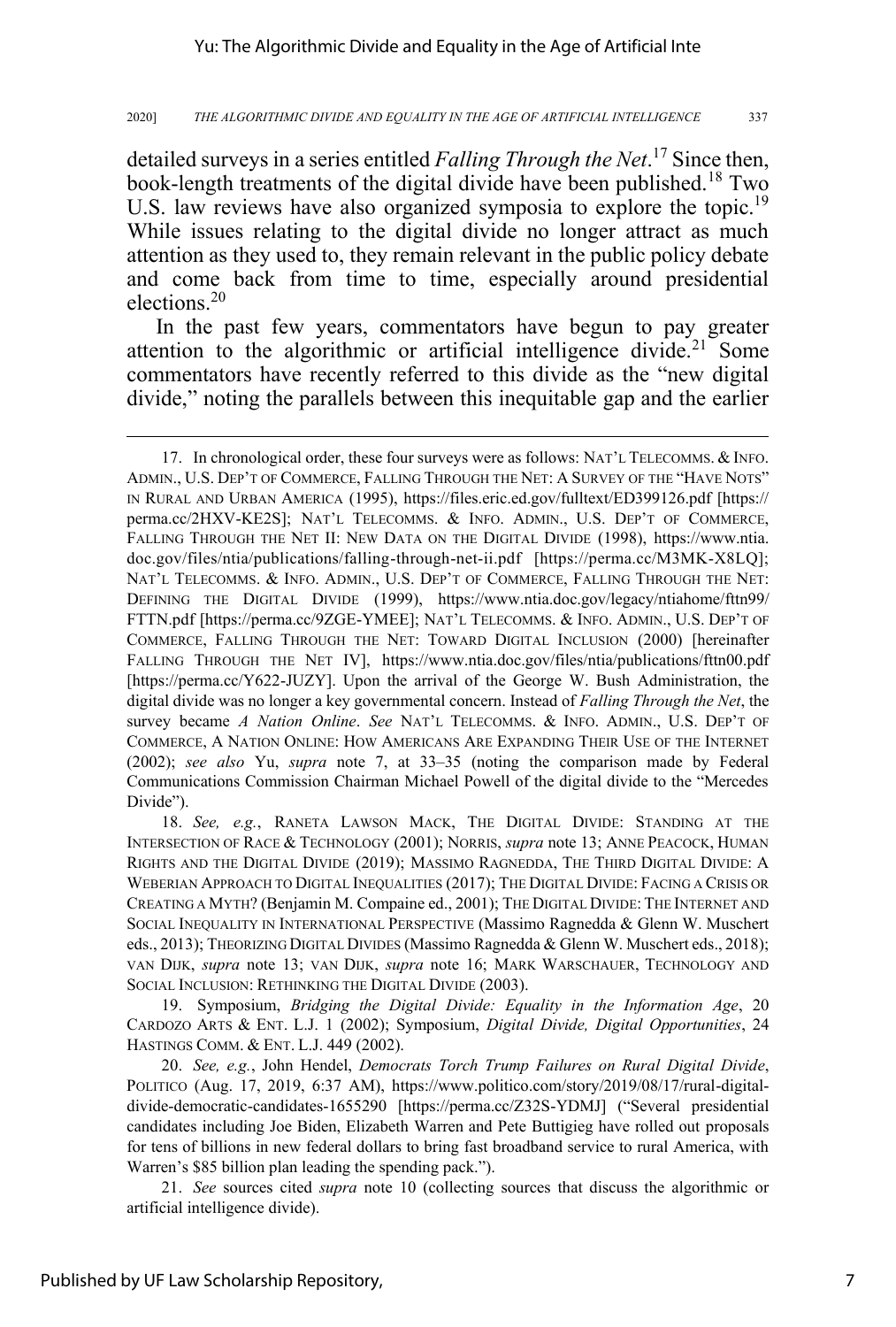detailed surveys in a series entitled *Falling Through the Net*.[17] Since then, book-length treatments of the digital divide have been published.[18] Two U.S. law reviews have also organized symposia to explore the topic.[19] While issues relating to the digital divide no longer attract as much attention as they used to, they remain relevant in the public policy debate and come back from time to time, especially around presidential elections.[20]

In the past few years, commentators have begun to pay greater attention to the algorithmic or artificial intelligence divide.[21] Some commentators have recently referred to this divide as the "new digital divide," noting the parallels between this inequitable gap and the earlier

---

17. In chronological order, these four surveys were as follows: NAT'L TELECOMMS. & INFO. ADMIN., U.S. DEP'T OF COMMERCE, FALLING THROUGH THE NET: A SURVEY OF THE "HAVE NOTS" IN RURAL AND URBAN AMERICA (1995), https://files.eric.ed.gov/fulltext/ED399126.pdf [https://perma.cc/2HXV-KE2S]; NAT'L TELECOMMS. & INFO. ADMIN., U.S. DEP'T OF COMMERCE, FALLING THROUGH THE NET II: NEW DATA ON THE DIGITAL DIVIDE (1998), https://www.ntia.doc.gov/files/ntia/publications/falling-through-net-ii.pdf [https://perma.cc/M3MK-X8LQ]; NAT'L TELECOMMS. & INFO. ADMIN., U.S. DEP'T OF COMMERCE, FALLING THROUGH THE NET: DEFINING THE DIGITAL DIVIDE (1999), https://www.ntia.doc.gov/legacy/ntiahome/fttn99/FTTN.pdf [https://perma.cc/9ZGE-YMEE]; NAT'L TELECOMMS. & INFO. ADMIN., U.S. DEP'T OF COMMERCE, FALLING THROUGH THE NET: TOWARD DIGITAL INCLUSION (2000) [hereinafter FALLING THROUGH THE NET IV], https://www.ntia.doc.gov/files/ntia/publications/fttn00.pdf [https://perma.cc/Y622-JUZY]. Upon the arrival of the George W. Bush Administration, the digital divide was no longer a key governmental concern. Instead of *Falling Through the Net*, the survey became *A Nation Online*. *See* NAT'L TELECOMMS. & INFO. ADMIN., U.S. DEP'T OF COMMERCE, A NATION ONLINE: HOW AMERICANS ARE EXPANDING THEIR USE OF THE INTERNET (2002); *see also* Yu, *supra* note 7, at 33–35 (noting the comparison made by Federal Communications Commission Chairman Michael Powell of the digital divide to the "Mercedes Divide").

18. *See, e.g.*, RANETA LAWSON MACK, THE DIGITAL DIVIDE: STANDING AT THE INTERSECTION OF RACE & TECHNOLOGY (2001); NORRIS, *supra* note 13; ANNE PEACOCK, HUMAN RIGHTS AND THE DIGITAL DIVIDE (2019); MASSIMO RAGNEDDA, THE THIRD DIGITAL DIVIDE: A WEBERIAN APPROACH TO DIGITAL INEQUALITIES (2017); THE DIGITAL DIVIDE: FACING A CRISIS OR CREATING A MYTH? (Benjamin M. Compaine ed., 2001); THE DIGITAL DIVIDE: THE INTERNET AND SOCIAL INEQUALITY IN INTERNATIONAL PERSPECTIVE (Massimo Ragnedda & Glenn W. Muschert eds., 2013); THEORIZING DIGITAL DIVIDES (Massimo Ragnedda & Glenn W. Muschert eds., 2018); VAN DIJK, *supra* note 13; VAN DIJK, *supra* note 16; MARK WARSCHAUER, TECHNOLOGY AND SOCIAL INCLUSION: RETHINKING THE DIGITAL DIVIDE (2003).

19. Symposium, *Bridging the Digital Divide: Equality in the Information Age*, 20 CARDOZO ARTS & ENT. L.J. 1 (2002); Symposium, *Digital Divide, Digital Opportunities*, 24 HASTINGS COMM. & ENT. L.J. 449 (2002).

20. *See, e.g.*, John Hendel, *Democrats Torch Trump Failures on Rural Digital Divide*, POLITICO (Aug. 17, 2019, 6:37 AM), https://www.politico.com/story/2019/08/17/rural-digital-divide-democratic-candidates-1655290 [https://perma.cc/Z32S-YDMJ] ("Several presidential candidates including Joe Biden, Elizabeth Warren and Pete Buttigieg have rolled out proposals for tens of billions in new federal dollars to bring fast broadband service to rural America, with Warren's $85 billion plan leading the spending pack.").

21. *See* sources cited *supra* note 10 (collecting sources that discuss the algorithmic or artificial intelligence divide).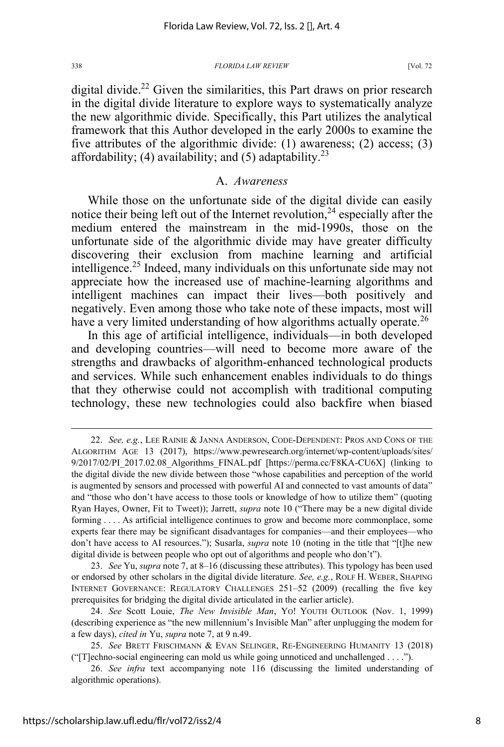digital divide.[22] Given the similarities, this Part draws on prior research in the digital divide literature to explore ways to systematically analyze the new algorithmic divide. Specifically, this Part utilizes the analytical framework that this Author developed in the early 2000s to examine the five attributes of the algorithmic divide: (1) awareness; (2) access; (3) affordability; (4) availability; and (5) adaptability.[23]

### A. *Awareness*

While those on the unfortunate side of the digital divide can easily notice their being left out of the Internet revolution,[24] especially after the medium entered the mainstream in the mid-1990s, those on the unfortunate side of the algorithmic divide may have greater difficulty discovering their exclusion from machine learning and artificial intelligence.[25] Indeed, many individuals on this unfortunate side may not appreciate how the increased use of machine-learning algorithms and intelligent machines can impact their lives—both positively and negatively. Even among those who take note of these impacts, most will have a very limited understanding of how algorithms actually operate.[26]

In this age of artificial intelligence, individuals—in both developed and developing countries—will need to become more aware of the strengths and drawbacks of algorithm-enhanced technological products and services. While such enhancement enables individuals to do things that they otherwise could not accomplish with traditional computing technology, these new technologies could also backfire when biased

---

22. *See, e.g.*, LEE RAINIE & JANNA ANDERSON, CODE-DEPENDENT: PROS AND CONS OF THE ALGORITHM AGE 13 (2017), https://www.pewresearch.org/internet/wp-content/uploads/sites/9/2017/02/PI_2017.02.08_Algorithms_FINAL.pdf [https://perma.cc/F8KA-CU6X] (linking to the digital divide the new divide between those "whose capabilities and perception of the world is augmented by sensors and processed with powerful AI and connected to vast amounts of data" and "those who don't have access to those tools or knowledge of how to utilize them" (quoting Ryan Hayes, Owner, Fit to Tweet)); Jarrett, *supra* note 10 ("There may be a new digital divide forming . . . . As artificial intelligence continues to grow and become more commonplace, some experts fear there may be significant disadvantages for companies—and their employees—who don't have access to AI resources."); Susarla, *supra* note 10 (noting in the title that "[t]he new digital divide is between people who opt out of algorithms and people who don't").

23. *See* Yu, *supra* note 7, at 8–16 (discussing these attributes). This typology has been used or endorsed by other scholars in the digital divide literature. *See, e.g.*, ROLF H. WEBER, SHAPING INTERNET GOVERNANCE: REGULATORY CHALLENGES 251–52 (2009) (recalling the five key prerequisites for bridging the digital divide articulated in the earlier article).

24. *See* Scott Louie, *The New Invisible Man*, YO! YOUTH OUTLOOK (Nov. 1, 1999) (describing experience as "the new millennium's Invisible Man" after unplugging the modem for a few days), *cited in* Yu, *supra* note 7, at 9 n.49.

25. *See* BRETT FRISCHMANN & EVAN SELINGER, RE-ENGINEERING HUMANITY 13 (2018) ("[T]echno-social engineering can mold us while going unnoticed and unchallenged . . . .").

26. *See infra* text accompanying note 116 (discussing the limited understanding of algorithmic operations).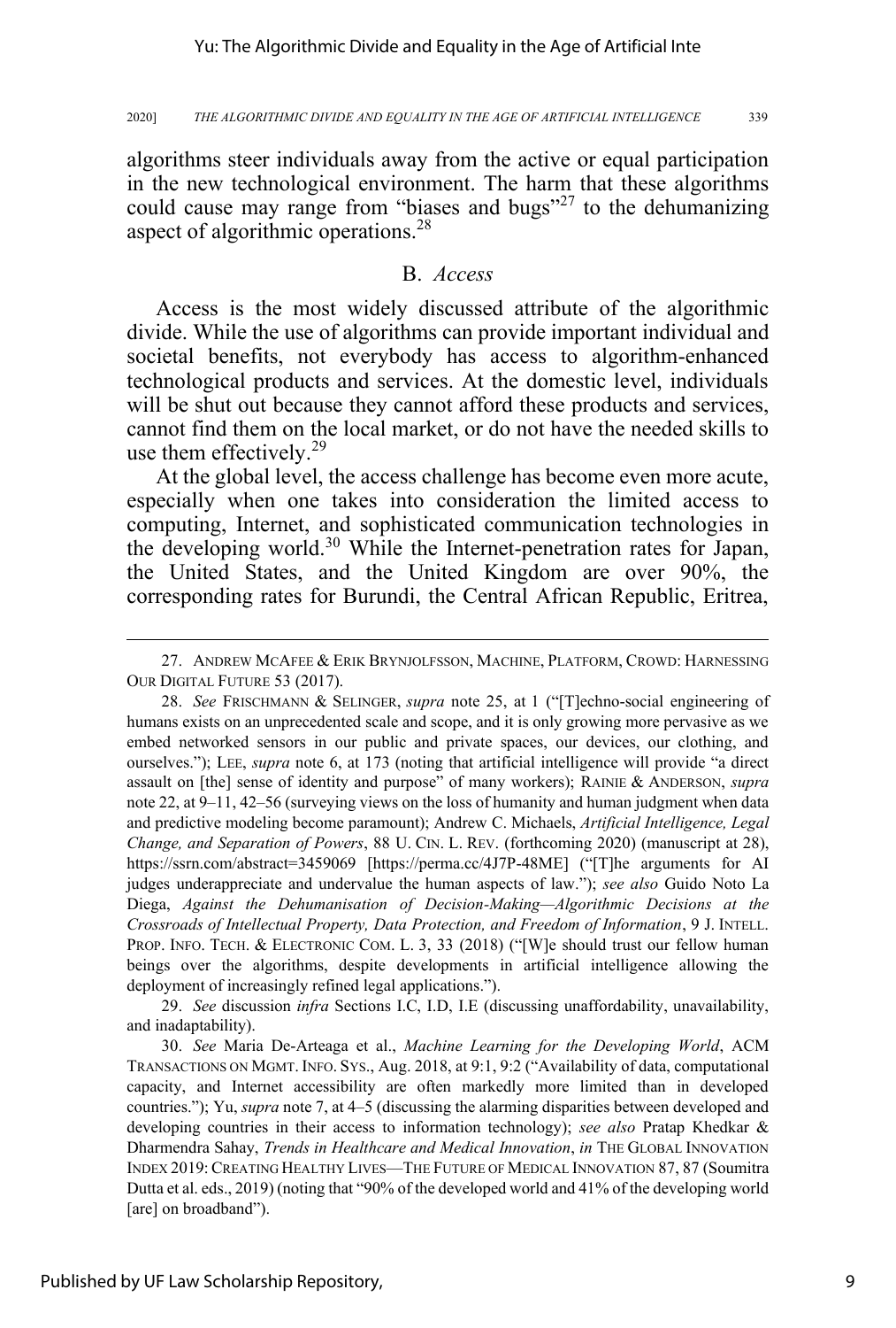algorithms steer individuals away from the active or equal participation in the new technological environment. The harm that these algorithms could cause may range from "biases and bugs"[27] to the dehumanizing aspect of algorithmic operations.[28]

## B. *Access*

Access is the most widely discussed attribute of the algorithmic divide. While the use of algorithms can provide important individual and societal benefits, not everybody has access to algorithm-enhanced technological products and services. At the domestic level, individuals will be shut out because they cannot afford these products and services, cannot find them on the local market, or do not have the needed skills to use them effectively.[29]

At the global level, the access challenge has become even more acute, especially when one takes into consideration the limited access to computing, Internet, and sophisticated communication technologies in the developing world.[30] While the Internet-penetration rates for Japan, the United States, and the United Kingdom are over 90%, the corresponding rates for Burundi, the Central African Republic, Eritrea,

---

27. ANDREW MCAFEE & ERIK BRYNJOLFSSON, MACHINE, PLATFORM, CROWD: HARNESSING OUR DIGITAL FUTURE 53 (2017).

28. *See* FRISCHMANN & SELINGER, *supra* note 25, at 1 ("[T]echno-social engineering of humans exists on an unprecedented scale and scope, and it is only growing more pervasive as we embed networked sensors in our public and private spaces, our devices, our clothing, and ourselves."); LEE, *supra* note 6, at 173 (noting that artificial intelligence will provide "a direct assault on [the] sense of identity and purpose" of many workers); RAINIE & ANDERSON, *supra* note 22, at 9–11, 42–56 (surveying views on the loss of humanity and human judgment when data and predictive modeling become paramount); Andrew C. Michaels, *Artificial Intelligence, Legal Change, and Separation of Powers*, 88 U. CIN. L. REV. (forthcoming 2020) (manuscript at 28), https://ssrn.com/abstract=3459069 [https://perma.cc/4J7P-48ME] ("[T]he arguments for AI judges underappreciate and undervalue the human aspects of law."); *see also* Guido Noto La Diega, *Against the Dehumanisation of Decision-Making—Algorithmic Decisions at the Crossroads of Intellectual Property, Data Protection, and Freedom of Information*, 9 J. INTELL. PROP. INFO. TECH. & ELECTRONIC COM. L. 3, 33 (2018) ("[W]e should trust our fellow human beings over the algorithms, despite developments in artificial intelligence allowing the deployment of increasingly refined legal applications.").

29. *See* discussion *infra* Sections I.C, I.D, I.E (discussing unaffordability, unavailability, and inadaptability).

30. *See* Maria De-Arteaga et al., *Machine Learning for the Developing World*, ACM TRANSACTIONS ON MGMT. INFO. SYS., Aug. 2018, at 9:1, 9:2 ("Availability of data, computational capacity, and Internet accessibility are often markedly more limited than in developed countries."); Yu, *supra* note 7, at 4–5 (discussing the alarming disparities between developed and developing countries in their access to information technology); *see also* Pratap Khedkar & Dharmendra Sahay, *Trends in Healthcare and Medical Innovation*, *in* THE GLOBAL INNOVATION INDEX 2019: CREATING HEALTHY LIVES—THE FUTURE OF MEDICAL INNOVATION 87, 87 (Soumitra Dutta et al. eds., 2019) (noting that "90% of the developed world and 41% of the developing world [are] on broadband").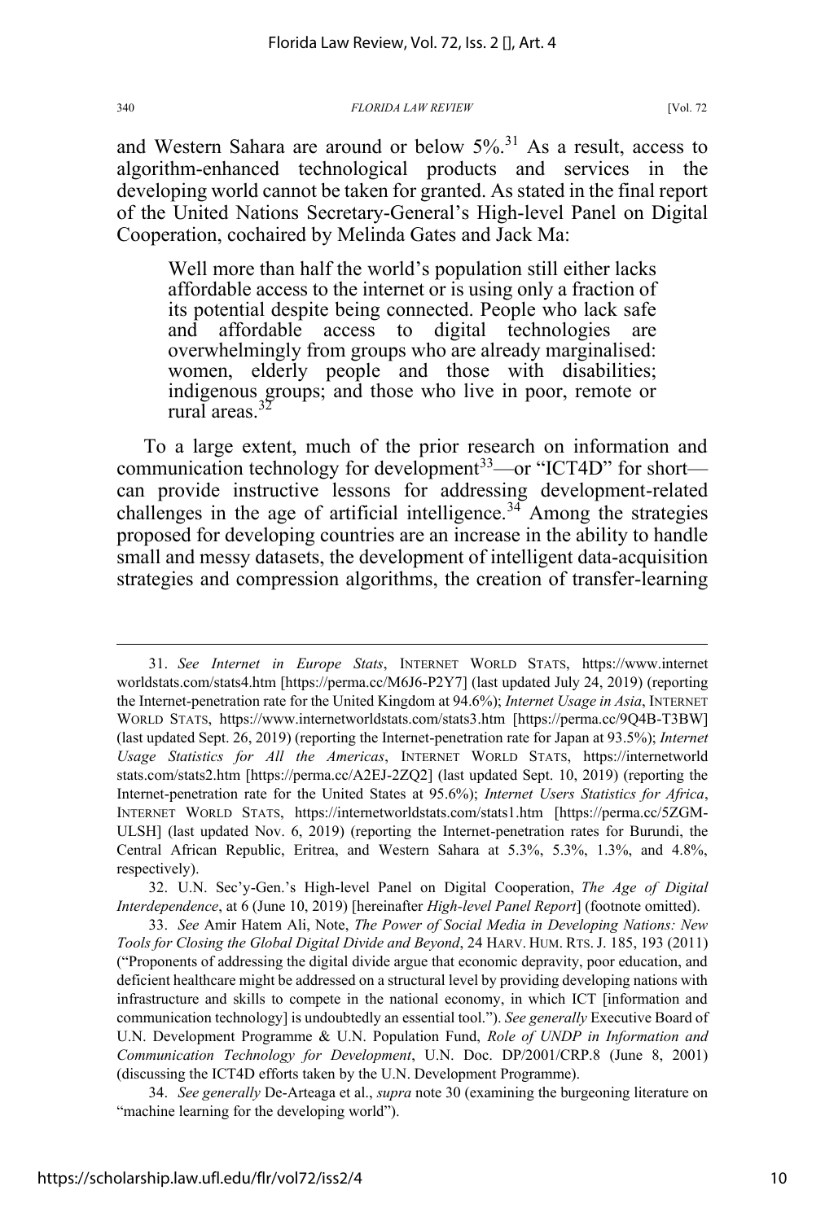and Western Sahara are around or below 5%.[31] As a result, access to algorithm-enhanced technological products and services in the developing world cannot be taken for granted. As stated in the final report of the United Nations Secretary-General's High-level Panel on Digital Cooperation, cochaired by Melinda Gates and Jack Ma:

> Well more than half the world's population still either lacks affordable access to the internet or is using only a fraction of its potential despite being connected. People who lack safe and affordable access to digital technologies are overwhelmingly from groups who are already marginalised: women, elderly people and those with disabilities; indigenous groups; and those who live in poor, remote or rural areas.[32]

To a large extent, much of the prior research on information and communication technology for development[33]—or "ICT4D" for short—can provide instructive lessons for addressing development-related challenges in the age of artificial intelligence.[34] Among the strategies proposed for developing countries are an increase in the ability to handle small and messy datasets, the development of intelligent data-acquisition strategies and compression algorithms, the creation of transfer-learning

---

31. *See Internet in Europe Stats*, INTERNET WORLD STATS, https://www.internetworldstats.com/stats4.htm [https://perma.cc/M6J6-P2Y7] (last updated July 24, 2019) (reporting the Internet-penetration rate for the United Kingdom at 94.6%); *Internet Usage in Asia*, INTERNET WORLD STATS, https://www.internetworldstats.com/stats3.htm [https://perma.cc/9Q4B-T3BW] (last updated Sept. 26, 2019) (reporting the Internet-penetration rate for Japan at 93.5%); *Internet Usage Statistics for All the Americas*, INTERNET WORLD STATS, https://internetworldstats.com/stats2.htm [https://perma.cc/A2EJ-2ZQ2] (last updated Sept. 10, 2019) (reporting the Internet-penetration rate for the United States at 95.6%); *Internet Users Statistics for Africa*, INTERNET WORLD STATS, https://internetworldstats.com/stats1.htm [https://perma.cc/5ZGM-ULSH] (last updated Nov. 6, 2019) (reporting the Internet-penetration rates for Burundi, the Central African Republic, Eritrea, and Western Sahara at 5.3%, 5.3%, 1.3%, and 4.8%, respectively).

32. U.N. Sec'y-Gen.'s High-level Panel on Digital Cooperation, *The Age of Digital Interdependence*, at 6 (June 10, 2019) [hereinafter *High-level Panel Report*] (footnote omitted).

33. *See* Amir Hatem Ali, Note, *The Power of Social Media in Developing Nations: New Tools for Closing the Global Digital Divide and Beyond*, 24 HARV. HUM. RTS. J. 185, 193 (2011) ("Proponents of addressing the digital divide argue that economic depravity, poor education, and deficient healthcare might be addressed on a structural level by providing developing nations with infrastructure and skills to compete in the national economy, in which ICT [information and communication technology] is undoubtedly an essential tool."). *See generally* Executive Board of U.N. Development Programme & U.N. Population Fund, *Role of UNDP in Information and Communication Technology for Development*, U.N. Doc. DP/2001/CRP.8 (June 8, 2001) (discussing the ICT4D efforts taken by the U.N. Development Programme).

34. *See generally* De-Arteaga et al., *supra* note 30 (examining the burgeoning literature on "machine learning for the developing world").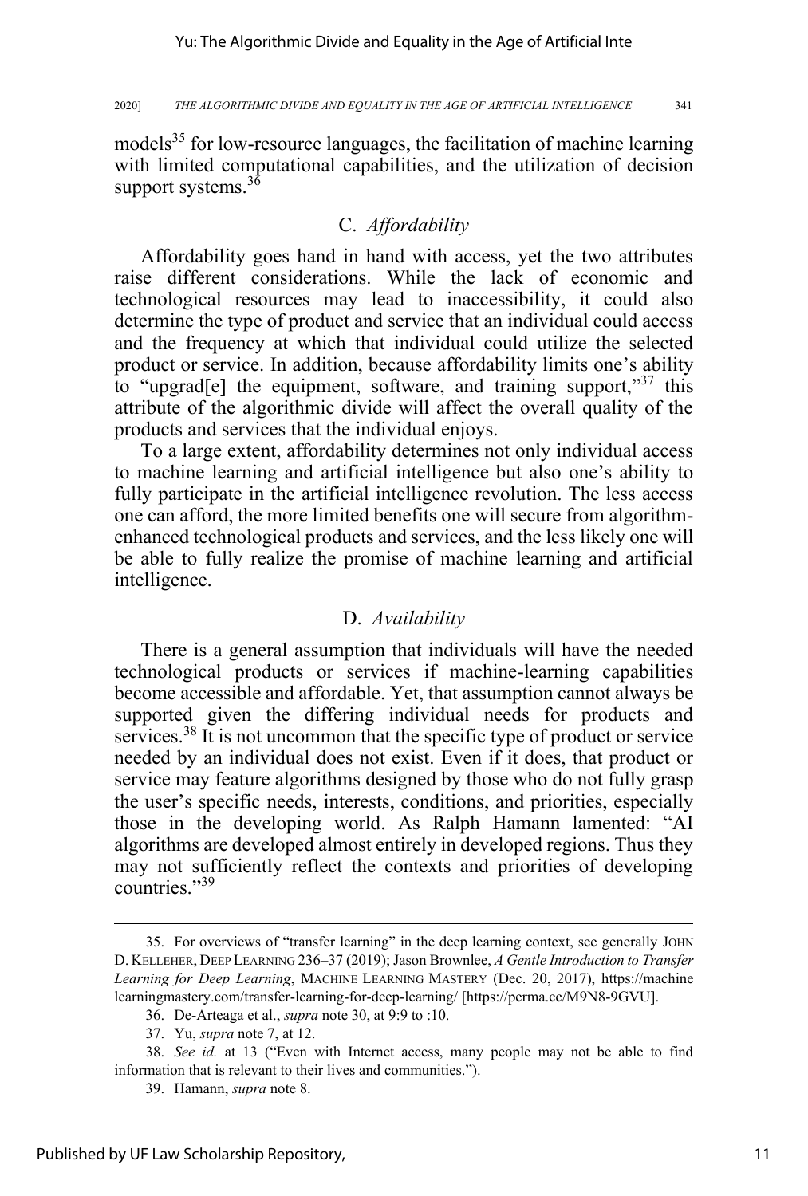models[35] for low-resource languages, the facilitation of machine learning with limited computational capabilities, and the utilization of decision support systems.[36]

## C. *Affordability*

Affordability goes hand in hand with access, yet the two attributes raise different considerations. While the lack of economic and technological resources may lead to inaccessibility, it could also determine the type of product and service that an individual could access and the frequency at which that individual could utilize the selected product or service. In addition, because affordability limits one's ability to "upgrad[e] the equipment, software, and training support,"[37] this attribute of the algorithmic divide will affect the overall quality of the products and services that the individual enjoys.

To a large extent, affordability determines not only individual access to machine learning and artificial intelligence but also one's ability to fully participate in the artificial intelligence revolution. The less access one can afford, the more limited benefits one will secure from algorithm-enhanced technological products and services, and the less likely one will be able to fully realize the promise of machine learning and artificial intelligence.

## D. *Availability*

There is a general assumption that individuals will have the needed technological products or services if machine-learning capabilities become accessible and affordable. Yet, that assumption cannot always be supported given the differing individual needs for products and services.[38] It is not uncommon that the specific type of product or service needed by an individual does not exist. Even if it does, that product or service may feature algorithms designed by those who do not fully grasp the user's specific needs, interests, conditions, and priorities, especially those in the developing world. As Ralph Hamann lamented: "AI algorithms are developed almost entirely in developed regions. Thus they may not sufficiently reflect the contexts and priorities of developing countries."[39]

---

35. For overviews of "transfer learning" in the deep learning context, see generally JOHN D. KELLEHER, DEEP LEARNING 236–37 (2019); Jason Brownlee, *A Gentle Introduction to Transfer Learning for Deep Learning*, MACHINE LEARNING MASTERY (Dec. 20, 2017), https://machinelearningmastery.com/transfer-learning-for-deep-learning/ [https://perma.cc/M9N8-9GVU].

36. De-Arteaga et al., *supra* note 30, at 9:9 to :10.

37. Yu, *supra* note 7, at 12.

38. *See id.* at 13 ("Even with Internet access, many people may not be able to find information that is relevant to their lives and communities.").

39. Hamann, *supra* note 8.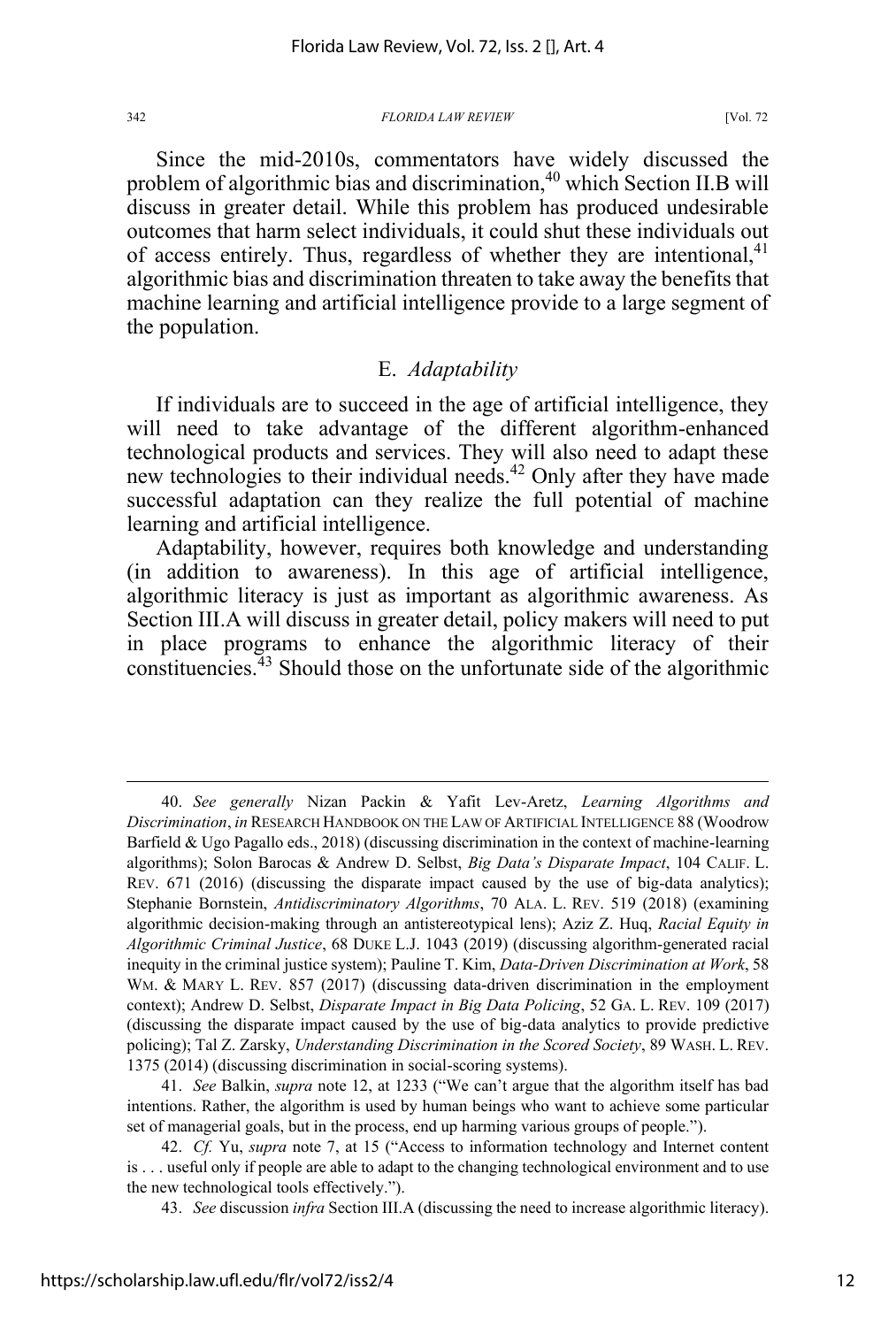Since the mid-2010s, commentators have widely discussed the problem of algorithmic bias and discrimination,[40] which Section II.B will discuss in greater detail. While this problem has produced undesirable outcomes that harm select individuals, it could shut these individuals out of access entirely. Thus, regardless of whether they are intentional,[41] algorithmic bias and discrimination threaten to take away the benefits that machine learning and artificial intelligence provide to a large segment of the population.

### E. *Adaptability*

If individuals are to succeed in the age of artificial intelligence, they will need to take advantage of the different algorithm-enhanced technological products and services. They will also need to adapt these new technologies to their individual needs.[42] Only after they have made successful adaptation can they realize the full potential of machine learning and artificial intelligence.

Adaptability, however, requires both knowledge and understanding (in addition to awareness). In this age of artificial intelligence, algorithmic literacy is just as important as algorithmic awareness. As Section III.A will discuss in greater detail, policy makers will need to put in place programs to enhance the algorithmic literacy of their constituencies.[43] Should those on the unfortunate side of the algorithmic

---

40. *See generally* Nizan Packin & Yafit Lev-Aretz, *Learning Algorithms and Discrimination*, *in* RESEARCH HANDBOOK ON THE LAW OF ARTIFICIAL INTELLIGENCE 88 (Woodrow Barfield & Ugo Pagallo eds., 2018) (discussing discrimination in the context of machine-learning algorithms); Solon Barocas & Andrew D. Selbst, *Big Data's Disparate Impact*, 104 CALIF. L. REV. 671 (2016) (discussing the disparate impact caused by the use of big-data analytics); Stephanie Bornstein, *Antidiscriminatory Algorithms*, 70 ALA. L. REV. 519 (2018) (examining algorithmic decision-making through an antistereotypical lens); Aziz Z. Huq, *Racial Equity in Algorithmic Criminal Justice*, 68 DUKE L.J. 1043 (2019) (discussing algorithm-generated racial inequity in the criminal justice system); Pauline T. Kim, *Data-Driven Discrimination at Work*, 58 WM. & MARY L. REV. 857 (2017) (discussing data-driven discrimination in the employment context); Andrew D. Selbst, *Disparate Impact in Big Data Policing*, 52 GA. L. REV. 109 (2017) (discussing the disparate impact caused by the use of big-data analytics to provide predictive policing); Tal Z. Zarsky, *Understanding Discrimination in the Scored Society*, 89 WASH. L. REV. 1375 (2014) (discussing discrimination in social-scoring systems).

41. *See* Balkin, *supra* note 12, at 1233 ("We can't argue that the algorithm itself has bad intentions. Rather, the algorithm is used by human beings who want to achieve some particular set of managerial goals, but in the process, end up harming various groups of people.").

42. *Cf.* Yu, *supra* note 7, at 15 ("Access to information technology and Internet content is . . . useful only if people are able to adapt to the changing technological environment and to use the new technological tools effectively.").

43. *See* discussion *infra* Section III.A (discussing the need to increase algorithmic literacy).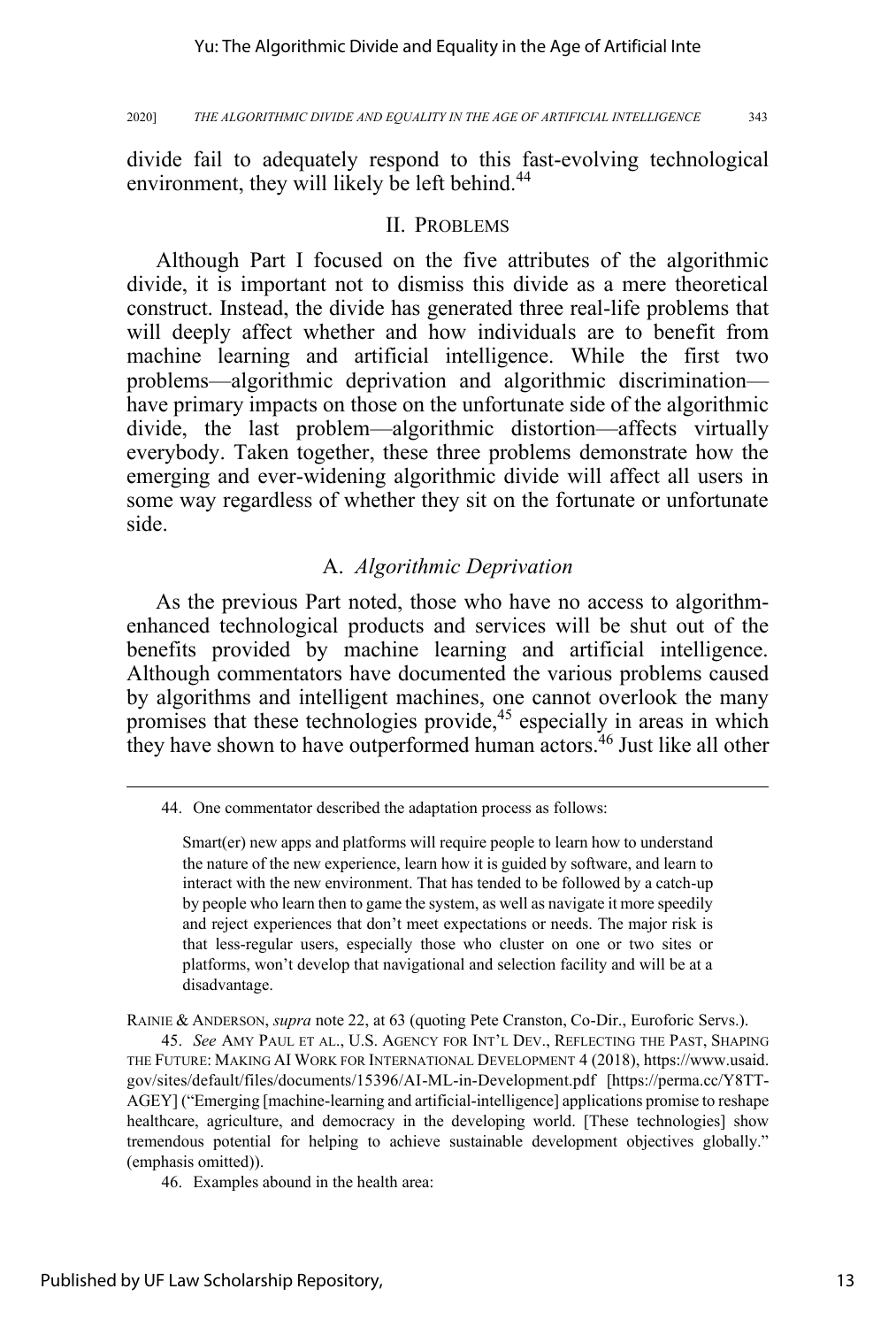divide fail to adequately respond to this fast-evolving technological environment, they will likely be left behind.[44]

## II. Problems

Although Part I focused on the five attributes of the algorithmic divide, it is important not to dismiss this divide as a mere theoretical construct. Instead, the divide has generated three real-life problems that will deeply affect whether and how individuals are to benefit from machine learning and artificial intelligence. While the first two problems—algorithmic deprivation and algorithmic discrimination—have primary impacts on those on the unfortunate side of the algorithmic divide, the last problem—algorithmic distortion—affects virtually everybody. Taken together, these three problems demonstrate how the emerging and ever-widening algorithmic divide will affect all users in some way regardless of whether they sit on the fortunate or unfortunate side.

### A. *Algorithmic Deprivation*

As the previous Part noted, those who have no access to algorithm-enhanced technological products and services will be shut out of the benefits provided by machine learning and artificial intelligence. Although commentators have documented the various problems caused by algorithms and intelligent machines, one cannot overlook the many promises that these technologies provide,[45] especially in areas in which they have shown to have outperformed human actors.[46] Just like all other

---

44. One commentator described the adaptation process as follows:

> Smart(er) new apps and platforms will require people to learn how to understand the nature of the new experience, learn how it is guided by software, and learn to interact with the new environment. That has tended to be followed by a catch-up by people who learn then to game the system, as well as navigate it more speedily and reject experiences that don't meet expectations or needs. The major risk is that less-regular users, especially those who cluster on one or two sites or platforms, won't develop that navigational and selection facility and will be at a disadvantage.

RAINIE & ANDERSON, *supra* note 22, at 63 (quoting Pete Cranston, Co-Dir., Euroforic Servs.).

45. *See* AMY PAUL ET AL., U.S. AGENCY FOR INT'L DEV., REFLECTING THE PAST, SHAPING THE FUTURE: MAKING AI WORK FOR INTERNATIONAL DEVELOPMENT 4 (2018), https://www.usaid.gov/sites/default/files/documents/15396/AI-ML-in-Development.pdf [https://perma.cc/Y8TT-AGEY] ("Emerging [machine-learning and artificial-intelligence] applications promise to reshape healthcare, agriculture, and democracy in the developing world. [These technologies] show tremendous potential for helping to achieve sustainable development objectives globally." (emphasis omitted)).

46. Examples abound in the health area: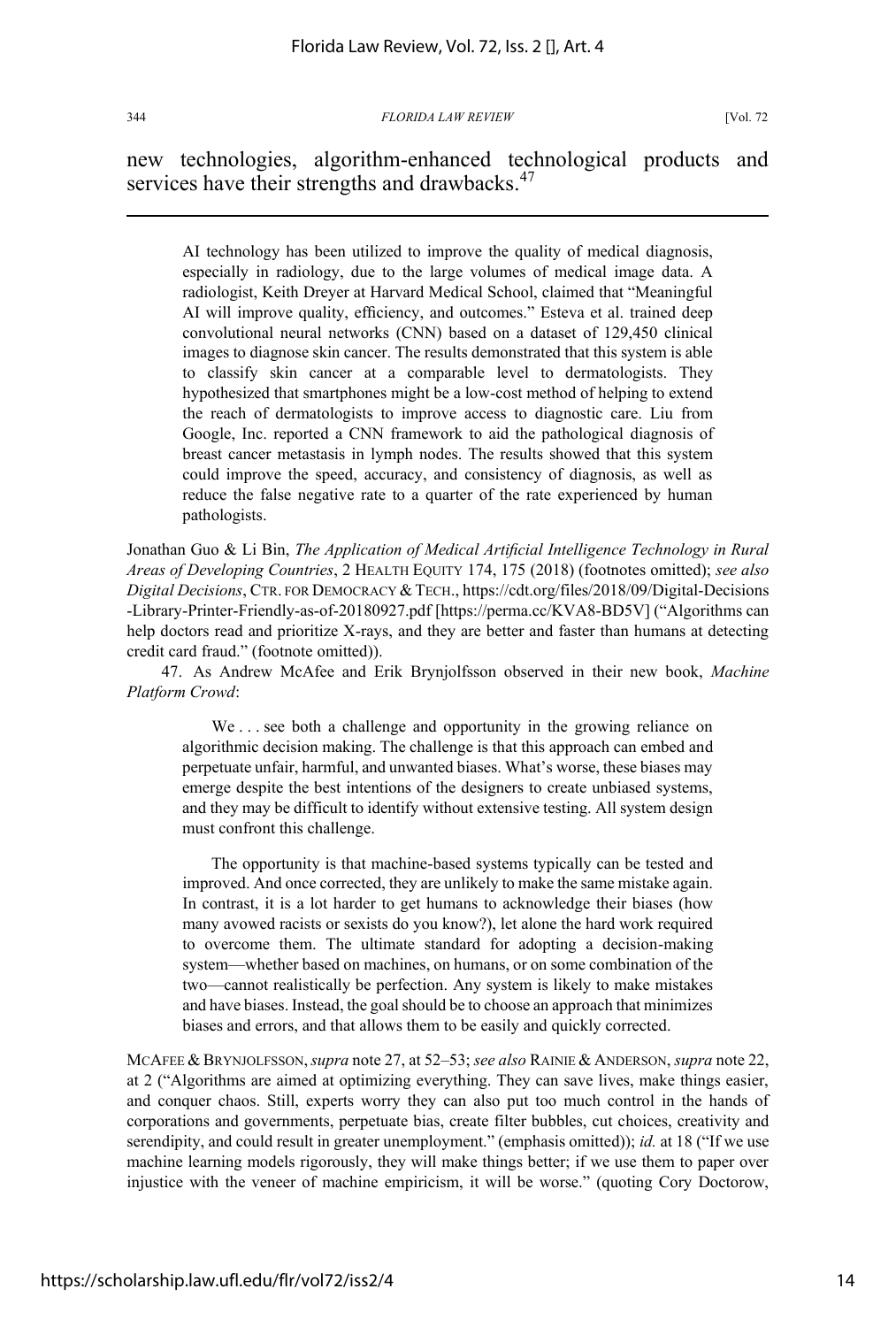new technologies, algorithm-enhanced technological products and services have their strengths and drawbacks.[47]

---

> AI technology has been utilized to improve the quality of medical diagnosis, especially in radiology, due to the large volumes of medical image data. A radiologist, Keith Dreyer at Harvard Medical School, claimed that "Meaningful AI will improve quality, efficiency, and outcomes." Esteva et al. trained deep convolutional neural networks (CNN) based on a dataset of 129,450 clinical images to diagnose skin cancer. The results demonstrated that this system is able to classify skin cancer at a comparable level to dermatologists. They hypothesized that smartphones might be a low-cost method of helping to extend the reach of dermatologists to improve access to diagnostic care. Liu from Google, Inc. reported a CNN framework to aid the pathological diagnosis of breast cancer metastasis in lymph nodes. The results showed that this system could improve the speed, accuracy, and consistency of diagnosis, as well as reduce the false negative rate to a quarter of the rate experienced by human pathologists.

Jonathan Guo & Li Bin, *The Application of Medical Artificial Intelligence Technology in Rural Areas of Developing Countries*, 2 HEALTH EQUITY 174, 175 (2018) (footnotes omitted); *see also Digital Decisions*, CTR. FOR DEMOCRACY & TECH., https://cdt.org/files/2018/09/Digital-Decisions-Library-Printer-Friendly-as-of-20180927.pdf [https://perma.cc/KVA8-BD5V] ("Algorithms can help doctors read and prioritize X-rays, and they are better and faster than humans at detecting credit card fraud." (footnote omitted)).

47. As Andrew McAfee and Erik Brynjolfsson observed in their new book, *Machine Platform Crowd*:

> We . . . see both a challenge and opportunity in the growing reliance on algorithmic decision making. The challenge is that this approach can embed and perpetuate unfair, harmful, and unwanted biases. What's worse, these biases may emerge despite the best intentions of the designers to create unbiased systems, and they may be difficult to identify without extensive testing. All system design must confront this challenge.
>
> The opportunity is that machine-based systems typically can be tested and improved. And once corrected, they are unlikely to make the same mistake again. In contrast, it is a lot harder to get humans to acknowledge their biases (how many avowed racists or sexists do you know?), let alone the hard work required to overcome them. The ultimate standard for adopting a decision-making system—whether based on machines, on humans, or on some combination of the two—cannot realistically be perfection. Any system is likely to make mistakes and have biases. Instead, the goal should be to choose an approach that minimizes biases and errors, and that allows them to be easily and quickly corrected.

MCAFEE & BRYNJOLFSSON, *supra* note 27, at 52–53; *see also* RAINIE & ANDERSON, *supra* note 22, at 2 ("Algorithms are aimed at optimizing everything. They can save lives, make things easier, and conquer chaos. Still, experts worry they can also put too much control in the hands of corporations and governments, perpetuate bias, create filter bubbles, cut choices, creativity and serendipity, and could result in greater unemployment." (emphasis omitted)); *id.* at 18 ("If we use machine learning models rigorously, they will make things better; if we use them to paper over injustice with the veneer of machine empiricism, it will be worse." (quoting Cory Doctorow,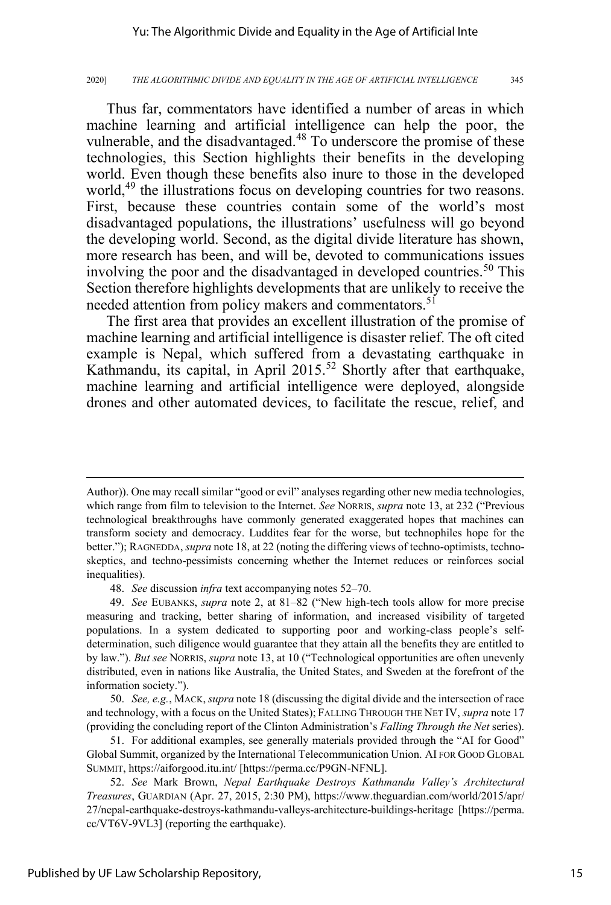Thus far, commentators have identified a number of areas in which machine learning and artificial intelligence can help the poor, the vulnerable, and the disadvantaged.[48] To underscore the promise of these technologies, this Section highlights their benefits in the developing world. Even though these benefits also inure to those in the developed world,[49] the illustrations focus on developing countries for two reasons. First, because these countries contain some of the world's most disadvantaged populations, the illustrations' usefulness will go beyond the developing world. Second, as the digital divide literature has shown, more research has been, and will be, devoted to communications issues involving the poor and the disadvantaged in developed countries.[50] This Section therefore highlights developments that are unlikely to receive the needed attention from policy makers and commentators.[51]

The first area that provides an excellent illustration of the promise of machine learning and artificial intelligence is disaster relief. The oft cited example is Nepal, which suffered from a devastating earthquake in Kathmandu, its capital, in April 2015.[52] Shortly after that earthquake, machine learning and artificial intelligence were deployed, alongside drones and other automated devices, to facilitate the rescue, relief, and

---

Author)). One may recall similar "good or evil" analyses regarding other new media technologies, which range from film to television to the Internet. *See* NORRIS, *supra* note 13, at 232 ("Previous technological breakthroughs have commonly generated exaggerated hopes that machines can transform society and democracy. Luddites fear for the worse, but technophiles hope for the better."); RAGNEDDA, *supra* note 18, at 22 (noting the differing views of techno-optimists, techno-skeptics, and techno-pessimists concerning whether the Internet reduces or reinforces social inequalities).

48. *See* discussion *infra* text accompanying notes 52–70.

49. *See* EUBANKS, *supra* note 2, at 81–82 ("New high-tech tools allow for more precise measuring and tracking, better sharing of information, and increased visibility of targeted populations. In a system dedicated to supporting poor and working-class people's self-determination, such diligence would guarantee that they attain all the benefits they are entitled to by law."). *But see* NORRIS, *supra* note 13, at 10 ("Technological opportunities are often unevenly distributed, even in nations like Australia, the United States, and Sweden at the forefront of the information society.").

50. *See, e.g.*, MACK, *supra* note 18 (discussing the digital divide and the intersection of race and technology, with a focus on the United States); FALLING THROUGH THE NET IV, *supra* note 17 (providing the concluding report of the Clinton Administration's *Falling Through the Net* series).

51. For additional examples, see generally materials provided through the "AI for Good" Global Summit, organized by the International Telecommunication Union. AI FOR GOOD GLOBAL SUMMIT, https://aiforgood.itu.int/ [https://perma.cc/P9GN-NFNL].

52. *See* Mark Brown, *Nepal Earthquake Destroys Kathmandu Valley's Architectural Treasures*, GUARDIAN (Apr. 27, 2015, 2:30 PM), https://www.theguardian.com/world/2015/apr/27/nepal-earthquake-destroys-kathmandu-valleys-architecture-buildings-heritage [https://perma.cc/VT6V-9VL3] (reporting the earthquake).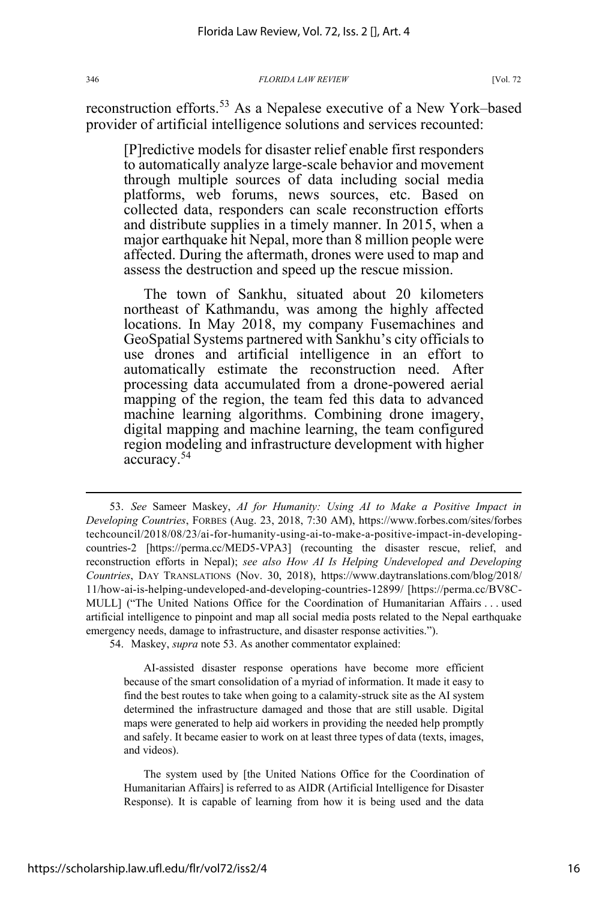reconstruction efforts.[53] As a Nepalese executive of a New York–based provider of artificial intelligence solutions and services recounted:

> [P]redictive models for disaster relief enable first responders to automatically analyze large-scale behavior and movement through multiple sources of data including social media platforms, web forums, news sources, etc. Based on collected data, responders can scale reconstruction efforts and distribute supplies in a timely manner. In 2015, when a major earthquake hit Nepal, more than 8 million people were affected. During the aftermath, drones were used to map and assess the destruction and speed up the rescue mission.
>
> The town of Sankhu, situated about 20 kilometers northeast of Kathmandu, was among the highly affected locations. In May 2018, my company Fusemachines and GeoSpatial Systems partnered with Sankhu's city officials to use drones and artificial intelligence in an effort to automatically estimate the reconstruction need. After processing data accumulated from a drone-powered aerial mapping of the region, the team fed this data to advanced machine learning algorithms. Combining drone imagery, digital mapping and machine learning, the team configured region modeling and infrastructure development with higher accuracy.[54]

---

53. *See* Sameer Maskey, *AI for Humanity: Using AI to Make a Positive Impact in Developing Countries*, FORBES (Aug. 23, 2018, 7:30 AM), https://www.forbes.com/sites/forbestechcouncil/2018/08/23/ai-for-humanity-using-ai-to-make-a-positive-impact-in-developing-countries-2 [https://perma.cc/MED5-VPA3] (recounting the disaster rescue, relief, and reconstruction efforts in Nepal); *see also How AI Is Helping Undeveloped and Developing Countries*, DAY TRANSLATIONS (Nov. 30, 2018), https://www.daytranslations.com/blog/2018/11/how-ai-is-helping-undeveloped-and-developing-countries-12899/ [https://perma.cc/BV8C-MULL] ("The United Nations Office for the Coordination of Humanitarian Affairs . . . used artificial intelligence to pinpoint and map all social media posts related to the Nepal earthquake emergency needs, damage to infrastructure, and disaster response activities.").

54. Maskey, *supra* note 53. As another commentator explained:

> AI-assisted disaster response operations have become more efficient because of the smart consolidation of a myriad of information. It made it easy to find the best routes to take when going to a calamity-struck site as the AI system determined the infrastructure damaged and those that are still usable. Digital maps were generated to help aid workers in providing the needed help promptly and safely. It became easier to work on at least three types of data (texts, images, and videos).
>
> The system used by [the United Nations Office for the Coordination of Humanitarian Affairs] is referred to as AIDR (Artificial Intelligence for Disaster Response). It is capable of learning from how it is being used and the data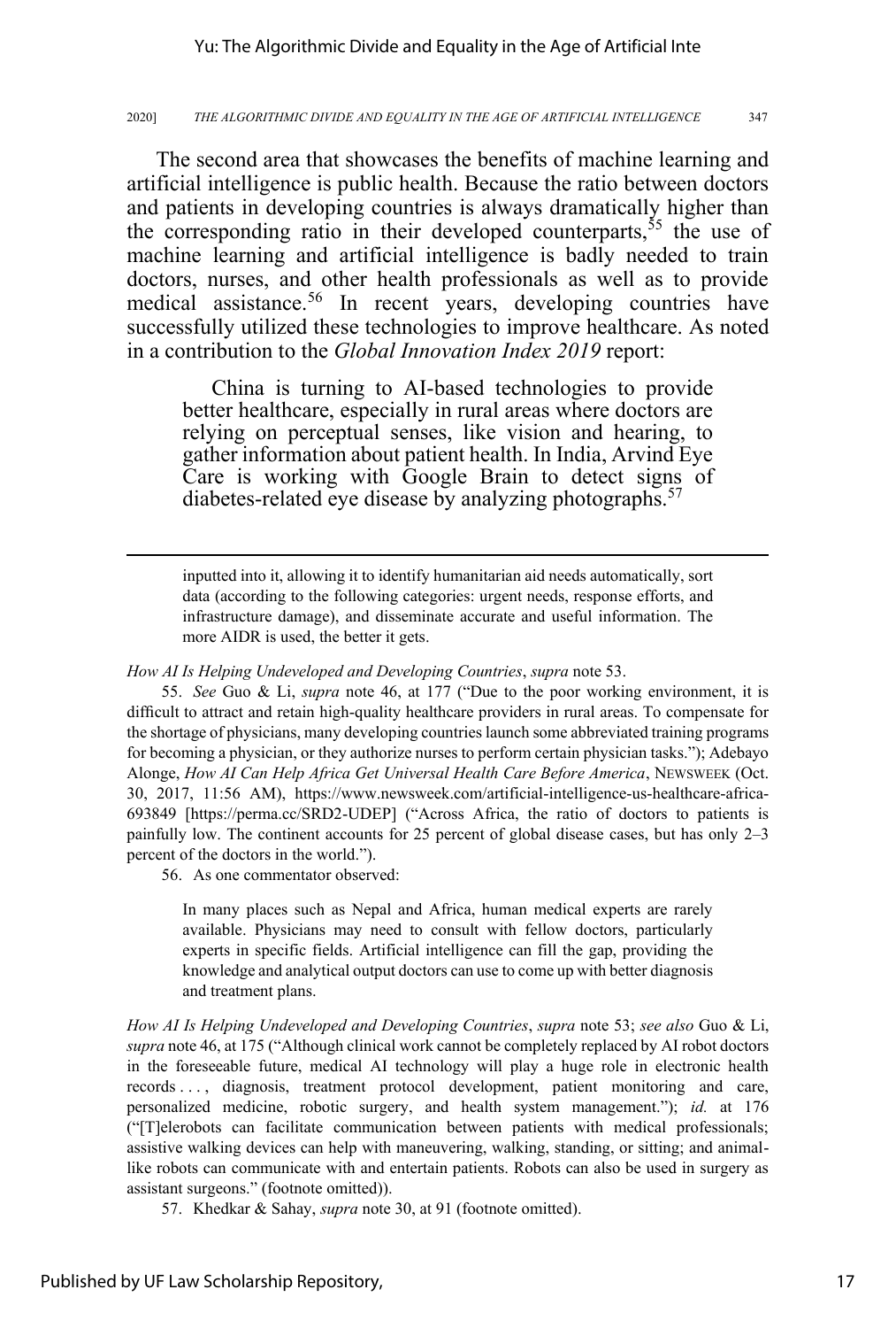The second area that showcases the benefits of machine learning and artificial intelligence is public health. Because the ratio between doctors and patients in developing countries is always dramatically higher than the corresponding ratio in their developed counterparts,[55] the use of machine learning and artificial intelligence is badly needed to train doctors, nurses, and other health professionals as well as to provide medical assistance.[56] In recent years, developing countries have successfully utilized these technologies to improve healthcare. As noted in a contribution to the *Global Innovation Index 2019* report:

> China is turning to AI-based technologies to provide better healthcare, especially in rural areas where doctors are relying on perceptual senses, like vision and hearing, to gather information about patient health. In India, Arvind Eye Care is working with Google Brain to detect signs of diabetes-related eye disease by analyzing photographs.[57]

---

> inputted into it, allowing it to identify humanitarian aid needs automatically, sort data (according to the following categories: urgent needs, response efforts, and infrastructure damage), and disseminate accurate and useful information. The more AIDR is used, the better it gets.

*How AI Is Helping Undeveloped and Developing Countries*, *supra* note 53.

55. *See* Guo & Li, *supra* note 46, at 177 ("Due to the poor working environment, it is difficult to attract and retain high-quality healthcare providers in rural areas. To compensate for the shortage of physicians, many developing countries launch some abbreviated training programs for becoming a physician, or they authorize nurses to perform certain physician tasks."); Adebayo Alonge, *How AI Can Help Africa Get Universal Health Care Before America*, NEWSWEEK (Oct. 30, 2017, 11:56 AM), https://www.newsweek.com/artificial-intelligence-us-healthcare-africa-693849 [https://perma.cc/SRD2-UDEP] ("Across Africa, the ratio of doctors to patients is painfully low. The continent accounts for 25 percent of global disease cases, but has only 2–3 percent of the doctors in the world.").

56. As one commentator observed:

> In many places such as Nepal and Africa, human medical experts are rarely available. Physicians may need to consult with fellow doctors, particularly experts in specific fields. Artificial intelligence can fill the gap, providing the knowledge and analytical output doctors can use to come up with better diagnosis and treatment plans.

*How AI Is Helping Undeveloped and Developing Countries*, *supra* note 53; *see also* Guo & Li, *supra* note 46, at 175 ("Although clinical work cannot be completely replaced by AI robot doctors in the foreseeable future, medical AI technology will play a huge role in electronic health records . . . , diagnosis, treatment protocol development, patient monitoring and care, personalized medicine, robotic surgery, and health system management."); *id.* at 176 ("[T]elerobots can facilitate communication between patients with medical professionals; assistive walking devices can help with maneuvering, walking, standing, or sitting; and animal-like robots can communicate with and entertain patients. Robots can also be used in surgery as assistant surgeons." (footnote omitted)).

57. Khedkar & Sahay, *supra* note 30, at 91 (footnote omitted).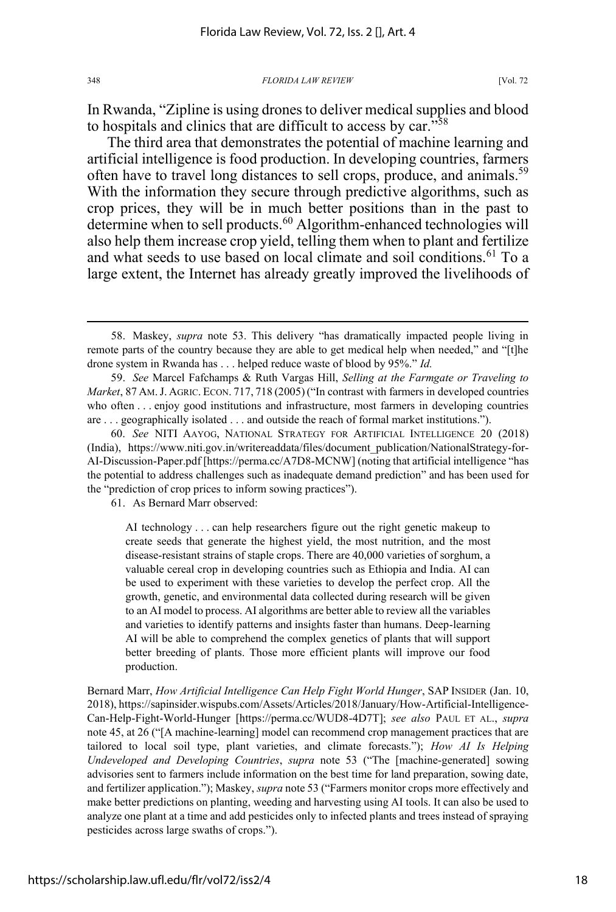In Rwanda, "Zipline is using drones to deliver medical supplies and blood to hospitals and clinics that are difficult to access by car."[58]

The third area that demonstrates the potential of machine learning and artificial intelligence is food production. In developing countries, farmers often have to travel long distances to sell crops, produce, and animals.[59] With the information they secure through predictive algorithms, such as crop prices, they will be in much better positions than in the past to determine when to sell products.[60] Algorithm-enhanced technologies will also help them increase crop yield, telling them when to plant and fertilize and what seeds to use based on local climate and soil conditions.[61] To a large extent, the Internet has already greatly improved the livelihoods of

---

58. Maskey, *supra* note 53. This delivery "has dramatically impacted people living in remote parts of the country because they are able to get medical help when needed," and "[t]he drone system in Rwanda has . . . helped reduce waste of blood by 95%." *Id.*

59. *See* Marcel Fafchamps & Ruth Vargas Hill, *Selling at the Farmgate or Traveling to Market*, 87 AM. J. AGRIC. ECON. 717, 718 (2005) ("In contrast with farmers in developed countries who often . . . enjoy good institutions and infrastructure, most farmers in developing countries are . . . geographically isolated . . . and outside the reach of formal market institutions.").

60. *See* NITI AAYOG, NATIONAL STRATEGY FOR ARTIFICIAL INTELLIGENCE 20 (2018) (India), https://www.niti.gov.in/writereaddata/files/document_publication/NationalStrategy-for-AI-Discussion-Paper.pdf [https://perma.cc/A7D8-MCNW] (noting that artificial intelligence "has the potential to address challenges such as inadequate demand prediction" and has been used for the "prediction of crop prices to inform sowing practices").

61. As Bernard Marr observed:

> AI technology . . . can help researchers figure out the right genetic makeup to create seeds that generate the highest yield, the most nutrition, and the most disease-resistant strains of staple crops. There are 40,000 varieties of sorghum, a valuable cereal crop in developing countries such as Ethiopia and India. AI can be used to experiment with these varieties to develop the perfect crop. All the growth, genetic, and environmental data collected during research will be given to an AI model to process. AI algorithms are better able to review all the variables and varieties to identify patterns and insights faster than humans. Deep-learning AI will be able to comprehend the complex genetics of plants that will support better breeding of plants. Those more efficient plants will improve our food production.

Bernard Marr, *How Artificial Intelligence Can Help Fight World Hunger*, SAP INSIDER (Jan. 10, 2018), https://sapinsider.wispubs.com/Assets/Articles/2018/January/How-Artificial-Intelligence-Can-Help-Fight-World-Hunger [https://perma.cc/WUD8-4D7T]; *see also* PAUL ET AL., *supra* note 45, at 26 ("[A machine-learning] model can recommend crop management practices that are tailored to local soil type, plant varieties, and climate forecasts."); *How AI Is Helping Undeveloped and Developing Countries*, *supra* note 53 ("The [machine-generated] sowing advisories sent to farmers include information on the best time for land preparation, sowing date, and fertilizer application."); Maskey, *supra* note 53 ("Farmers monitor crops more effectively and make better predictions on planting, weeding and harvesting using AI tools. It can also be used to analyze one plant at a time and add pesticides only to infected plants and trees instead of spraying pesticides across large swaths of crops.").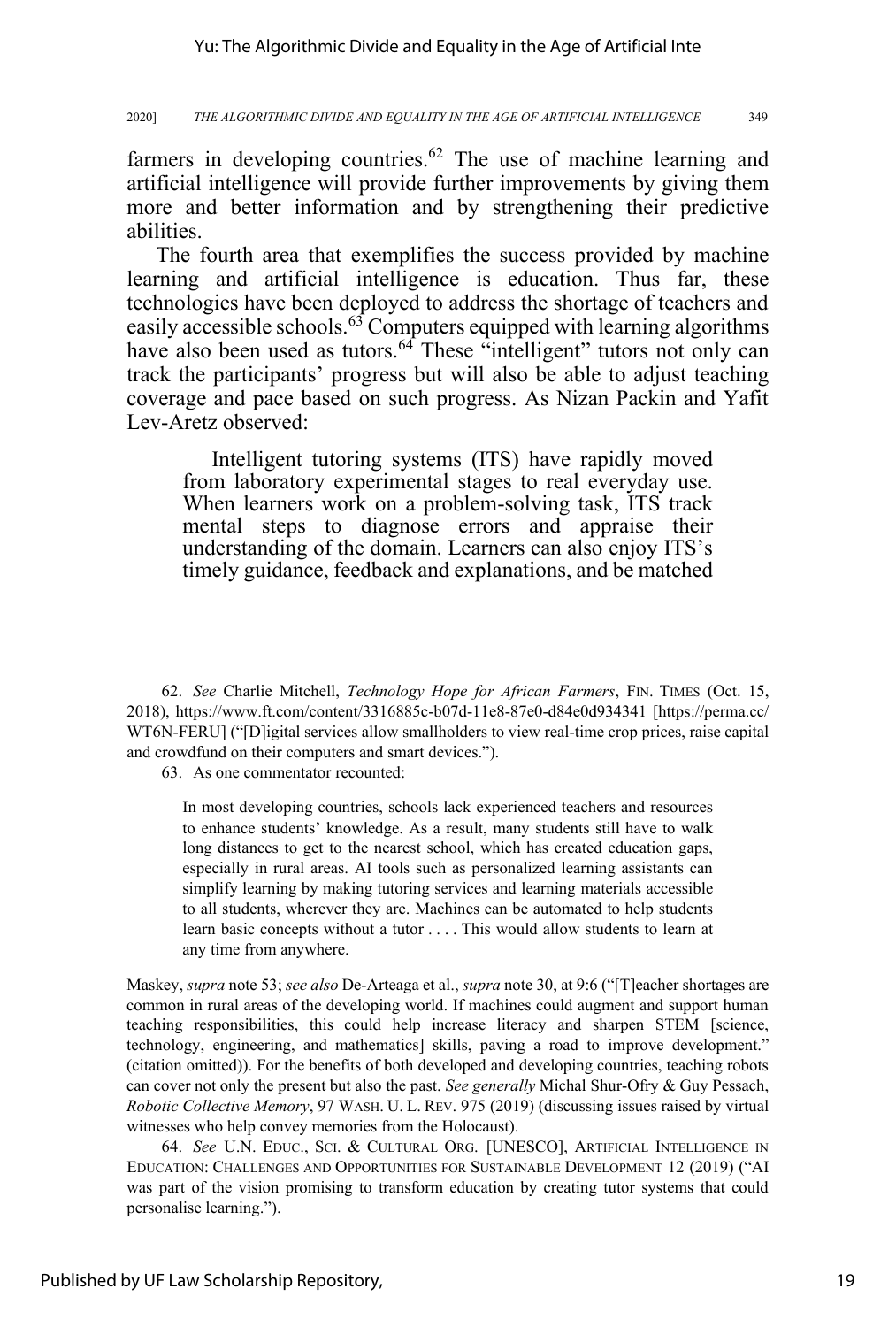farmers in developing countries.[62] The use of machine learning and artificial intelligence will provide further improvements by giving them more and better information and by strengthening their predictive abilities.

The fourth area that exemplifies the success provided by machine learning and artificial intelligence is education. Thus far, these technologies have been deployed to address the shortage of teachers and easily accessible schools.[63] Computers equipped with learning algorithms have also been used as tutors.[64] These "intelligent" tutors not only can track the participants' progress but will also be able to adjust teaching coverage and pace based on such progress. As Nizan Packin and Yafit Lev-Aretz observed:

> Intelligent tutoring systems (ITS) have rapidly moved from laboratory experimental stages to real everyday use. When learners work on a problem-solving task, ITS track mental steps to diagnose errors and appraise their understanding of the domain. Learners can also enjoy ITS's timely guidance, feedback and explanations, and be matched

---

62. *See* Charlie Mitchell, *Technology Hope for African Farmers*, FIN. TIMES (Oct. 15, 2018), https://www.ft.com/content/3316885c-b07d-11e8-87e0-d84e0d934341 [https://perma.cc/WT6N-FERU] ("[D]igital services allow smallholders to view real-time crop prices, raise capital and crowdfund on their computers and smart devices.").

63. As one commentator recounted:

> In most developing countries, schools lack experienced teachers and resources to enhance students' knowledge. As a result, many students still have to walk long distances to get to the nearest school, which has created education gaps, especially in rural areas. AI tools such as personalized learning assistants can simplify learning by making tutoring services and learning materials accessible to all students, wherever they are. Machines can be automated to help students learn basic concepts without a tutor . . . . This would allow students to learn at any time from anywhere.

Maskey, *supra* note 53; *see also* De-Arteaga et al., *supra* note 30, at 9:6 ("[T]eacher shortages are common in rural areas of the developing world. If machines could augment and support human teaching responsibilities, this could help increase literacy and sharpen STEM [science, technology, engineering, and mathematics] skills, paving a road to improve development." (citation omitted)). For the benefits of both developed and developing countries, teaching robots can cover not only the present but also the past. *See generally* Michal Shur-Ofry & Guy Pessach, *Robotic Collective Memory*, 97 WASH. U. L. REV. 975 (2019) (discussing issues raised by virtual witnesses who help convey memories from the Holocaust).

64. *See* U.N. EDUC., SCI. & CULTURAL ORG. [UNESCO], ARTIFICIAL INTELLIGENCE IN EDUCATION: CHALLENGES AND OPPORTUNITIES FOR SUSTAINABLE DEVELOPMENT 12 (2019) ("AI was part of the vision promising to transform education by creating tutor systems that could personalise learning.").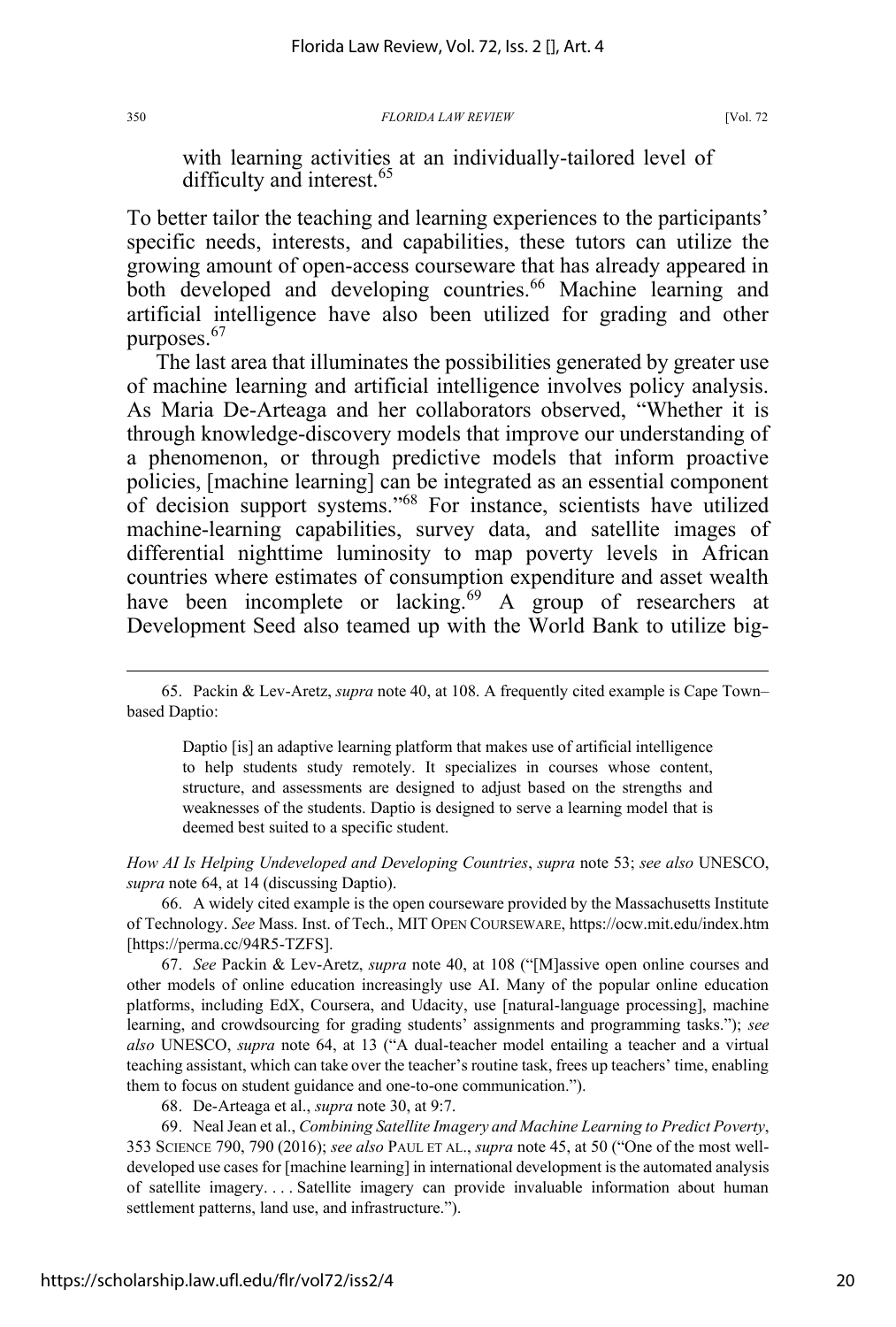with learning activities at an individually-tailored level of difficulty and interest.[65]

To better tailor the teaching and learning experiences to the participants' specific needs, interests, and capabilities, these tutors can utilize the growing amount of open-access courseware that has already appeared in both developed and developing countries.[66] Machine learning and artificial intelligence have also been utilized for grading and other purposes.[67]

The last area that illuminates the possibilities generated by greater use of machine learning and artificial intelligence involves policy analysis. As Maria De-Arteaga and her collaborators observed, "Whether it is through knowledge-discovery models that improve our understanding of a phenomenon, or through predictive models that inform proactive policies, [machine learning] can be integrated as an essential component of decision support systems."[68] For instance, scientists have utilized machine-learning capabilities, survey data, and satellite images of differential nighttime luminosity to map poverty levels in African countries where estimates of consumption expenditure and asset wealth have been incomplete or lacking.[69] A group of researchers at Development Seed also teamed up with the World Bank to utilize big-

---

65. Packin & Lev-Aretz, *supra* note 40, at 108. A frequently cited example is Cape Town–based Daptio:

> Daptio [is] an adaptive learning platform that makes use of artificial intelligence to help students study remotely. It specializes in courses whose content, structure, and assessments are designed to adjust based on the strengths and weaknesses of the students. Daptio is designed to serve a learning model that is deemed best suited to a specific student.

*How AI Is Helping Undeveloped and Developing Countries*, *supra* note 53; *see also* UNESCO, *supra* note 64, at 14 (discussing Daptio).

66. A widely cited example is the open courseware provided by the Massachusetts Institute of Technology. *See* Mass. Inst. of Tech., MIT OPEN COURSEWARE, https://ocw.mit.edu/index.htm [https://perma.cc/94R5-TZFS].

67. *See* Packin & Lev-Aretz, *supra* note 40, at 108 ("[M]assive open online courses and other models of online education increasingly use AI. Many of the popular online education platforms, including EdX, Coursera, and Udacity, use [natural-language processing], machine learning, and crowdsourcing for grading students' assignments and programming tasks."); *see also* UNESCO, *supra* note 64, at 13 ("A dual-teacher model entailing a teacher and a virtual teaching assistant, which can take over the teacher's routine task, frees up teachers' time, enabling them to focus on student guidance and one-to-one communication.").

68. De-Arteaga et al., *supra* note 30, at 9:7.

69. Neal Jean et al., *Combining Satellite Imagery and Machine Learning to Predict Poverty*, 353 SCIENCE 790, 790 (2016); *see also* PAUL ET AL., *supra* note 45, at 50 ("One of the most well-developed use cases for [machine learning] in international development is the automated analysis of satellite imagery. . . . Satellite imagery can provide invaluable information about human settlement patterns, land use, and infrastructure.").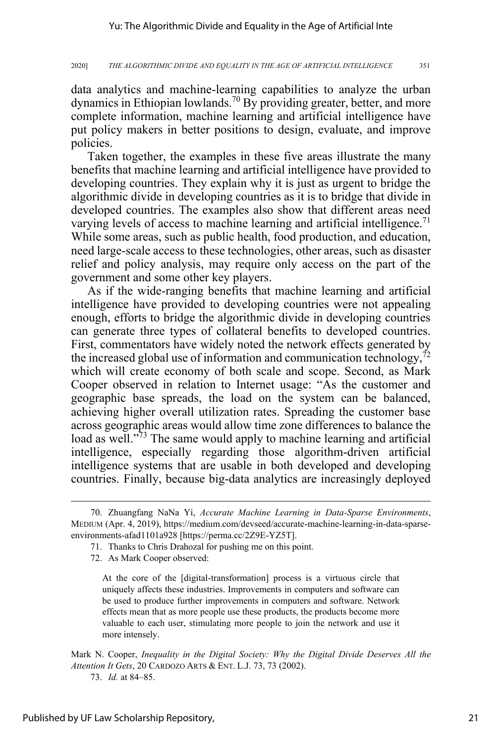data analytics and machine-learning capabilities to analyze the urban dynamics in Ethiopian lowlands.[70] By providing greater, better, and more complete information, machine learning and artificial intelligence have put policy makers in better positions to design, evaluate, and improve policies.

Taken together, the examples in these five areas illustrate the many benefits that machine learning and artificial intelligence have provided to developing countries. They explain why it is just as urgent to bridge the algorithmic divide in developing countries as it is to bridge that divide in developed countries. The examples also show that different areas need varying levels of access to machine learning and artificial intelligence.[71] While some areas, such as public health, food production, and education, need large-scale access to these technologies, other areas, such as disaster relief and policy analysis, may require only access on the part of the government and some other key players.

As if the wide-ranging benefits that machine learning and artificial intelligence have provided to developing countries were not appealing enough, efforts to bridge the algorithmic divide in developing countries can generate three types of collateral benefits to developed countries. First, commentators have widely noted the network effects generated by the increased global use of information and communication technology,[72] which will create economy of both scale and scope. Second, as Mark Cooper observed in relation to Internet usage: "As the customer and geographic base spreads, the load on the system can be balanced, achieving higher overall utilization rates. Spreading the customer base across geographic areas would allow time zone differences to balance the load as well."[73] The same would apply to machine learning and artificial intelligence, especially regarding those algorithm-driven artificial intelligence systems that are usable in both developed and developing countries. Finally, because big-data analytics are increasingly deployed

---

70. Zhuangfang NaNa Yi, *Accurate Machine Learning in Data-Sparse Environments*, MEDIUM (Apr. 4, 2019), https://medium.com/devseed/accurate-machine-learning-in-data-sparse-environments-afad1101a928 [https://perma.cc/2Z9E-YZ5T].

71. Thanks to Chris Drahozal for pushing me on this point.

72. As Mark Cooper observed:

> At the core of the [digital-transformation] process is a virtuous circle that uniquely affects these industries. Improvements in computers and software can be used to produce further improvements in computers and software. Network effects mean that as more people use these products, the products become more valuable to each user, stimulating more people to join the network and use it more intensely.

Mark N. Cooper, *Inequality in the Digital Society: Why the Digital Divide Deserves All the Attention It Gets*, 20 CARDOZO ARTS & ENT. L.J. 73, 73 (2002).

73. *Id.* at 84–85.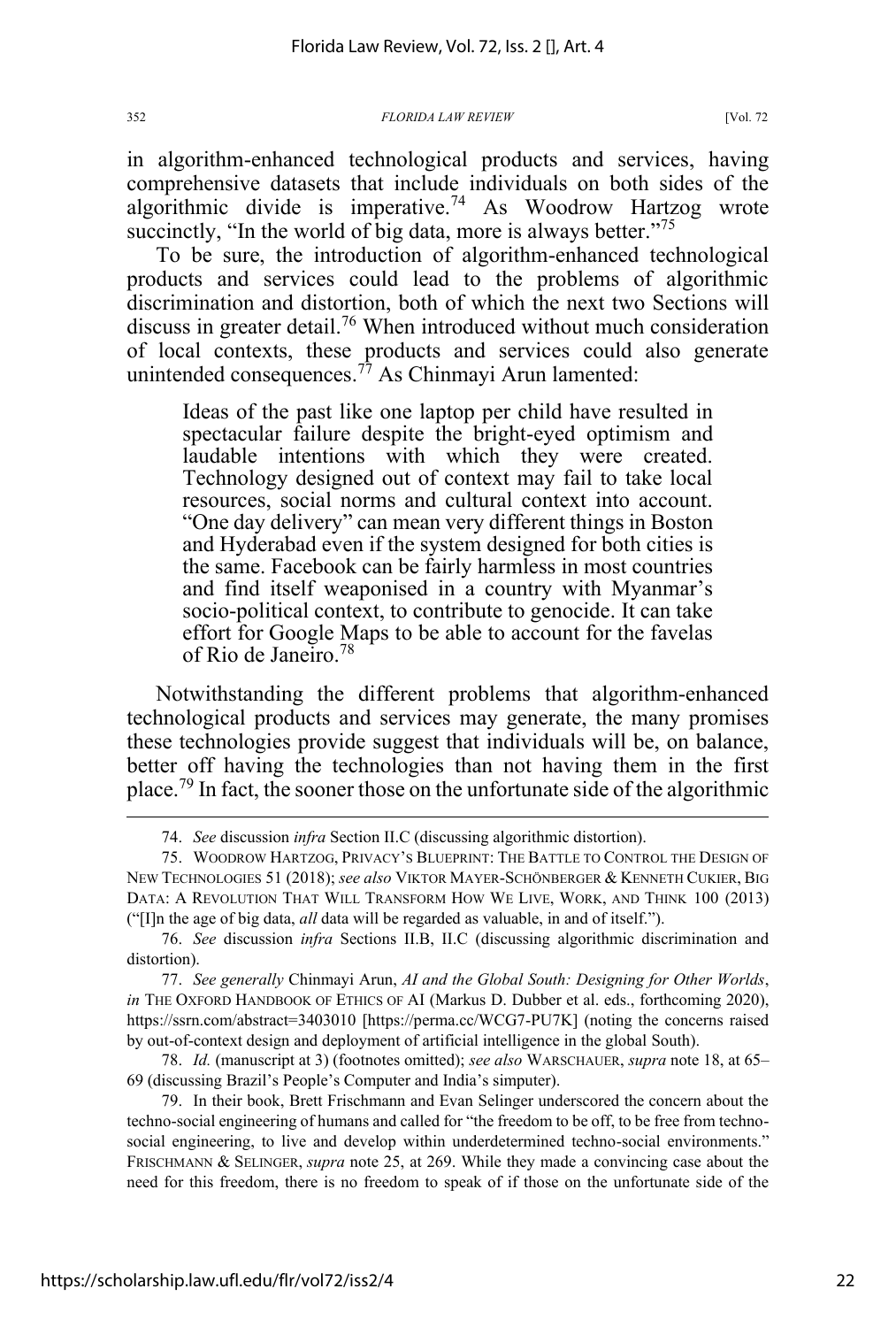in algorithm-enhanced technological products and services, having comprehensive datasets that include individuals on both sides of the algorithmic divide is imperative.[74] As Woodrow Hartzog wrote succinctly, "In the world of big data, more is always better."[75]

To be sure, the introduction of algorithm-enhanced technological products and services could lead to the problems of algorithmic discrimination and distortion, both of which the next two Sections will discuss in greater detail.[76] When introduced without much consideration of local contexts, these products and services could also generate unintended consequences.[77] As Chinmayi Arun lamented:

> Ideas of the past like one laptop per child have resulted in spectacular failure despite the bright-eyed optimism and laudable intentions with which they were created. Technology designed out of context may fail to take local resources, social norms and cultural context into account. "One day delivery" can mean very different things in Boston and Hyderabad even if the system designed for both cities is the same. Facebook can be fairly harmless in most countries and find itself weaponised in a country with Myanmar's socio-political context, to contribute to genocide. It can take effort for Google Maps to be able to account for the favelas of Rio de Janeiro.[78]

Notwithstanding the different problems that algorithm-enhanced technological products and services may generate, the many promises these technologies provide suggest that individuals will be, on balance, better off having the technologies than not having them in the first place.[79] In fact, the sooner those on the unfortunate side of the algorithmic

---

74. *See* discussion *infra* Section II.C (discussing algorithmic distortion).

75. WOODROW HARTZOG, PRIVACY'S BLUEPRINT: THE BATTLE TO CONTROL THE DESIGN OF NEW TECHNOLOGIES 51 (2018); *see also* VIKTOR MAYER-SCHÖNBERGER & KENNETH CUKIER, BIG DATA: A REVOLUTION THAT WILL TRANSFORM HOW WE LIVE, WORK, AND THINK 100 (2013) ("[I]n the age of big data, *all* data will be regarded as valuable, in and of itself.").

76. *See* discussion *infra* Sections II.B, II.C (discussing algorithmic discrimination and distortion).

77. *See generally* Chinmayi Arun, *AI and the Global South: Designing for Other Worlds*, *in* THE OXFORD HANDBOOK OF ETHICS OF AI (Markus D. Dubber et al. eds., forthcoming 2020), https://ssrn.com/abstract=3403010 [https://perma.cc/WCG7-PU7K] (noting the concerns raised by out-of-context design and deployment of artificial intelligence in the global South).

78. *Id.* (manuscript at 3) (footnotes omitted); *see also* WARSCHAUER, *supra* note 18, at 65–69 (discussing Brazil's People's Computer and India's simputer).

79. In their book, Brett Frischmann and Evan Selinger underscored the concern about the techno-social engineering of humans and called for "the freedom to be off, to be free from techno-social engineering, to live and develop within underdetermined techno-social environments." FRISCHMANN & SELINGER, *supra* note 25, at 269. While they made a convincing case about the need for this freedom, there is no freedom to speak of if those on the unfortunate side of the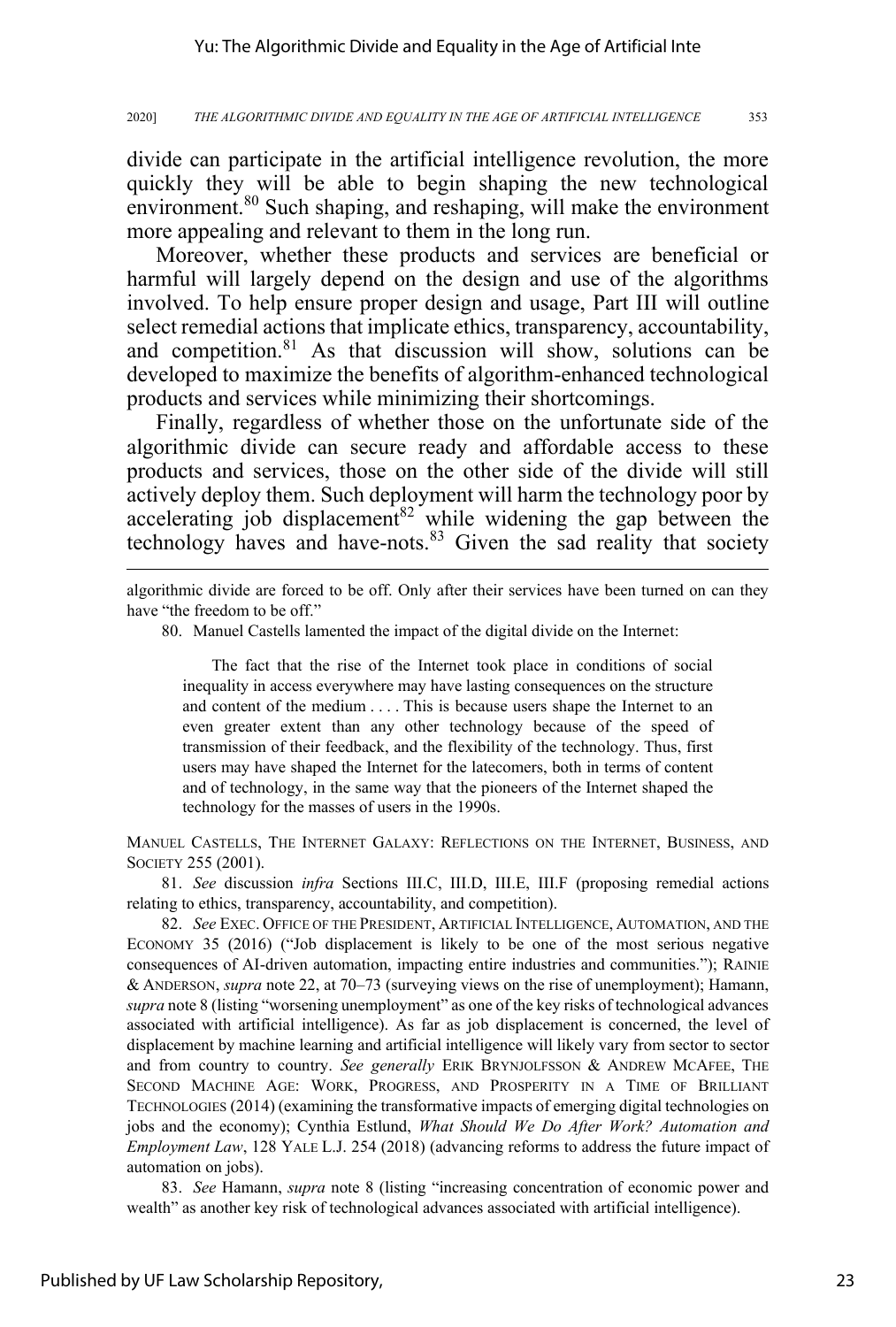divide can participate in the artificial intelligence revolution, the more quickly they will be able to begin shaping the new technological environment.[80] Such shaping, and reshaping, will make the environment more appealing and relevant to them in the long run.

Moreover, whether these products and services are beneficial or harmful will largely depend on the design and use of the algorithms involved. To help ensure proper design and usage, Part III will outline select remedial actions that implicate ethics, transparency, accountability, and competition.[81] As that discussion will show, solutions can be developed to maximize the benefits of algorithm-enhanced technological products and services while minimizing their shortcomings.

Finally, regardless of whether those on the unfortunate side of the algorithmic divide can secure ready and affordable access to these products and services, those on the other side of the divide will still actively deploy them. Such deployment will harm the technology poor by accelerating job displacement[82] while widening the gap between the technology haves and have-nots.[83] Given the sad reality that society

---

algorithmic divide are forced to be off. Only after their services have been turned on can they have "the freedom to be off."

80. Manuel Castells lamented the impact of the digital divide on the Internet:

> The fact that the rise of the Internet took place in conditions of social inequality in access everywhere may have lasting consequences on the structure and content of the medium . . . . This is because users shape the Internet to an even greater extent than any other technology because of the speed of transmission of their feedback, and the flexibility of the technology. Thus, first users may have shaped the Internet for the latecomers, both in terms of content and of technology, in the same way that the pioneers of the Internet shaped the technology for the masses of users in the 1990s.

MANUEL CASTELLS, THE INTERNET GALAXY: REFLECTIONS ON THE INTERNET, BUSINESS, AND SOCIETY 255 (2001).

81. *See* discussion *infra* Sections III.C, III.D, III.E, III.F (proposing remedial actions relating to ethics, transparency, accountability, and competition).

82. *See* EXEC. OFFICE OF THE PRESIDENT, ARTIFICIAL INTELLIGENCE, AUTOMATION, AND THE ECONOMY 35 (2016) ("Job displacement is likely to be one of the most serious negative consequences of AI-driven automation, impacting entire industries and communities."); RAINIE & ANDERSON, *supra* note 22, at 70–73 (surveying views on the rise of unemployment); Hamann, *supra* note 8 (listing "worsening unemployment" as one of the key risks of technological advances associated with artificial intelligence). As far as job displacement is concerned, the level of displacement by machine learning and artificial intelligence will likely vary from sector to sector and from country to country. *See generally* ERIK BRYNJOLFSSON & ANDREW MCAFEE, THE SECOND MACHINE AGE: WORK, PROGRESS, AND PROSPERITY IN A TIME OF BRILLIANT TECHNOLOGIES (2014) (examining the transformative impacts of emerging digital technologies on jobs and the economy); Cynthia Estlund, *What Should We Do After Work? Automation and Employment Law*, 128 YALE L.J. 254 (2018) (advancing reforms to address the future impact of automation on jobs).

83. *See* Hamann, *supra* note 8 (listing "increasing concentration of economic power and wealth" as another key risk of technological advances associated with artificial intelligence).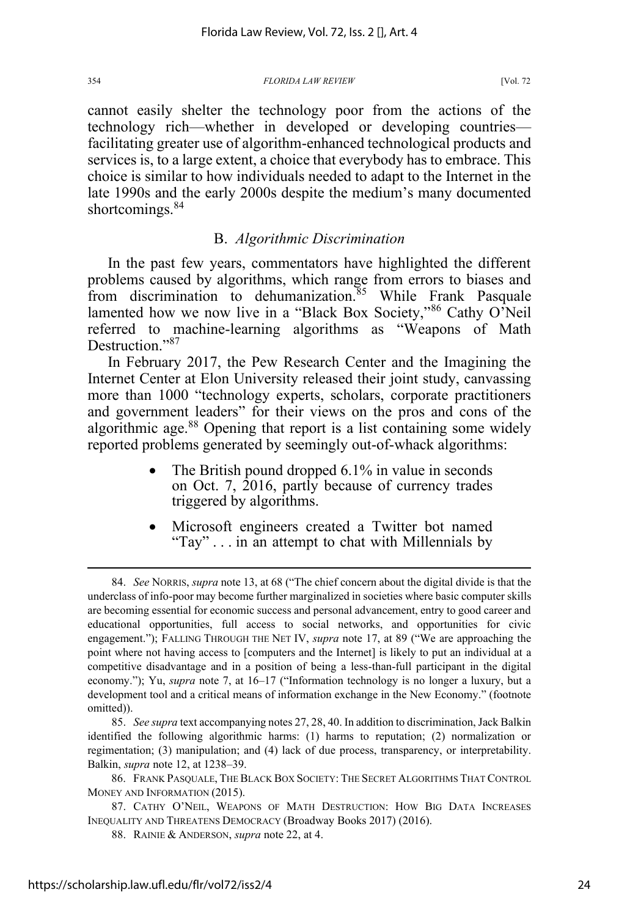cannot easily shelter the technology poor from the actions of the technology rich—whether in developed or developing countries—facilitating greater use of algorithm-enhanced technological products and services is, to a large extent, a choice that everybody has to embrace. This choice is similar to how individuals needed to adapt to the Internet in the late 1990s and the early 2000s despite the medium's many documented shortcomings.[84]

### B. *Algorithmic Discrimination*

In the past few years, commentators have highlighted the different problems caused by algorithms, which range from errors to biases and from discrimination to dehumanization.[85] While Frank Pasquale lamented how we now live in a "Black Box Society,"[86] Cathy O'Neil referred to machine-learning algorithms as "Weapons of Math Destruction."[87]

In February 2017, the Pew Research Center and the Imagining the Internet Center at Elon University released their joint study, canvassing more than 1000 "technology experts, scholars, corporate practitioners and government leaders" for their views on the pros and cons of the algorithmic age.[88] Opening that report is a list containing some widely reported problems generated by seemingly out-of-whack algorithms:

> - The British pound dropped 6.1% in value in seconds on Oct. 7, 2016, partly because of currency trades triggered by algorithms.
> - Microsoft engineers created a Twitter bot named "Tay" . . . in an attempt to chat with Millennials by

---

84. *See* NORRIS, *supra* note 13, at 68 ("The chief concern about the digital divide is that the underclass of info-poor may become further marginalized in societies where basic computer skills are becoming essential for economic success and personal advancement, entry to good career and educational opportunities, full access to social networks, and opportunities for civic engagement."); FALLING THROUGH THE NET IV, *supra* note 17, at 89 ("We are approaching the point where not having access to [computers and the Internet] is likely to put an individual at a competitive disadvantage and in a position of being a less-than-full participant in the digital economy."); Yu, *supra* note 7, at 16–17 ("Information technology is no longer a luxury, but a development tool and a critical means of information exchange in the New Economy." (footnote omitted)).

85. *See supra* text accompanying notes 27, 28, 40. In addition to discrimination, Jack Balkin identified the following algorithmic harms: (1) harms to reputation; (2) normalization or regimentation; (3) manipulation; and (4) lack of due process, transparency, or interpretability. Balkin, *supra* note 12, at 1238–39.

86. FRANK PASQUALE, THE BLACK BOX SOCIETY: THE SECRET ALGORITHMS THAT CONTROL MONEY AND INFORMATION (2015).

87. CATHY O'NEIL, WEAPONS OF MATH DESTRUCTION: HOW BIG DATA INCREASES INEQUALITY AND THREATENS DEMOCRACY (Broadway Books 2017) (2016).

88. RAINIE & ANDERSON, *supra* note 22, at 4.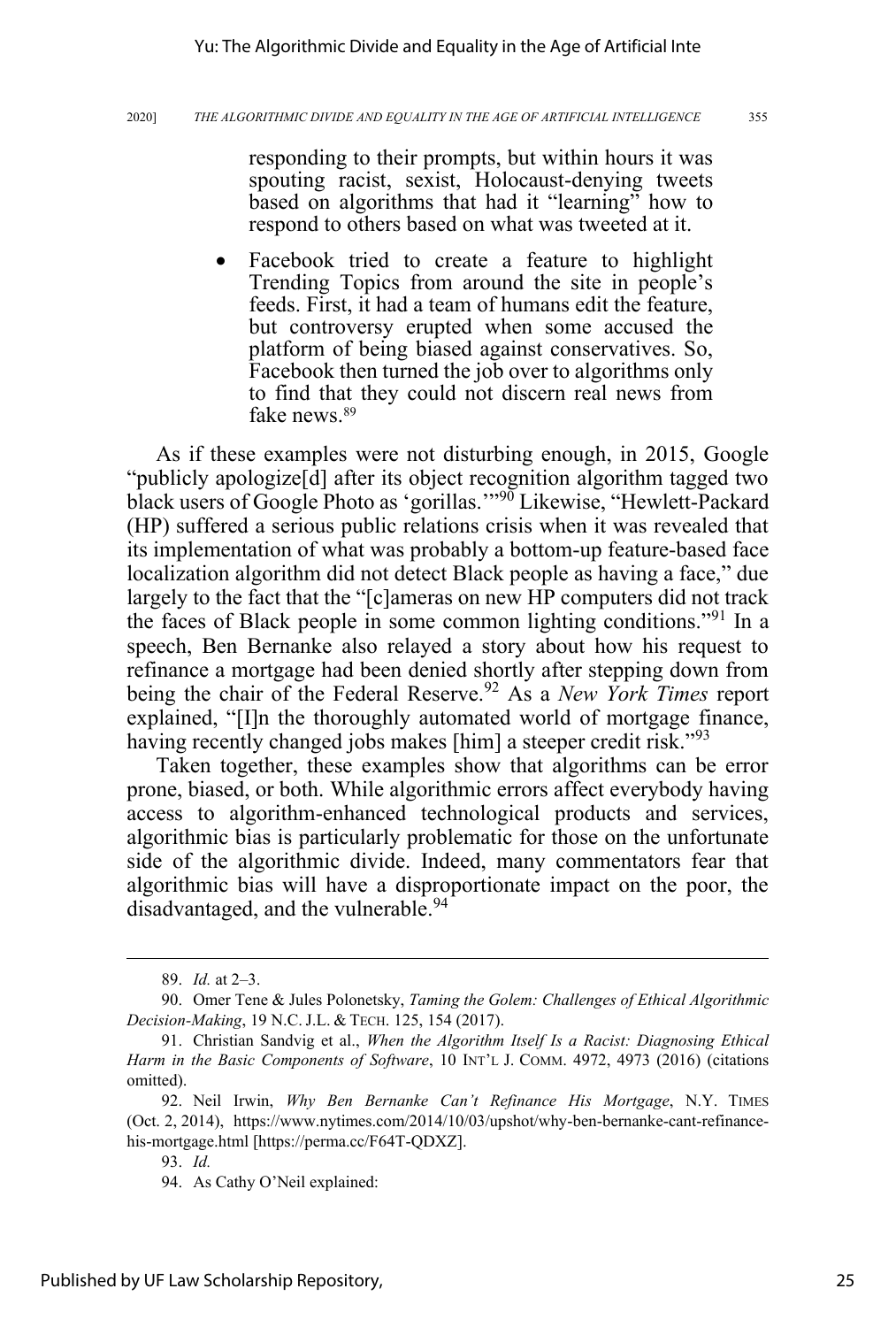> responding to their prompts, but within hours it was spouting racist, sexist, Holocaust-denying tweets based on algorithms that had it "learning" how to respond to others based on what was tweeted at it.
>
> - Facebook tried to create a feature to highlight Trending Topics from around the site in people's feeds. First, it had a team of humans edit the feature, but controversy erupted when some accused the platform of being biased against conservatives. So, Facebook then turned the job over to algorithms only to find that they could not discern real news from fake news.[89]

As if these examples were not disturbing enough, in 2015, Google "publicly apologize[d] after its object recognition algorithm tagged two black users of Google Photo as 'gorillas.'"[90] Likewise, "Hewlett-Packard (HP) suffered a serious public relations crisis when it was revealed that its implementation of what was probably a bottom-up feature-based face localization algorithm did not detect Black people as having a face," due largely to the fact that the "[c]ameras on new HP computers did not track the faces of Black people in some common lighting conditions."[91] In a speech, Ben Bernanke also relayed a story about how his request to refinance a mortgage had been denied shortly after stepping down from being the chair of the Federal Reserve.[92] As a *New York Times* report explained, "[I]n the thoroughly automated world of mortgage finance, having recently changed jobs makes [him] a steeper credit risk."[93]

Taken together, these examples show that algorithms can be error prone, biased, or both. While algorithmic errors affect everybody having access to algorithm-enhanced technological products and services, algorithmic bias is particularly problematic for those on the unfortunate side of the algorithmic divide. Indeed, many commentators fear that algorithmic bias will have a disproportionate impact on the poor, the disadvantaged, and the vulnerable.[94]

---

89. *Id.* at 2–3.

90. Omer Tene & Jules Polonetsky, *Taming the Golem: Challenges of Ethical Algorithmic Decision-Making*, 19 N.C. J.L. & TECH. 125, 154 (2017).

91. Christian Sandvig et al., *When the Algorithm Itself Is a Racist: Diagnosing Ethical Harm in the Basic Components of Software*, 10 INT'L J. COMM. 4972, 4973 (2016) (citations omitted).

92. Neil Irwin, *Why Ben Bernanke Can't Refinance His Mortgage*, N.Y. TIMES (Oct. 2, 2014), https://www.nytimes.com/2014/10/03/upshot/why-ben-bernanke-cant-refinance-his-mortgage.html [https://perma.cc/F64T-QDXZ].

93. *Id.*

94. As Cathy O'Neil explained: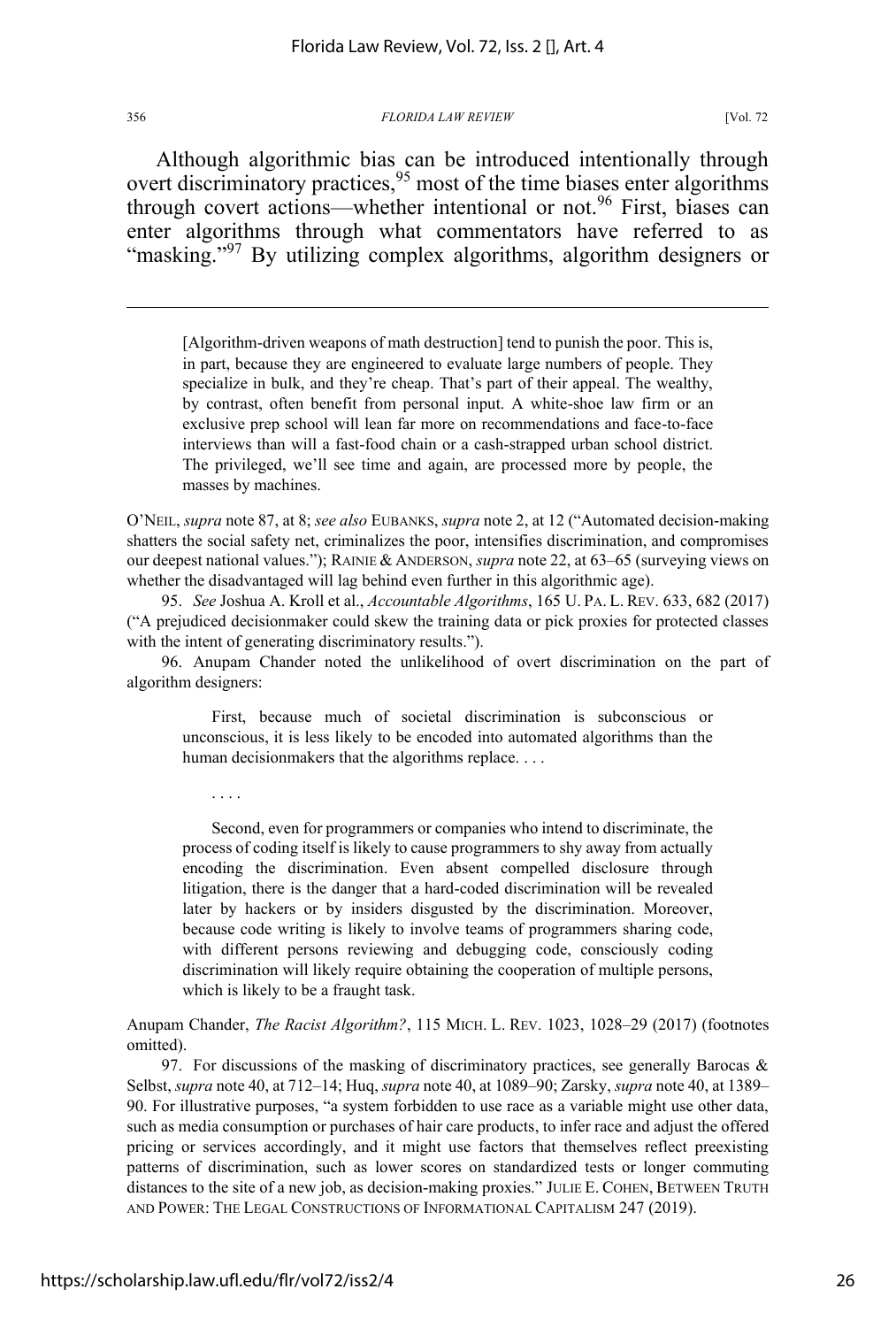Although algorithmic bias can be introduced intentionally through overt discriminatory practices,[95] most of the time biases enter algorithms through covert actions—whether intentional or not.[96] First, biases can enter algorithms through what commentators have referred to as "masking."[97] By utilizing complex algorithms, algorithm designers or

---

> [Algorithm-driven weapons of math destruction] tend to punish the poor. This is, in part, because they are engineered to evaluate large numbers of people. They specialize in bulk, and they're cheap. That's part of their appeal. The wealthy, by contrast, often benefit from personal input. A white-shoe law firm or an exclusive prep school will lean far more on recommendations and face-to-face interviews than will a fast-food chain or a cash-strapped urban school district. The privileged, we'll see time and again, are processed more by people, the masses by machines.

O'NEIL, *supra* note 87, at 8; *see also* EUBANKS, *supra* note 2, at 12 ("Automated decision-making shatters the social safety net, criminalizes the poor, intensifies discrimination, and compromises our deepest national values."); RAINIE & ANDERSON, *supra* note 22, at 63–65 (surveying views on whether the disadvantaged will lag behind even further in this algorithmic age).

95. *See* Joshua A. Kroll et al., *Accountable Algorithms*, 165 U. PA. L. REV. 633, 682 (2017) ("A prejudiced decisionmaker could skew the training data or pick proxies for protected classes with the intent of generating discriminatory results.").

96. Anupam Chander noted the unlikelihood of overt discrimination on the part of algorithm designers:

> First, because much of societal discrimination is subconscious or unconscious, it is less likely to be encoded into automated algorithms than the human decisionmakers that the algorithms replace. . . .
>
> . . . .
>
> Second, even for programmers or companies who intend to discriminate, the process of coding itself is likely to cause programmers to shy away from actually encoding the discrimination. Even absent compelled disclosure through litigation, there is the danger that a hard-coded discrimination will be revealed later by hackers or by insiders disgusted by the discrimination. Moreover, because code writing is likely to involve teams of programmers sharing code, with different persons reviewing and debugging code, consciously coding discrimination will likely require obtaining the cooperation of multiple persons, which is likely to be a fraught task.

Anupam Chander, *The Racist Algorithm?*, 115 MICH. L. REV. 1023, 1028–29 (2017) (footnotes omitted).

97. For discussions of the masking of discriminatory practices, see generally Barocas & Selbst, *supra* note 40, at 712–14; Huq, *supra* note 40, at 1089–90; Zarsky, *supra* note 40, at 1389–90. For illustrative purposes, "a system forbidden to use race as a variable might use other data, such as media consumption or purchases of hair care products, to infer race and adjust the offered pricing or services accordingly, and it might use factors that themselves reflect preexisting patterns of discrimination, such as lower scores on standardized tests or longer commuting distances to the site of a new job, as decision-making proxies." JULIE E. COHEN, BETWEEN TRUTH AND POWER: THE LEGAL CONSTRUCTIONS OF INFORMATIONAL CAPITALISM 247 (2019).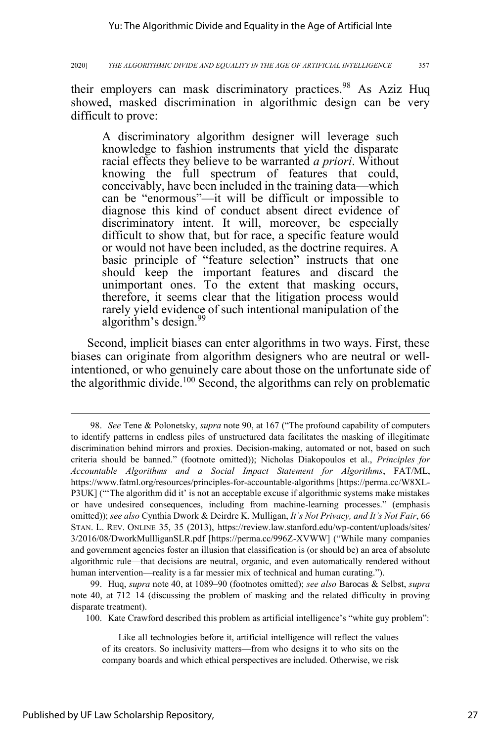their employers can mask discriminatory practices.[98] As Aziz Huq showed, masked discrimination in algorithmic design can be very difficult to prove:

> A discriminatory algorithm designer will leverage such knowledge to fashion instruments that yield the disparate racial effects they believe to be warranted *a priori*. Without knowing the full spectrum of features that could, conceivably, have been included in the training data—which can be "enormous"—it will be difficult or impossible to diagnose this kind of conduct absent direct evidence of discriminatory intent. It will, moreover, be especially difficult to show that, but for race, a specific feature would or would not have been included, as the doctrine requires. A basic principle of "feature selection" instructs that one should keep the important features and discard the unimportant ones. To the extent that masking occurs, therefore, it seems clear that the litigation process would rarely yield evidence of such intentional manipulation of the algorithm's design.[99]

Second, implicit biases can enter algorithms in two ways. First, these biases can originate from algorithm designers who are neutral or well-intentioned, or who genuinely care about those on the unfortunate side of the algorithmic divide.[100] Second, the algorithms can rely on problematic

---

98. *See* Tene & Polonetsky, *supra* note 90, at 167 ("The profound capability of computers to identify patterns in endless piles of unstructured data facilitates the masking of illegitimate discrimination behind mirrors and proxies. Decision-making, automated or not, based on such criteria should be banned." (footnote omitted)); Nicholas Diakopoulos et al., *Principles for Accountable Algorithms and a Social Impact Statement for Algorithms*, FAT/ML, https://www.fatml.org/resources/principles-for-accountable-algorithms [https://perma.cc/W8XL-P3UK] ("'The algorithm did it' is not an acceptable excuse if algorithmic systems make mistakes or have undesired consequences, including from machine-learning processes." (emphasis omitted)); *see also* Cynthia Dwork & Deirdre K. Mulligan, *It's Not Privacy, and It's Not Fair*, 66 STAN. L. REV. ONLINE 35, 35 (2013), https://review.law.stanford.edu/wp-content/uploads/sites/3/2016/08/DworkMullliganSLR.pdf [https://perma.cc/996Z-XVWW] ("While many companies and government agencies foster an illusion that classification is (or should be) an area of absolute algorithmic rule—that decisions are neutral, organic, and even automatically rendered without human intervention—reality is a far messier mix of technical and human curating.").

99. Huq, *supra* note 40, at 1089–90 (footnotes omitted); *see also* Barocas & Selbst, *supra* note 40, at 712–14 (discussing the problem of masking and the related difficulty in proving disparate treatment).

100. Kate Crawford described this problem as artificial intelligence's "white guy problem":

> Like all technologies before it, artificial intelligence will reflect the values of its creators. So inclusivity matters—from who designs it to who sits on the company boards and which ethical perspectives are included. Otherwise, we risk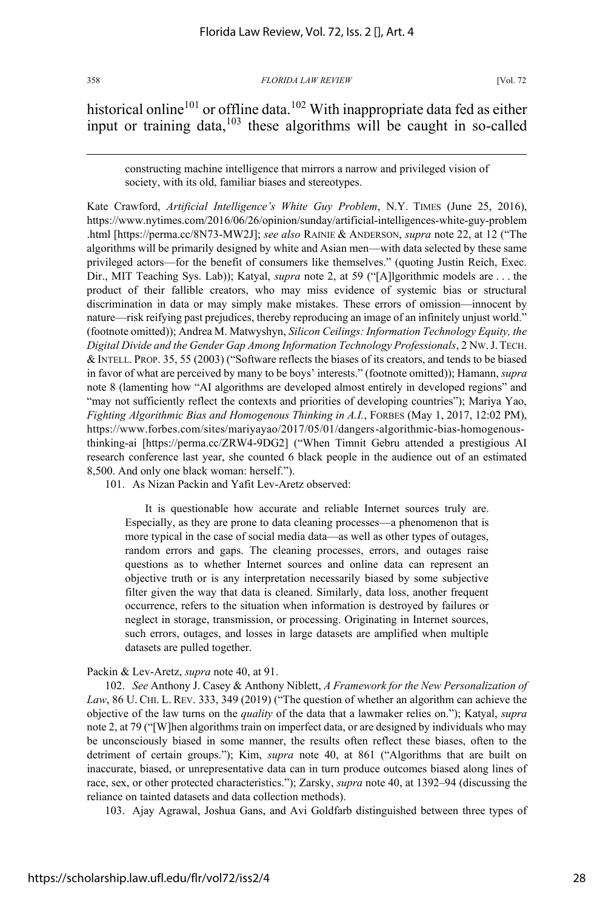historical online[101] or offline data.[102] With inappropriate data fed as either input or training data,[103] these algorithms will be caught in so-called

> constructing machine intelligence that mirrors a narrow and privileged vision of society, with its old, familiar biases and stereotypes.

Kate Crawford, *Artificial Intelligence's White Guy Problem*, N.Y. TIMES (June 25, 2016), https://www.nytimes.com/2016/06/26/opinion/sunday/artificial-intelligences-white-guy-problem.html [https://perma.cc/8N73-MW2J]; *see also* RAINIE & ANDERSON, *supra* note 22, at 12 ("The algorithms will be primarily designed by white and Asian men—with data selected by these same privileged actors—for the benefit of consumers like themselves." (quoting Justin Reich, Exec. Dir., MIT Teaching Sys. Lab)); Katyal, *supra* note 2, at 59 ("[A]lgorithmic models are . . . the product of their fallible creators, who may miss evidence of systemic bias or structural discrimination in data or may simply make mistakes. These errors of omission—innocent by nature—risk reifying past prejudices, thereby reproducing an image of an infinitely unjust world." (footnote omitted)); Andrea M. Matwyshyn, *Silicon Ceilings: Information Technology Equity, the Digital Divide and the Gender Gap Among Information Technology Professionals*, 2 NW. J. TECH. & INTELL. PROP. 35, 55 (2003) ("Software reflects the biases of its creators, and tends to be biased in favor of what are perceived by many to be boys' interests." (footnote omitted)); Hamann, *supra* note 8 (lamenting how "AI algorithms are developed almost entirely in developed regions" and "may not sufficiently reflect the contexts and priorities of developing countries"); Mariya Yao, *Fighting Algorithmic Bias and Homogenous Thinking in A.I.*, FORBES (May 1, 2017, 12:02 PM), https://www.forbes.com/sites/mariyayao/2017/05/01/dangers-algorithmic-bias-homogenous-thinking-ai [https://perma.cc/ZRW4-9DG2] ("When Timnit Gebru attended a prestigious AI research conference last year, she counted 6 black people in the audience out of an estimated 8,500. And only one black woman: herself.").

101. As Nizan Packin and Yafit Lev-Aretz observed:

> It is questionable how accurate and reliable Internet sources truly are. Especially, as they are prone to data cleaning processes—a phenomenon that is more typical in the case of social media data—as well as other types of outages, random errors and gaps. The cleaning processes, errors, and outages raise questions as to whether Internet sources and online data can represent an objective truth or is any interpretation necessarily biased by some subjective filter given the way that data is cleaned. Similarly, data loss, another frequent occurrence, refers to the situation when information is destroyed by failures or neglect in storage, transmission, or processing. Originating in Internet sources, such errors, outages, and losses in large datasets are amplified when multiple datasets are pulled together.

Packin & Lev-Aretz, *supra* note 40, at 91.

102. *See* Anthony J. Casey & Anthony Niblett, *A Framework for the New Personalization of Law*, 86 U. CHI. L. REV. 333, 349 (2019) ("The question of whether an algorithm can achieve the objective of the law turns on the *quality* of the data that a lawmaker relies on."); Katyal, *supra* note 2, at 79 ("[W]hen algorithms train on imperfect data, or are designed by individuals who may be unconsciously biased in some manner, the results often reflect these biases, often to the detriment of certain groups."); Kim, *supra* note 40, at 861 ("Algorithms that are built on inaccurate, biased, or unrepresentative data can in turn produce outcomes biased along lines of race, sex, or other protected characteristics."); Zarsky, *supra* note 40, at 1392–94 (discussing the reliance on tainted datasets and data collection methods).

103. Ajay Agrawal, Joshua Gans, and Avi Goldfarb distinguished between three types of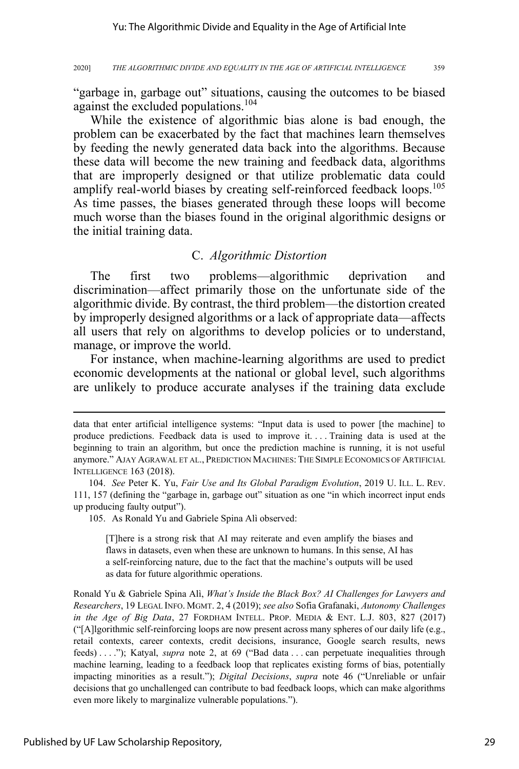"garbage in, garbage out" situations, causing the outcomes to be biased against the excluded populations.[104]

While the existence of algorithmic bias alone is bad enough, the problem can be exacerbated by the fact that machines learn themselves by feeding the newly generated data back into the algorithms. Because these data will become the new training and feedback data, algorithms that are improperly designed or that utilize problematic data could amplify real-world biases by creating self-reinforced feedback loops.[105] As time passes, the biases generated through these loops will become much worse than the biases found in the original algorithmic designs or the initial training data.

### C. *Algorithmic Distortion*

The first two problems—algorithmic deprivation and discrimination—affect primarily those on the unfortunate side of the algorithmic divide. By contrast, the third problem—the distortion created by improperly designed algorithms or a lack of appropriate data—affects all users that rely on algorithms to develop policies or to understand, manage, or improve the world.

For instance, when machine-learning algorithms are used to predict economic developments at the national or global level, such algorithms are unlikely to produce accurate analyses if the training data exclude

---

data that enter artificial intelligence systems: "Input data is used to power [the machine] to produce predictions. Feedback data is used to improve it. . . . Training data is used at the beginning to train an algorithm, but once the prediction machine is running, it is not useful anymore." AJAY AGRAWAL ET AL., PREDICTION MACHINES: THE SIMPLE ECONOMICS OF ARTIFICIAL INTELLIGENCE 163 (2018).

104. *See* Peter K. Yu, *Fair Use and Its Global Paradigm Evolution*, 2019 U. ILL. L. REV. 111, 157 (defining the "garbage in, garbage out" situation as one "in which incorrect input ends up producing faulty output").

105. As Ronald Yu and Gabriele Spina Alì observed:

> [T]here is a strong risk that AI may reiterate and even amplify the biases and flaws in datasets, even when these are unknown to humans. In this sense, AI has a self-reinforcing nature, due to the fact that the machine's outputs will be used as data for future algorithmic operations.

Ronald Yu & Gabriele Spina Alì, *What's Inside the Black Box? AI Challenges for Lawyers and Researchers*, 19 LEGAL INFO. MGMT. 2, 4 (2019); *see also* Sofia Grafanaki, *Autonomy Challenges in the Age of Big Data*, 27 FORDHAM INTELL. PROP. MEDIA & ENT. L.J. 803, 827 (2017) ("[A]lgorithmic self-reinforcing loops are now present across many spheres of our daily life (e.g., retail contexts, career contexts, credit decisions, insurance, Google search results, news feeds) . . . ."); Katyal, *supra* note 2, at 69 ("Bad data . . . can perpetuate inequalities through machine learning, leading to a feedback loop that replicates existing forms of bias, potentially impacting minorities as a result."); *Digital Decisions*, *supra* note 46 ("Unreliable or unfair decisions that go unchallenged can contribute to bad feedback loops, which can make algorithms even more likely to marginalize vulnerable populations.").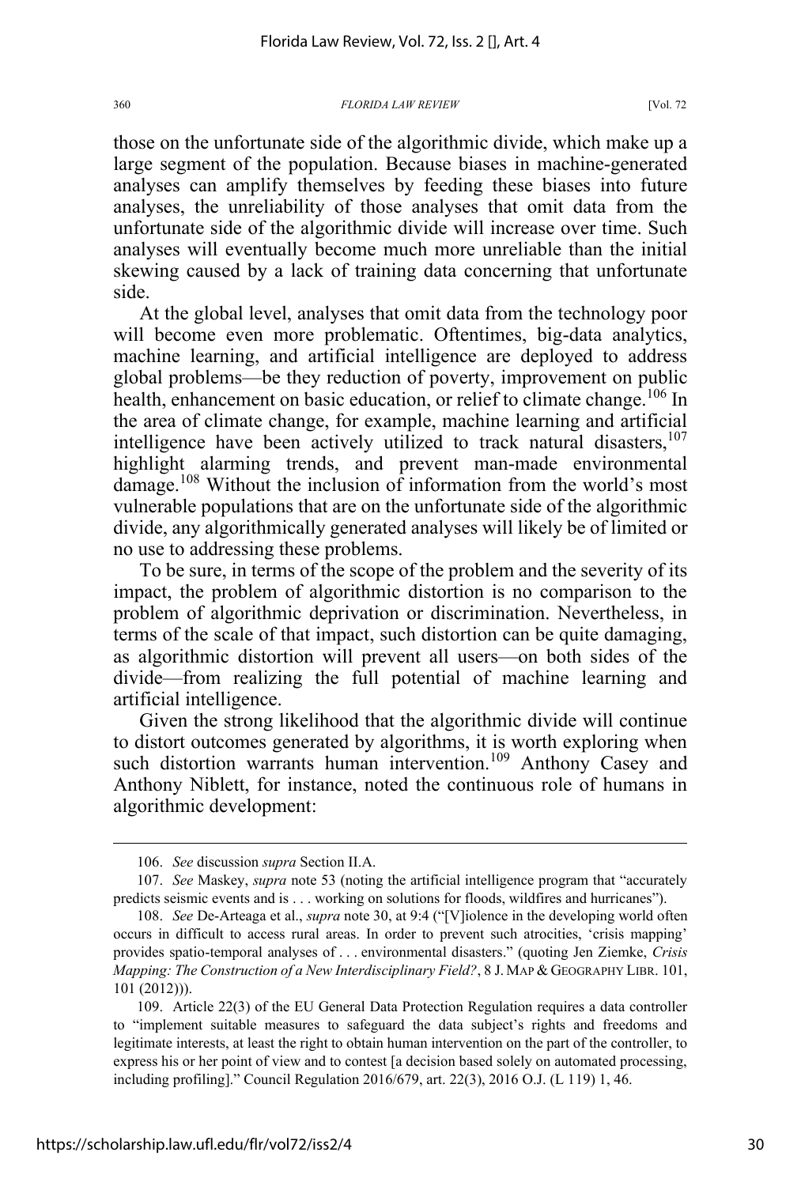those on the unfortunate side of the algorithmic divide, which make up a large segment of the population. Because biases in machine-generated analyses can amplify themselves by feeding these biases into future analyses, the unreliability of those analyses that omit data from the unfortunate side of the algorithmic divide will increase over time. Such analyses will eventually become much more unreliable than the initial skewing caused by a lack of training data concerning that unfortunate side.

At the global level, analyses that omit data from the technology poor will become even more problematic. Oftentimes, big-data analytics, machine learning, and artificial intelligence are deployed to address global problems—be they reduction of poverty, improvement on public health, enhancement on basic education, or relief to climate change.[106] In the area of climate change, for example, machine learning and artificial intelligence have been actively utilized to track natural disasters,[107] highlight alarming trends, and prevent man-made environmental damage.[108] Without the inclusion of information from the world's most vulnerable populations that are on the unfortunate side of the algorithmic divide, any algorithmically generated analyses will likely be of limited or no use to addressing these problems.

To be sure, in terms of the scope of the problem and the severity of its impact, the problem of algorithmic distortion is no comparison to the problem of algorithmic deprivation or discrimination. Nevertheless, in terms of the scale of that impact, such distortion can be quite damaging, as algorithmic distortion will prevent all users—on both sides of the divide—from realizing the full potential of machine learning and artificial intelligence.

Given the strong likelihood that the algorithmic divide will continue to distort outcomes generated by algorithms, it is worth exploring when such distortion warrants human intervention.[109] Anthony Casey and Anthony Niblett, for instance, noted the continuous role of humans in algorithmic development:

---

106. *See* discussion *supra* Section II.A.

107. *See* Maskey, *supra* note 53 (noting the artificial intelligence program that "accurately predicts seismic events and is . . . working on solutions for floods, wildfires and hurricanes").

108. *See* De-Arteaga et al., *supra* note 30, at 9:4 ("[V]iolence in the developing world often occurs in difficult to access rural areas. In order to prevent such atrocities, 'crisis mapping' provides spatio-temporal analyses of . . . environmental disasters." (quoting Jen Ziemke, *Crisis Mapping: The Construction of a New Interdisciplinary Field?*, 8 J. MAP & GEOGRAPHY LIBR. 101, 101 (2012))).

109. Article 22(3) of the EU General Data Protection Regulation requires a data controller to "implement suitable measures to safeguard the data subject's rights and freedoms and legitimate interests, at least the right to obtain human intervention on the part of the controller, to express his or her point of view and to contest [a decision based solely on automated processing, including profiling]." Council Regulation 2016/679, art. 22(3), 2016 O.J. (L 119) 1, 46.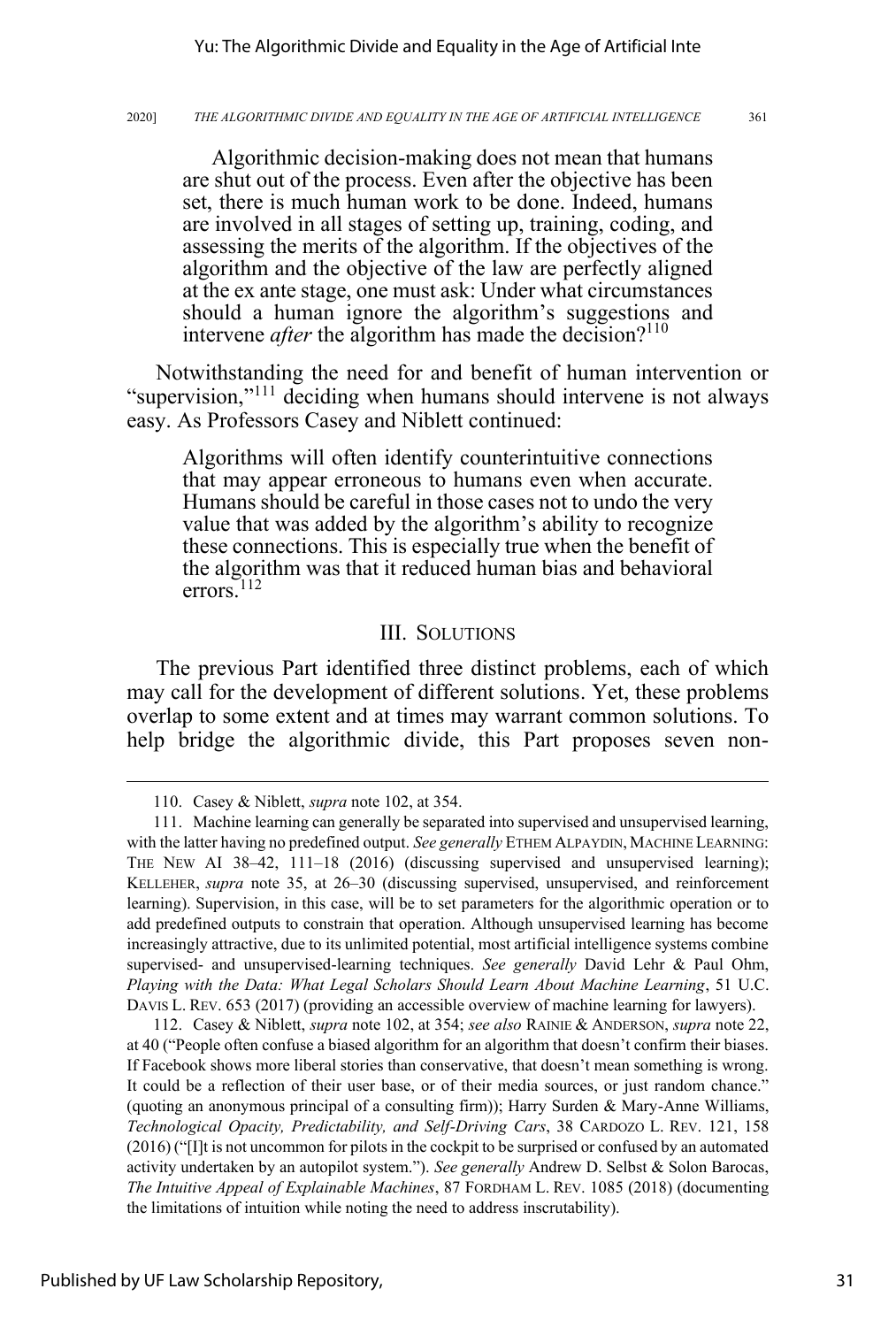> Algorithmic decision-making does not mean that humans are shut out of the process. Even after the objective has been set, there is much human work to be done. Indeed, humans are involved in all stages of setting up, training, coding, and assessing the merits of the algorithm. If the objectives of the algorithm and the objective of the law are perfectly aligned at the ex ante stage, one must ask: Under what circumstances should a human ignore the algorithm's suggestions and intervene *after* the algorithm has made the decision?[110]

Notwithstanding the need for and benefit of human intervention or "supervision,"[111] deciding when humans should intervene is not always easy. As Professors Casey and Niblett continued:

> Algorithms will often identify counterintuitive connections that may appear erroneous to humans even when accurate. Humans should be careful in those cases not to undo the very value that was added by the algorithm's ability to recognize these connections. This is especially true when the benefit of the algorithm was that it reduced human bias and behavioral errors.[112]

## III. Solutions

The previous Part identified three distinct problems, each of which may call for the development of different solutions. Yet, these problems overlap to some extent and at times may warrant common solutions. To help bridge the algorithmic divide, this Part proposes seven non-

---

110. Casey & Niblett, *supra* note 102, at 354.

111. Machine learning can generally be separated into supervised and unsupervised learning, with the latter having no predefined output. *See generally* Ethem Alpaydin, Machine Learning: The New AI 38–42, 111–18 (2016) (discussing supervised and unsupervised learning); Kelleher, *supra* note 35, at 26–30 (discussing supervised, unsupervised, and reinforcement learning). Supervision, in this case, will be to set parameters for the algorithmic operation or to add predefined outputs to constrain that operation. Although unsupervised learning has become increasingly attractive, due to its unlimited potential, most artificial intelligence systems combine supervised- and unsupervised-learning techniques. *See generally* David Lehr & Paul Ohm, *Playing with the Data: What Legal Scholars Should Learn About Machine Learning*, 51 U.C. Davis L. Rev. 653 (2017) (providing an accessible overview of machine learning for lawyers).

112. Casey & Niblett, *supra* note 102, at 354; *see also* Rainie & Anderson, *supra* note 22, at 40 ("People often confuse a biased algorithm for an algorithm that doesn't confirm their biases. If Facebook shows more liberal stories than conservative, that doesn't mean something is wrong. It could be a reflection of their user base, or of their media sources, or just random chance." (quoting an anonymous principal of a consulting firm)); Harry Surden & Mary-Anne Williams, *Technological Opacity, Predictability, and Self-Driving Cars*, 38 Cardozo L. Rev. 121, 158 (2016) ("[I]t is not uncommon for pilots in the cockpit to be surprised or confused by an automated activity undertaken by an autopilot system."). *See generally* Andrew D. Selbst & Solon Barocas, *The Intuitive Appeal of Explainable Machines*, 87 Fordham L. Rev. 1085 (2018) (documenting the limitations of intuition while noting the need to address inscrutability).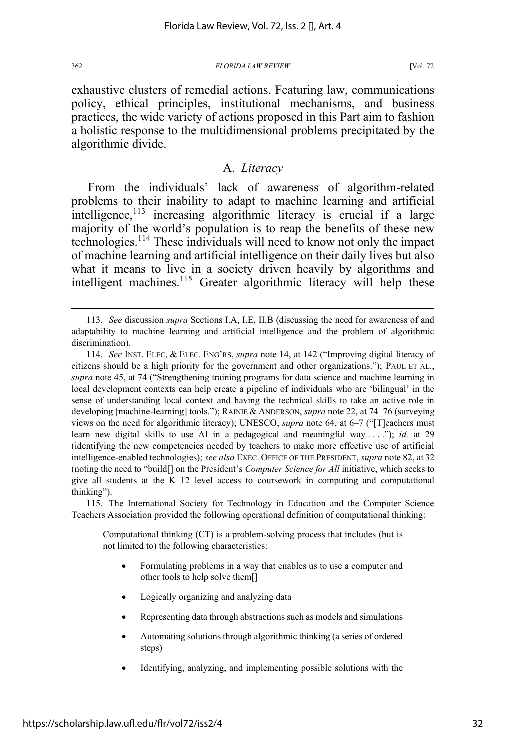exhaustive clusters of remedial actions. Featuring law, communications policy, ethical principles, institutional mechanisms, and business practices, the wide variety of actions proposed in this Part aim to fashion a holistic response to the multidimensional problems precipitated by the algorithmic divide.

## A. *Literacy*

From the individuals' lack of awareness of algorithm-related problems to their inability to adapt to machine learning and artificial intelligence,[113] increasing algorithmic literacy is crucial if a large majority of the world's population is to reap the benefits of these new technologies.[114] These individuals will need to know not only the impact of machine learning and artificial intelligence on their daily lives but also what it means to live in a society driven heavily by algorithms and intelligent machines.[115] Greater algorithmic literacy will help these

---

113. *See* discussion *supra* Sections I.A, I.E, II.B (discussing the need for awareness of and adaptability to machine learning and artificial intelligence and the problem of algorithmic discrimination).

114. *See* INST. ELEC. & ELEC. ENG'RS, *supra* note 14, at 142 ("Improving digital literacy of citizens should be a high priority for the government and other organizations."); PAUL ET AL., *supra* note 45, at 74 ("Strengthening training programs for data science and machine learning in local development contexts can help create a pipeline of individuals who are 'bilingual' in the sense of understanding local context and having the technical skills to take an active role in developing [machine-learning] tools."); RAINIE & ANDERSON, *supra* note 22, at 74–76 (surveying views on the need for algorithmic literacy); UNESCO, *supra* note 64, at 6–7 ("[T]eachers must learn new digital skills to use AI in a pedagogical and meaningful way . . . ."); *id.* at 29 (identifying the new competencies needed by teachers to make more effective use of artificial intelligence-enabled technologies); *see also* EXEC. OFFICE OF THE PRESIDENT, *supra* note 82, at 32 (noting the need to "build[] on the President's *Computer Science for All* initiative, which seeks to give all students at the K–12 level access to coursework in computing and computational thinking").

115. The International Society for Technology in Education and the Computer Science Teachers Association provided the following operational definition of computational thinking:

> Computational thinking (CT) is a problem-solving process that includes (but is not limited to) the following characteristics:
>
> - Formulating problems in a way that enables us to use a computer and other tools to help solve them[]
> - Logically organizing and analyzing data
> - Representing data through abstractions such as models and simulations
> - Automating solutions through algorithmic thinking (a series of ordered steps)
> - Identifying, analyzing, and implementing possible solutions with the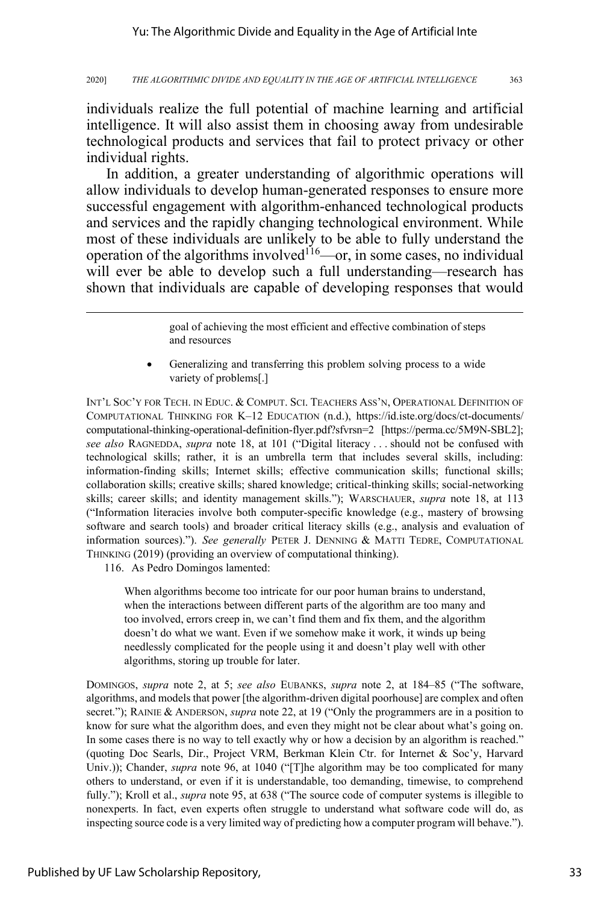individuals realize the full potential of machine learning and artificial intelligence. It will also assist them in choosing away from undesirable technological products and services that fail to protect privacy or other individual rights.

In addition, a greater understanding of algorithmic operations will allow individuals to develop human-generated responses to ensure more successful engagement with algorithm-enhanced technological products and services and the rapidly changing technological environment. While most of these individuals are unlikely to be able to fully understand the operation of the algorithms involved[116]—or, in some cases, no individual will ever be able to develop such a full understanding—research has shown that individuals are capable of developing responses that would

---

> goal of achieving the most efficient and effective combination of steps and resources
>
> - Generalizing and transferring this problem solving process to a wide variety of problems[.]

INT'L SOC'Y FOR TECH. IN EDUC. & COMPUT. SCI. TEACHERS ASS'N, OPERATIONAL DEFINITION OF COMPUTATIONAL THINKING FOR K–12 EDUCATION (n.d.), https://id.iste.org/docs/ct-documents/computational-thinking-operational-definition-flyer.pdf?sfvrsn=2 [https://perma.cc/5M9N-SBL2]; *see also* RAGNEDDA, *supra* note 18, at 101 ("Digital literacy . . . should not be confused with technological skills; rather, it is an umbrella term that includes several skills, including: information-finding skills; Internet skills; effective communication skills; functional skills; collaboration skills; creative skills; shared knowledge; critical-thinking skills; social-networking skills; career skills; and identity management skills."); WARSCHAUER, *supra* note 18, at 113 ("Information literacies involve both computer-specific knowledge (e.g., mastery of browsing software and search tools) and broader critical literacy skills (e.g., analysis and evaluation of information sources)."). *See generally* PETER J. DENNING & MATTI TEDRE, COMPUTATIONAL THINKING (2019) (providing an overview of computational thinking).

116. As Pedro Domingos lamented:

> When algorithms become too intricate for our poor human brains to understand, when the interactions between different parts of the algorithm are too many and too involved, errors creep in, we can't find them and fix them, and the algorithm doesn't do what we want. Even if we somehow make it work, it winds up being needlessly complicated for the people using it and doesn't play well with other algorithms, storing up trouble for later.

DOMINGOS, *supra* note 2, at 5; *see also* EUBANKS, *supra* note 2, at 184–85 ("The software, algorithms, and models that power [the algorithm-driven digital poorhouse] are complex and often secret."); RAINIE & ANDERSON, *supra* note 22, at 19 ("Only the programmers are in a position to know for sure what the algorithm does, and even they might not be clear about what's going on. In some cases there is no way to tell exactly why or how a decision by an algorithm is reached." (quoting Doc Searls, Dir., Project VRM, Berkman Klein Ctr. for Internet & Soc'y, Harvard Univ.)); Chander, *supra* note 96, at 1040 ("[T]he algorithm may be too complicated for many others to understand, or even if it is understandable, too demanding, timewise, to comprehend fully."); Kroll et al., *supra* note 95, at 638 ("The source code of computer systems is illegible to nonexperts. In fact, even experts often struggle to understand what software code will do, as inspecting source code is a very limited way of predicting how a computer program will behave.").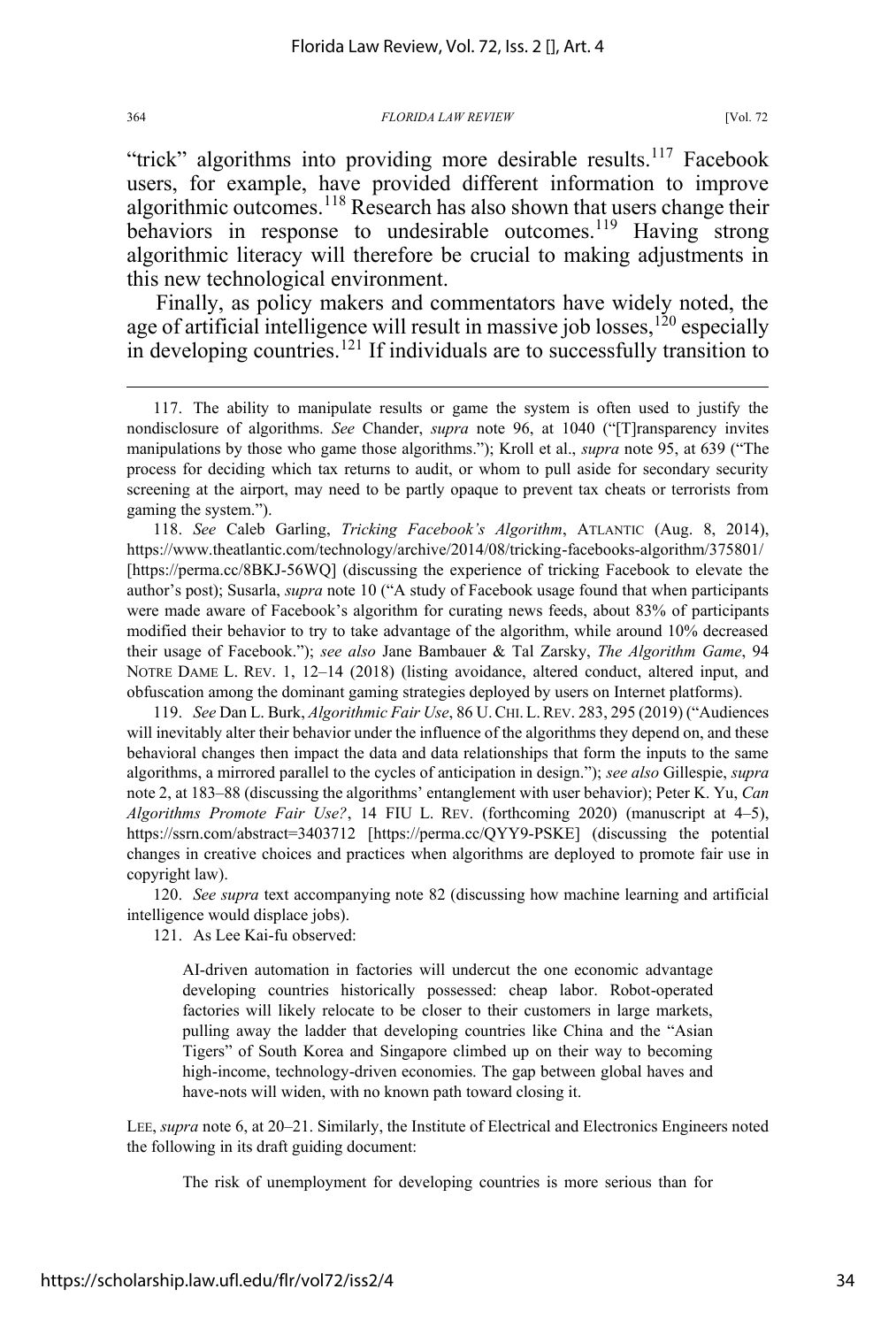"trick" algorithms into providing more desirable results.[117] Facebook users, for example, have provided different information to improve algorithmic outcomes.[118] Research has also shown that users change their behaviors in response to undesirable outcomes.[119] Having strong algorithmic literacy will therefore be crucial to making adjustments in this new technological environment.

Finally, as policy makers and commentators have widely noted, the age of artificial intelligence will result in massive job losses,[120] especially in developing countries.[121] If individuals are to successfully transition to

---

117. The ability to manipulate results or game the system is often used to justify the nondisclosure of algorithms. *See* Chander, *supra* note 96, at 1040 ("[T]ransparency invites manipulations by those who game those algorithms."); Kroll et al., *supra* note 95, at 639 ("The process for deciding which tax returns to audit, or whom to pull aside for secondary security screening at the airport, may need to be partly opaque to prevent tax cheats or terrorists from gaming the system.").

118. *See* Caleb Garling, *Tricking Facebook's Algorithm*, ATLANTIC (Aug. 8, 2014), https://www.theatlantic.com/technology/archive/2014/08/tricking-facebooks-algorithm/375801/ [https://perma.cc/8BKJ-56WQ] (discussing the experience of tricking Facebook to elevate the author's post); Susarla, *supra* note 10 ("A study of Facebook usage found that when participants were made aware of Facebook's algorithm for curating news feeds, about 83% of participants modified their behavior to try to take advantage of the algorithm, while around 10% decreased their usage of Facebook."); *see also* Jane Bambauer & Tal Zarsky, *The Algorithm Game*, 94 NOTRE DAME L. REV. 1, 12–14 (2018) (listing avoidance, altered conduct, altered input, and obfuscation among the dominant gaming strategies deployed by users on Internet platforms).

119. *See* Dan L. Burk, *Algorithmic Fair Use*, 86 U. CHI. L. REV. 283, 295 (2019) ("Audiences will inevitably alter their behavior under the influence of the algorithms they depend on, and these behavioral changes then impact the data and data relationships that form the inputs to the same algorithms, a mirrored parallel to the cycles of anticipation in design."); *see also* Gillespie, *supra* note 2, at 183–88 (discussing the algorithms' entanglement with user behavior); Peter K. Yu, *Can Algorithms Promote Fair Use?*, 14 FIU L. REV. (forthcoming 2020) (manuscript at 4–5), https://ssrn.com/abstract=3403712 [https://perma.cc/QYY9-PSKE] (discussing the potential changes in creative choices and practices when algorithms are deployed to promote fair use in copyright law).

120. *See supra* text accompanying note 82 (discussing how machine learning and artificial intelligence would displace jobs).

121. As Lee Kai-fu observed:

> AI-driven automation in factories will undercut the one economic advantage developing countries historically possessed: cheap labor. Robot-operated factories will likely relocate to be closer to their customers in large markets, pulling away the ladder that developing countries like China and the "Asian Tigers" of South Korea and Singapore climbed up on their way to becoming high-income, technology-driven economies. The gap between global haves and have-nots will widen, with no known path toward closing it.

LEE, *supra* note 6, at 20–21. Similarly, the Institute of Electrical and Electronics Engineers noted the following in its draft guiding document:

> The risk of unemployment for developing countries is more serious than for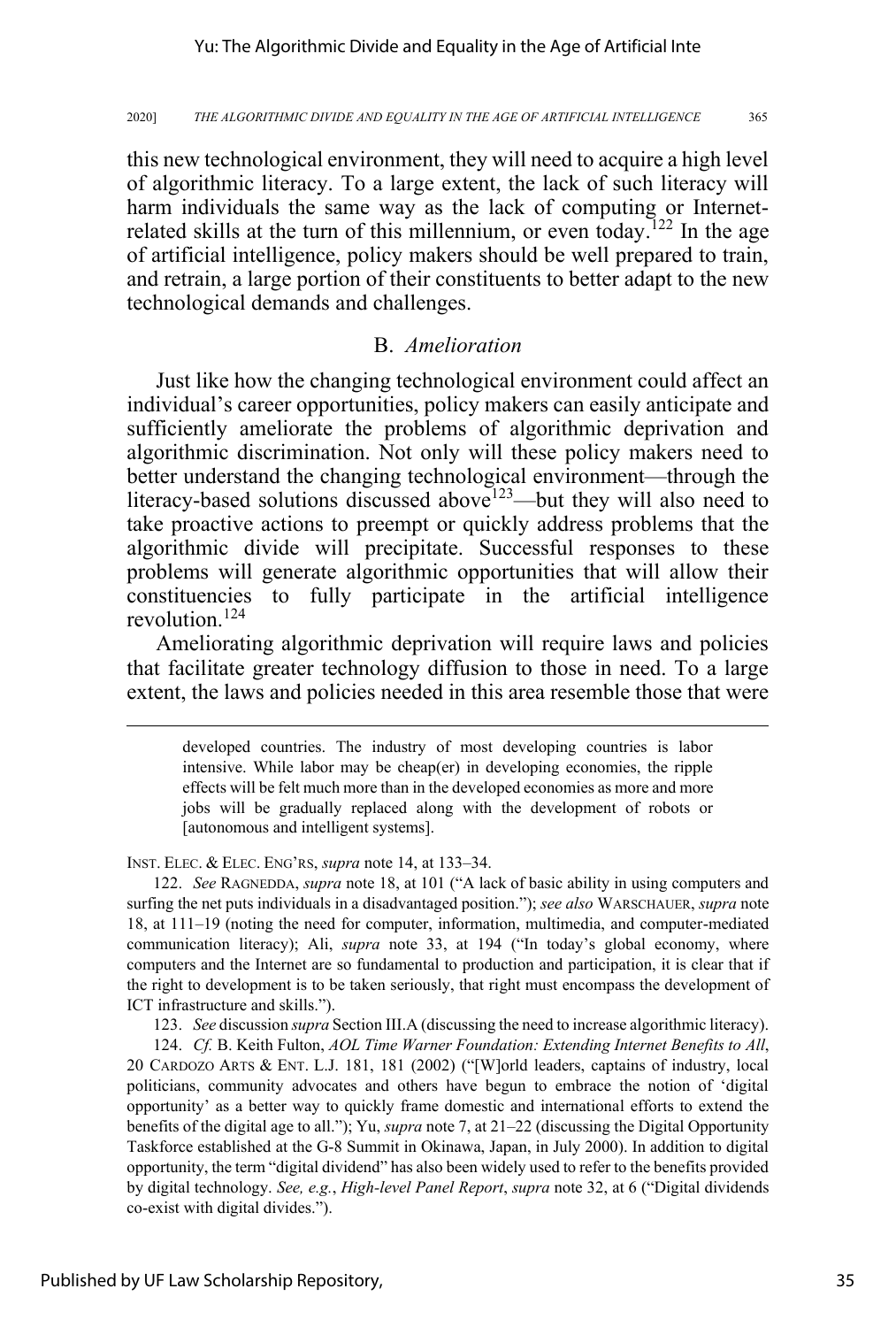this new technological environment, they will need to acquire a high level of algorithmic literacy. To a large extent, the lack of such literacy will harm individuals the same way as the lack of computing or Internet-related skills at the turn of this millennium, or even today.[122] In the age of artificial intelligence, policy makers should be well prepared to train, and retrain, a large portion of their constituents to better adapt to the new technological demands and challenges.

### B. *Amelioration*

Just like how the changing technological environment could affect an individual's career opportunities, policy makers can easily anticipate and sufficiently ameliorate the problems of algorithmic deprivation and algorithmic discrimination. Not only will these policy makers need to better understand the changing technological environment—through the literacy-based solutions discussed above[123]—but they will also need to take proactive actions to preempt or quickly address problems that the algorithmic divide will precipitate. Successful responses to these problems will generate algorithmic opportunities that will allow their constituencies to fully participate in the artificial intelligence revolution.[124]

Ameliorating algorithmic deprivation will require laws and policies that facilitate greater technology diffusion to those in need. To a large extent, the laws and policies needed in this area resemble those that were

---

> developed countries. The industry of most developing countries is labor intensive. While labor may be cheap(er) in developing economies, the ripple effects will be felt much more than in the developed economies as more and more jobs will be gradually replaced along with the development of robots or [autonomous and intelligent systems].

INST. ELEC. & ELEC. ENG'RS, *supra* note 14, at 133–34.

122. *See* RAGNEDDA, *supra* note 18, at 101 ("A lack of basic ability in using computers and surfing the net puts individuals in a disadvantaged position."); *see also* WARSCHAUER, *supra* note 18, at 111–19 (noting the need for computer, information, multimedia, and computer-mediated communication literacy); Ali, *supra* note 33, at 194 ("In today's global economy, where computers and the Internet are so fundamental to production and participation, it is clear that if the right to development is to be taken seriously, that right must encompass the development of ICT infrastructure and skills.").

123. *See* discussion *supra* Section III.A (discussing the need to increase algorithmic literacy).

124. *Cf.* B. Keith Fulton, *AOL Time Warner Foundation: Extending Internet Benefits to All*, 20 CARDOZO ARTS & ENT. L.J. 181, 181 (2002) ("[W]orld leaders, captains of industry, local politicians, community advocates and others have begun to embrace the notion of 'digital opportunity' as a better way to quickly frame domestic and international efforts to extend the benefits of the digital age to all."); Yu, *supra* note 7, at 21–22 (discussing the Digital Opportunity Taskforce established at the G-8 Summit in Okinawa, Japan, in July 2000). In addition to digital opportunity, the term "digital dividend" has also been widely used to refer to the benefits provided by digital technology. *See, e.g.*, *High-level Panel Report*, *supra* note 32, at 6 ("Digital dividends co-exist with digital divides.").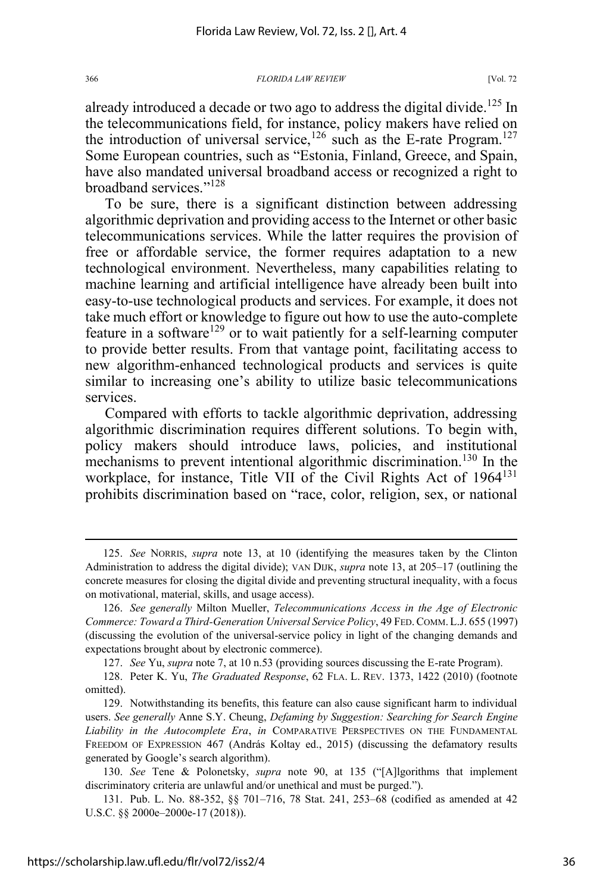already introduced a decade or two ago to address the digital divide.[125] In the telecommunications field, for instance, policy makers have relied on the introduction of universal service,[126] such as the E-rate Program.[127] Some European countries, such as "Estonia, Finland, Greece, and Spain, have also mandated universal broadband access or recognized a right to broadband services."[128]

To be sure, there is a significant distinction between addressing algorithmic deprivation and providing access to the Internet or other basic telecommunications services. While the latter requires the provision of free or affordable service, the former requires adaptation to a new technological environment. Nevertheless, many capabilities relating to machine learning and artificial intelligence have already been built into easy-to-use technological products and services. For example, it does not take much effort or knowledge to figure out how to use the auto-complete feature in a software[129] or to wait patiently for a self-learning computer to provide better results. From that vantage point, facilitating access to new algorithm-enhanced technological products and services is quite similar to increasing one's ability to utilize basic telecommunications services.

Compared with efforts to tackle algorithmic deprivation, addressing algorithmic discrimination requires different solutions. To begin with, policy makers should introduce laws, policies, and institutional mechanisms to prevent intentional algorithmic discrimination.[130] In the workplace, for instance, Title VII of the Civil Rights Act of 1964[131] prohibits discrimination based on "race, color, religion, sex, or national

---

125. *See* NORRIS, *supra* note 13, at 10 (identifying the measures taken by the Clinton Administration to address the digital divide); VAN DIJK, *supra* note 13, at 205–17 (outlining the concrete measures for closing the digital divide and preventing structural inequality, with a focus on motivational, material, skills, and usage access).

126. *See generally* Milton Mueller, *Telecommunications Access in the Age of Electronic Commerce: Toward a Third-Generation Universal Service Policy*, 49 FED. COMM. L.J. 655 (1997) (discussing the evolution of the universal-service policy in light of the changing demands and expectations brought about by electronic commerce).

127. *See* Yu, *supra* note 7, at 10 n.53 (providing sources discussing the E-rate Program).

128. Peter K. Yu, *The Graduated Response*, 62 FLA. L. REV. 1373, 1422 (2010) (footnote omitted).

129. Notwithstanding its benefits, this feature can also cause significant harm to individual users. *See generally* Anne S.Y. Cheung, *Defaming by Suggestion: Searching for Search Engine Liability in the Autocomplete Era*, *in* COMPARATIVE PERSPECTIVES ON THE FUNDAMENTAL FREEDOM OF EXPRESSION 467 (András Koltay ed., 2015) (discussing the defamatory results generated by Google's search algorithm).

130. *See* Tene & Polonetsky, *supra* note 90, at 135 ("[A]lgorithms that implement discriminatory criteria are unlawful and/or unethical and must be purged.").

131. Pub. L. No. 88-352, §§ 701–716, 78 Stat. 241, 253–68 (codified as amended at 42 U.S.C. §§ 2000e–2000e-17 (2018)).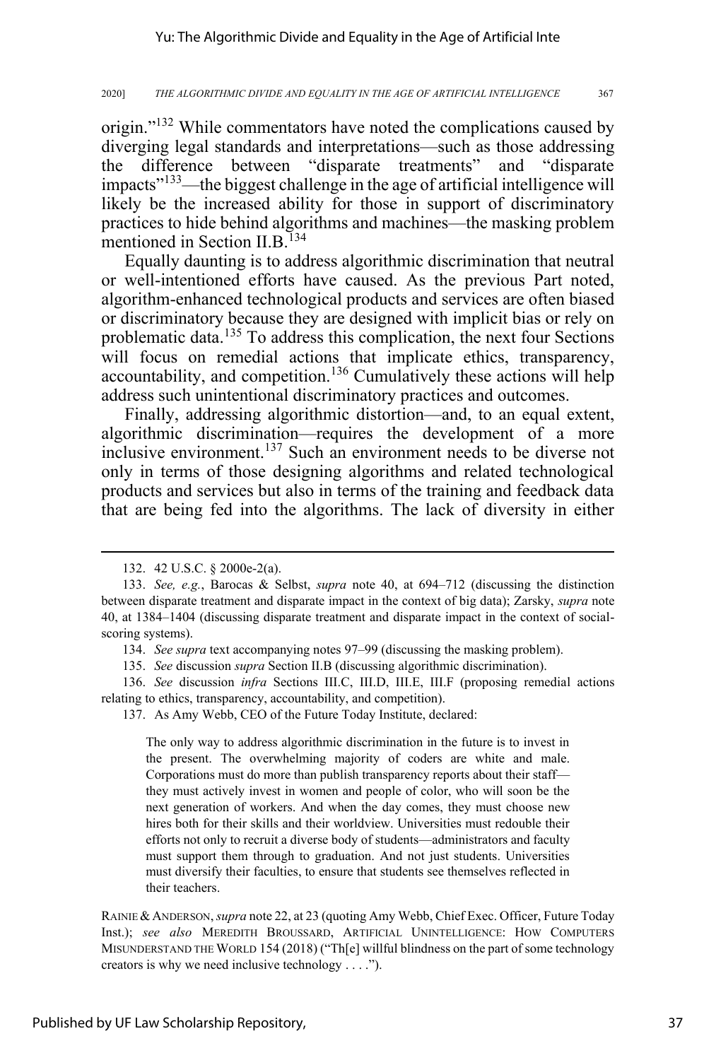origin."[132] While commentators have noted the complications caused by diverging legal standards and interpretations—such as those addressing the difference between "disparate treatments" and "disparate impacts"[133]—the biggest challenge in the age of artificial intelligence will likely be the increased ability for those in support of discriminatory practices to hide behind algorithms and machines—the masking problem mentioned in Section II.B.[134]

Equally daunting is to address algorithmic discrimination that neutral or well-intentioned efforts have caused. As the previous Part noted, algorithm-enhanced technological products and services are often biased or discriminatory because they are designed with implicit bias or rely on problematic data.[135] To address this complication, the next four Sections will focus on remedial actions that implicate ethics, transparency, accountability, and competition.[136] Cumulatively these actions will help address such unintentional discriminatory practices and outcomes.

Finally, addressing algorithmic distortion—and, to an equal extent, algorithmic discrimination—requires the development of a more inclusive environment.[137] Such an environment needs to be diverse not only in terms of those designing algorithms and related technological products and services but also in terms of the training and feedback data that are being fed into the algorithms. The lack of diversity in either

---

132. 42 U.S.C. § 2000e-2(a).

133. *See, e.g.*, Barocas & Selbst, *supra* note 40, at 694–712 (discussing the distinction between disparate treatment and disparate impact in the context of big data); Zarsky, *supra* note 40, at 1384–1404 (discussing disparate treatment and disparate impact in the context of social-scoring systems).

134. *See supra* text accompanying notes 97–99 (discussing the masking problem).

135. *See* discussion *supra* Section II.B (discussing algorithmic discrimination).

136. *See* discussion *infra* Sections III.C, III.D, III.E, III.F (proposing remedial actions relating to ethics, transparency, accountability, and competition).

137. As Amy Webb, CEO of the Future Today Institute, declared:

> The only way to address algorithmic discrimination in the future is to invest in the present. The overwhelming majority of coders are white and male. Corporations must do more than publish transparency reports about their staff—they must actively invest in women and people of color, who will soon be the next generation of workers. And when the day comes, they must choose new hires both for their skills and their worldview. Universities must redouble their efforts not only to recruit a diverse body of students—administrators and faculty must support them through to graduation. And not just students. Universities must diversify their faculties, to ensure that students see themselves reflected in their teachers.

RAINIE & ANDERSON, *supra* note 22, at 23 (quoting Amy Webb, Chief Exec. Officer, Future Today Inst.); *see also* MEREDITH BROUSSARD, ARTIFICIAL UNINTELLIGENCE: HOW COMPUTERS MISUNDERSTAND THE WORLD 154 (2018) ("Th[e] willful blindness on the part of some technology creators is why we need inclusive technology . . . .").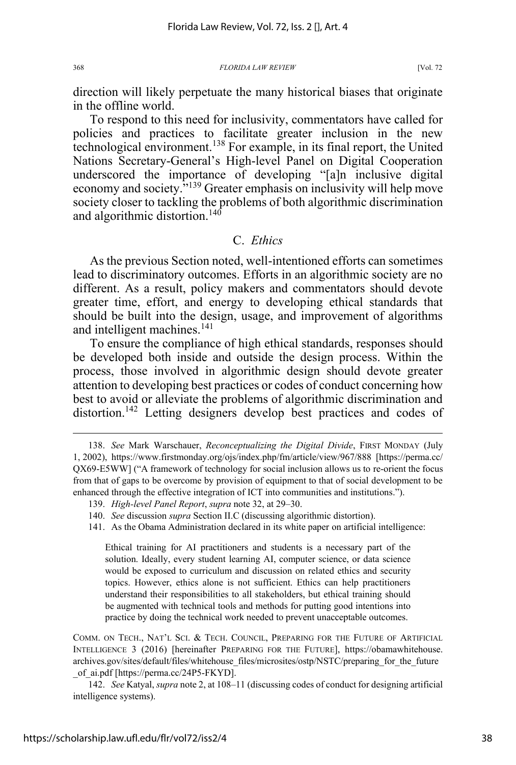direction will likely perpetuate the many historical biases that originate in the offline world.

To respond to this need for inclusivity, commentators have called for policies and practices to facilitate greater inclusion in the new technological environment.[138] For example, in its final report, the United Nations Secretary-General's High-level Panel on Digital Cooperation underscored the importance of developing "[a]n inclusive digital economy and society."[139] Greater emphasis on inclusivity will help move society closer to tackling the problems of both algorithmic discrimination and algorithmic distortion.[140]

### C. *Ethics*

As the previous Section noted, well-intentioned efforts can sometimes lead to discriminatory outcomes. Efforts in an algorithmic society are no different. As a result, policy makers and commentators should devote greater time, effort, and energy to developing ethical standards that should be built into the design, usage, and improvement of algorithms and intelligent machines.[141]

To ensure the compliance of high ethical standards, responses should be developed both inside and outside the design process. Within the process, those involved in algorithmic design should devote greater attention to developing best practices or codes of conduct concerning how best to avoid or alleviate the problems of algorithmic discrimination and distortion.[142] Letting designers develop best practices and codes of

---

138. *See* Mark Warschauer, *Reconceptualizing the Digital Divide*, FIRST MONDAY (July 1, 2002), https://www.firstmonday.org/ojs/index.php/fm/article/view/967/888 [https://perma.cc/QX69-E5WW] ("A framework of technology for social inclusion allows us to re-orient the focus from that of gaps to be overcome by provision of equipment to that of social development to be enhanced through the effective integration of ICT into communities and institutions.").

139. *High-level Panel Report*, *supra* note 32, at 29–30.

140. *See* discussion *supra* Section II.C (discussing algorithmic distortion).

141. As the Obama Administration declared in its white paper on artificial intelligence:

> Ethical training for AI practitioners and students is a necessary part of the solution. Ideally, every student learning AI, computer science, or data science would be exposed to curriculum and discussion on related ethics and security topics. However, ethics alone is not sufficient. Ethics can help practitioners understand their responsibilities to all stakeholders, but ethical training should be augmented with technical tools and methods for putting good intentions into practice by doing the technical work needed to prevent unacceptable outcomes.

COMM. ON TECH., NAT'L SCI. & TECH. COUNCIL, PREPARING FOR THE FUTURE OF ARTIFICIAL INTELLIGENCE 3 (2016) [hereinafter PREPARING FOR THE FUTURE], https://obamawhitehouse.archives.gov/sites/default/files/whitehouse_files/microsites/ostp/NSTC/preparing_for_the_future_of_ai.pdf [https://perma.cc/24P5-FKYD].

142. *See* Katyal, *supra* note 2, at 108–11 (discussing codes of conduct for designing artificial intelligence systems).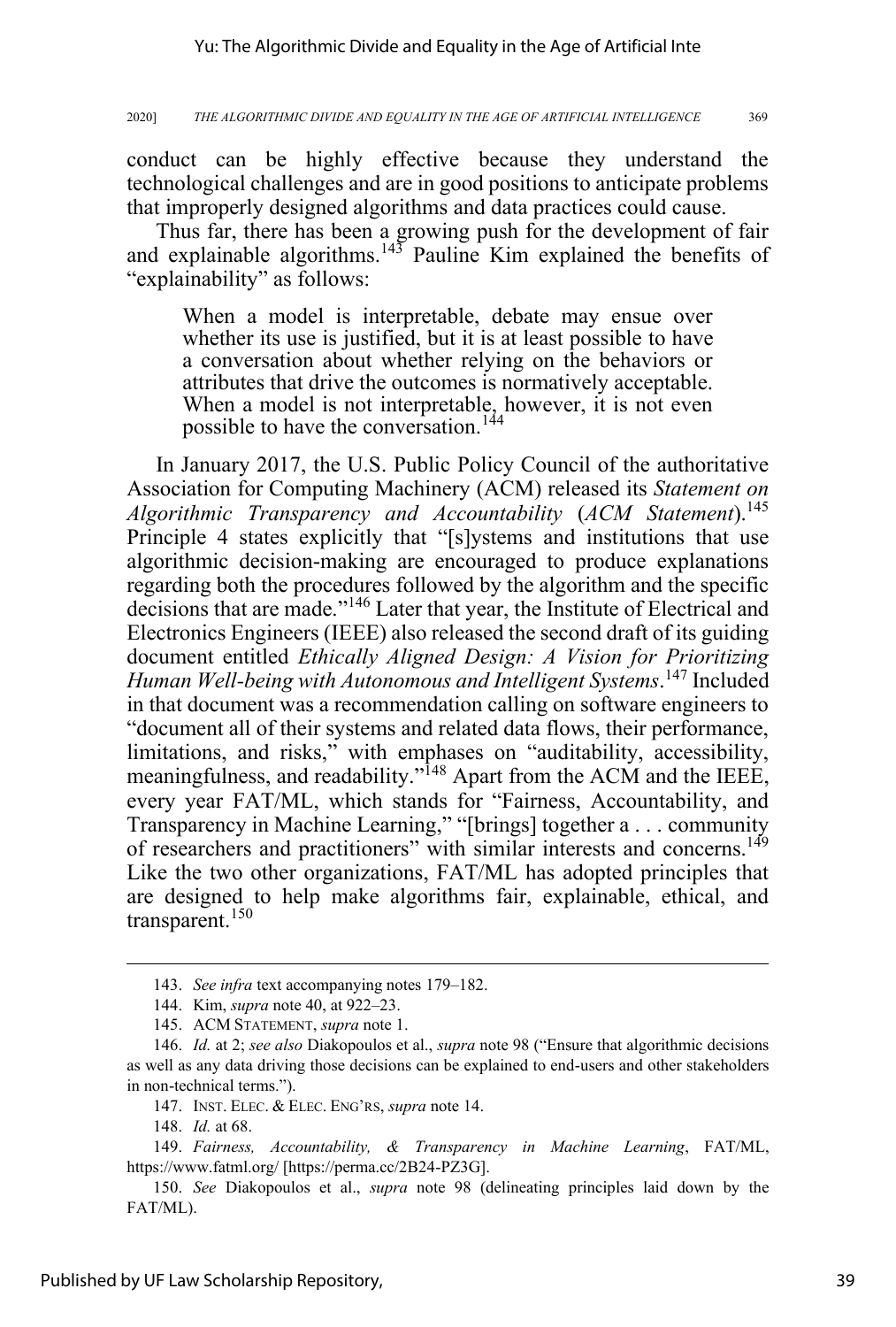conduct can be highly effective because they understand the technological challenges and are in good positions to anticipate problems that improperly designed algorithms and data practices could cause.

Thus far, there has been a growing push for the development of fair and explainable algorithms.[143] Pauline Kim explained the benefits of "explainability" as follows:

> When a model is interpretable, debate may ensue over whether its use is justified, but it is at least possible to have a conversation about whether relying on the behaviors or attributes that drive the outcomes is normatively acceptable. When a model is not interpretable, however, it is not even possible to have the conversation.[144]

In January 2017, the U.S. Public Policy Council of the authoritative Association for Computing Machinery (ACM) released its *Statement on Algorithmic Transparency and Accountability* (*ACM Statement*).[145] Principle 4 states explicitly that "[s]ystems and institutions that use algorithmic decision-making are encouraged to produce explanations regarding both the procedures followed by the algorithm and the specific decisions that are made."[146] Later that year, the Institute of Electrical and Electronics Engineers (IEEE) also released the second draft of its guiding document entitled *Ethically Aligned Design: A Vision for Prioritizing Human Well-being with Autonomous and Intelligent Systems*.[147] Included in that document was a recommendation calling on software engineers to "document all of their systems and related data flows, their performance, limitations, and risks," with emphases on "auditability, accessibility, meaningfulness, and readability."[148] Apart from the ACM and the IEEE, every year FAT/ML, which stands for "Fairness, Accountability, and Transparency in Machine Learning," "[brings] together a . . . community of researchers and practitioners" with similar interests and concerns.[149] Like the two other organizations, FAT/ML has adopted principles that are designed to help make algorithms fair, explainable, ethical, and transparent.[150]

---

143. *See infra* text accompanying notes 179–182.

144. Kim, *supra* note 40, at 922–23.

145. ACM STATEMENT, *supra* note 1.

146. *Id.* at 2; *see also* Diakopoulos et al., *supra* note 98 ("Ensure that algorithmic decisions as well as any data driving those decisions can be explained to end-users and other stakeholders in non-technical terms.").

147. INST. ELEC. & ELEC. ENG'RS, *supra* note 14.

148. *Id.* at 68.

149. *Fairness, Accountability, & Transparency in Machine Learning*, FAT/ML, https://www.fatml.org/ [https://perma.cc/2B24-PZ3G].

150. *See* Diakopoulos et al., *supra* note 98 (delineating principles laid down by the FAT/ML).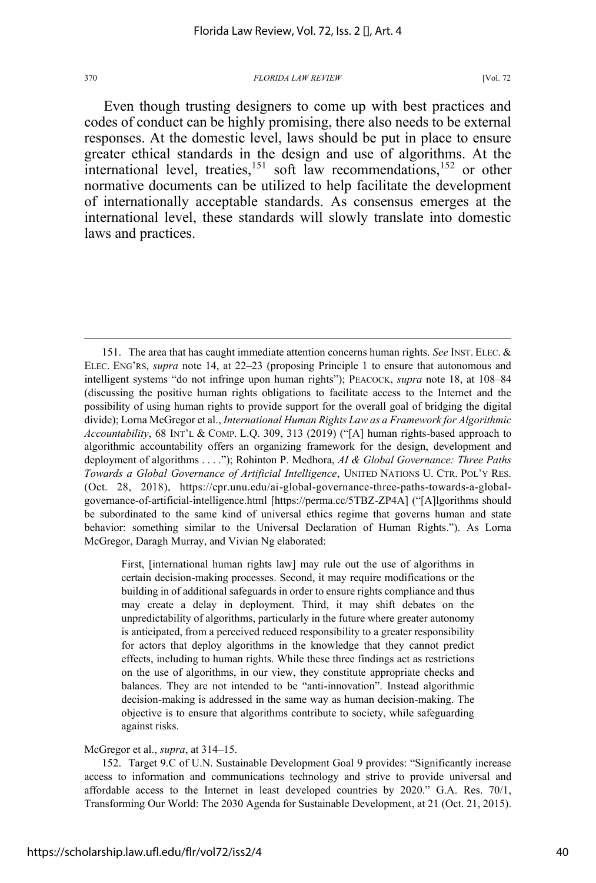Even though trusting designers to come up with best practices and codes of conduct can be highly promising, there also needs to be external responses. At the domestic level, laws should be put in place to ensure greater ethical standards in the design and use of algorithms. At the international level, treaties,[151] soft law recommendations,[152] or other normative documents can be utilized to help facilitate the development of internationally acceptable standards. As consensus emerges at the international level, these standards will slowly translate into domestic laws and practices.

---

151. The area that has caught immediate attention concerns human rights. *See* INST. ELEC. & ELEC. ENG'RS, *supra* note 14, at 22–23 (proposing Principle 1 to ensure that autonomous and intelligent systems "do not infringe upon human rights"); PEACOCK, *supra* note 18, at 108–84 (discussing the positive human rights obligations to facilitate access to the Internet and the possibility of using human rights to provide support for the overall goal of bridging the digital divide); Lorna McGregor et al., *International Human Rights Law as a Framework for Algorithmic Accountability*, 68 INT'L & COMP. L.Q. 309, 313 (2019) ("[A] human rights-based approach to algorithmic accountability offers an organizing framework for the design, development and deployment of algorithms . . . ."); Rohinton P. Medhora, *AI & Global Governance: Three Paths Towards a Global Governance of Artificial Intelligence*, UNITED NATIONS U. CTR. POL'Y RES. (Oct. 28, 2018), https://cpr.unu.edu/ai-global-governance-three-paths-towards-a-global-governance-of-artificial-intelligence.html [https://perma.cc/5TBZ-ZP4A] ("[A]lgorithms should be subordinated to the same kind of universal ethics regime that governs human and state behavior: something similar to the Universal Declaration of Human Rights."). As Lorna McGregor, Daragh Murray, and Vivian Ng elaborated:

> First, [international human rights law] may rule out the use of algorithms in certain decision-making processes. Second, it may require modifications or the building in of additional safeguards in order to ensure rights compliance and thus may create a delay in deployment. Third, it may shift debates on the unpredictability of algorithms, particularly in the future where greater autonomy is anticipated, from a perceived reduced responsibility to a greater responsibility for actors that deploy algorithms in the knowledge that they cannot predict effects, including to human rights. While these three findings act as restrictions on the use of algorithms, in our view, they constitute appropriate checks and balances. They are not intended to be "anti-innovation". Instead algorithmic decision-making is addressed in the same way as human decision-making. The objective is to ensure that algorithms contribute to society, while safeguarding against risks.

McGregor et al., *supra*, at 314–15.

152. Target 9.C of U.N. Sustainable Development Goal 9 provides: "Significantly increase access to information and communications technology and strive to provide universal and affordable access to the Internet in least developed countries by 2020." G.A. Res. 70/1, Transforming Our World: The 2030 Agenda for Sustainable Development, at 21 (Oct. 21, 2015).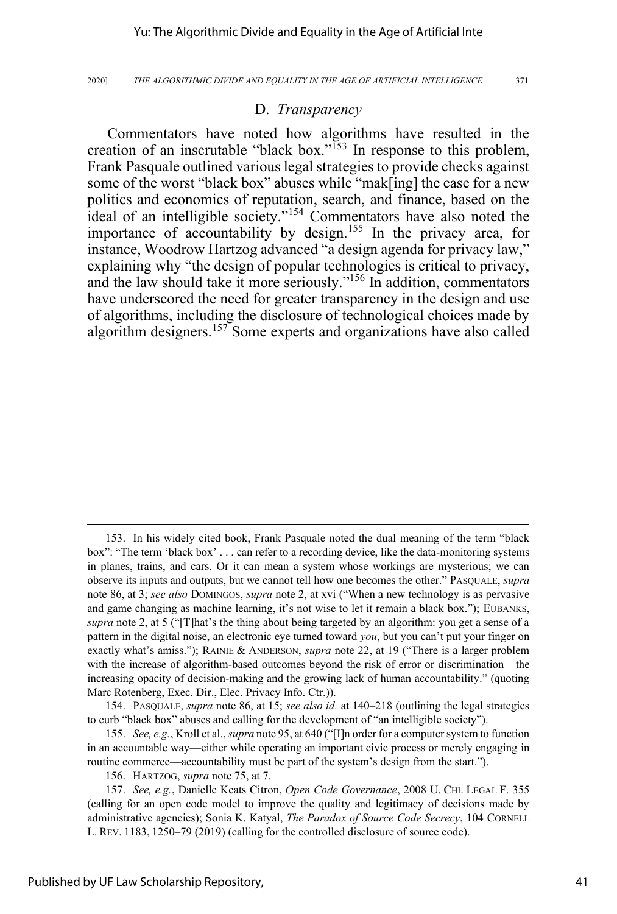### D. *Transparency*

Commentators have noted how algorithms have resulted in the creation of an inscrutable "black box."[153] In response to this problem, Frank Pasquale outlined various legal strategies to provide checks against some of the worst "black box" abuses while "mak[ing] the case for a new politics and economics of reputation, search, and finance, based on the ideal of an intelligible society."[154] Commentators have also noted the importance of accountability by design.[155] In the privacy area, for instance, Woodrow Hartzog advanced "a design agenda for privacy law," explaining why "the design of popular technologies is critical to privacy, and the law should take it more seriously."[156] In addition, commentators have underscored the need for greater transparency in the design and use of algorithms, including the disclosure of technological choices made by algorithm designers.[157] Some experts and organizations have also called

---

153. In his widely cited book, Frank Pasquale noted the dual meaning of the term "black box": "The term 'black box' . . . can refer to a recording device, like the data-monitoring systems in planes, trains, and cars. Or it can mean a system whose workings are mysterious; we can observe its inputs and outputs, but we cannot tell how one becomes the other." PASQUALE, *supra* note 86, at 3; *see also* DOMINGOS, *supra* note 2, at xvi ("When a new technology is as pervasive and game changing as machine learning, it's not wise to let it remain a black box."); EUBANKS, *supra* note 2, at 5 ("[T]hat's the thing about being targeted by an algorithm: you get a sense of a pattern in the digital noise, an electronic eye turned toward *you*, but you can't put your finger on exactly what's amiss."); RAINIE & ANDERSON, *supra* note 22, at 19 ("There is a larger problem with the increase of algorithm-based outcomes beyond the risk of error or discrimination—the increasing opacity of decision-making and the growing lack of human accountability." (quoting Marc Rotenberg, Exec. Dir., Elec. Privacy Info. Ctr.)).

154. PASQUALE, *supra* note 86, at 15; *see also id.* at 140–218 (outlining the legal strategies to curb "black box" abuses and calling for the development of "an intelligible society").

155. *See, e.g.*, Kroll et al., *supra* note 95, at 640 ("[I]n order for a computer system to function in an accountable way—either while operating an important civic process or merely engaging in routine commerce—accountability must be part of the system's design from the start.").

156. HARTZOG, *supra* note 75, at 7.

157. *See, e.g.*, Danielle Keats Citron, *Open Code Governance*, 2008 U. CHI. LEGAL F. 355 (calling for an open code model to improve the quality and legitimacy of decisions made by administrative agencies); Sonia K. Katyal, *The Paradox of Source Code Secrecy*, 104 CORNELL L. REV. 1183, 1250–79 (2019) (calling for the controlled disclosure of source code).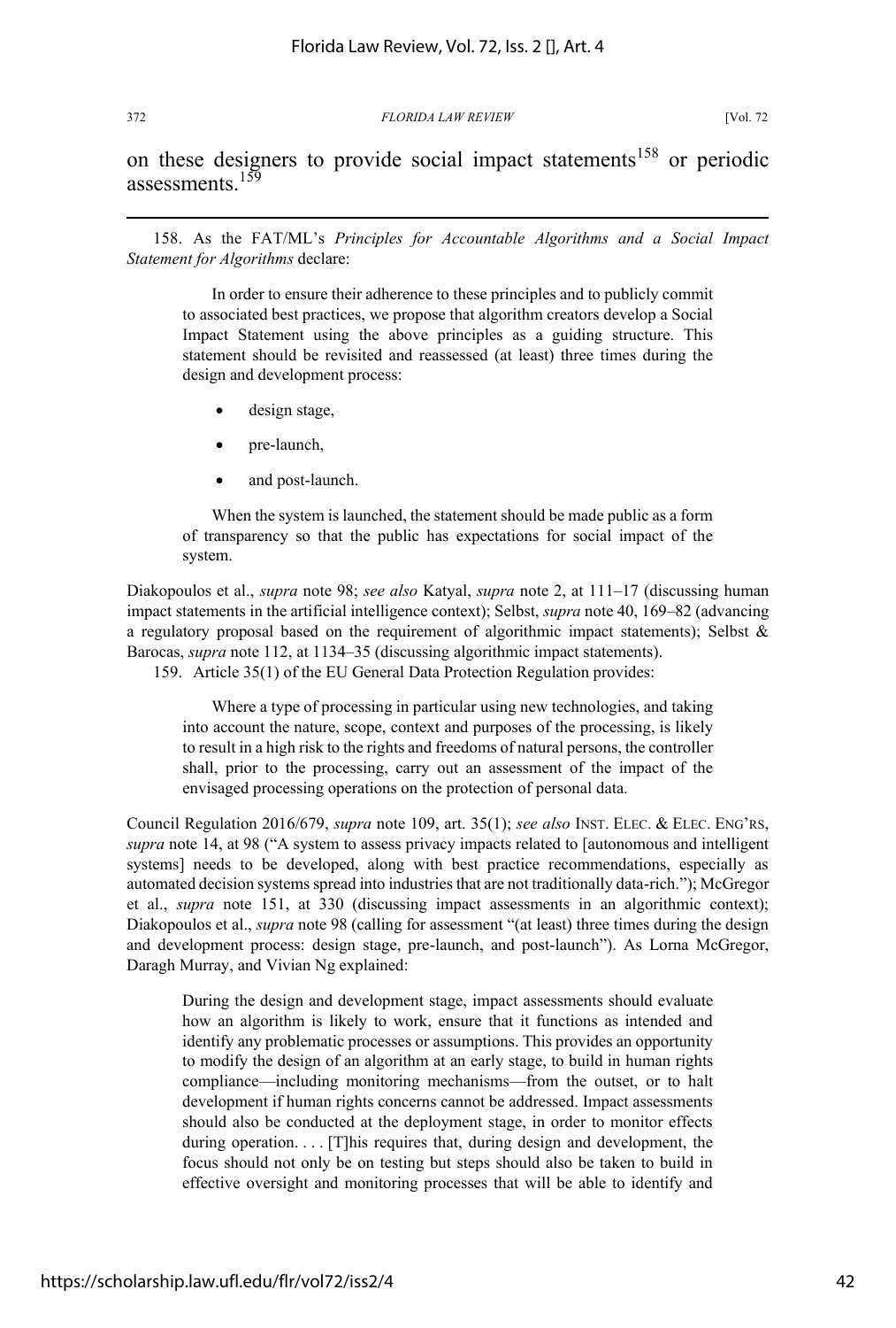on these designers to provide social impact statements[158] or periodic assessments.[159]

---

158. As the FAT/ML's *Principles for Accountable Algorithms and a Social Impact Statement for Algorithms* declare:

> In order to ensure their adherence to these principles and to publicly commit to associated best practices, we propose that algorithm creators develop a Social Impact Statement using the above principles as a guiding structure. This statement should be revisited and reassessed (at least) three times during the design and development process:
>
> - design stage,
> - pre-launch,
> - and post-launch.
>
> When the system is launched, the statement should be made public as a form of transparency so that the public has expectations for social impact of the system.

Diakopoulos et al., *supra* note 98; *see also* Katyal, *supra* note 2, at 111–17 (discussing human impact statements in the artificial intelligence context); Selbst, *supra* note 40, 169–82 (advancing a regulatory proposal based on the requirement of algorithmic impact statements); Selbst & Barocas, *supra* note 112, at 1134–35 (discussing algorithmic impact statements).

159. Article 35(1) of the EU General Data Protection Regulation provides:

> Where a type of processing in particular using new technologies, and taking into account the nature, scope, context and purposes of the processing, is likely to result in a high risk to the rights and freedoms of natural persons, the controller shall, prior to the processing, carry out an assessment of the impact of the envisaged processing operations on the protection of personal data.

Council Regulation 2016/679, *supra* note 109, art. 35(1); *see also* INST. ELEC. & ELEC. ENG'RS, *supra* note 14, at 98 ("A system to assess privacy impacts related to [autonomous and intelligent systems] needs to be developed, along with best practice recommendations, especially as automated decision systems spread into industries that are not traditionally data-rich."); McGregor et al., *supra* note 151, at 330 (discussing impact assessments in an algorithmic context); Diakopoulos et al., *supra* note 98 (calling for assessment "(at least) three times during the design and development process: design stage, pre-launch, and post-launch"). As Lorna McGregor, Daragh Murray, and Vivian Ng explained:

> During the design and development stage, impact assessments should evaluate how an algorithm is likely to work, ensure that it functions as intended and identify any problematic processes or assumptions. This provides an opportunity to modify the design of an algorithm at an early stage, to build in human rights compliance—including monitoring mechanisms—from the outset, or to halt development if human rights concerns cannot be addressed. Impact assessments should also be conducted at the deployment stage, in order to monitor effects during operation. . . . [T]his requires that, during design and development, the focus should not only be on testing but steps should also be taken to build in effective oversight and monitoring processes that will be able to identify and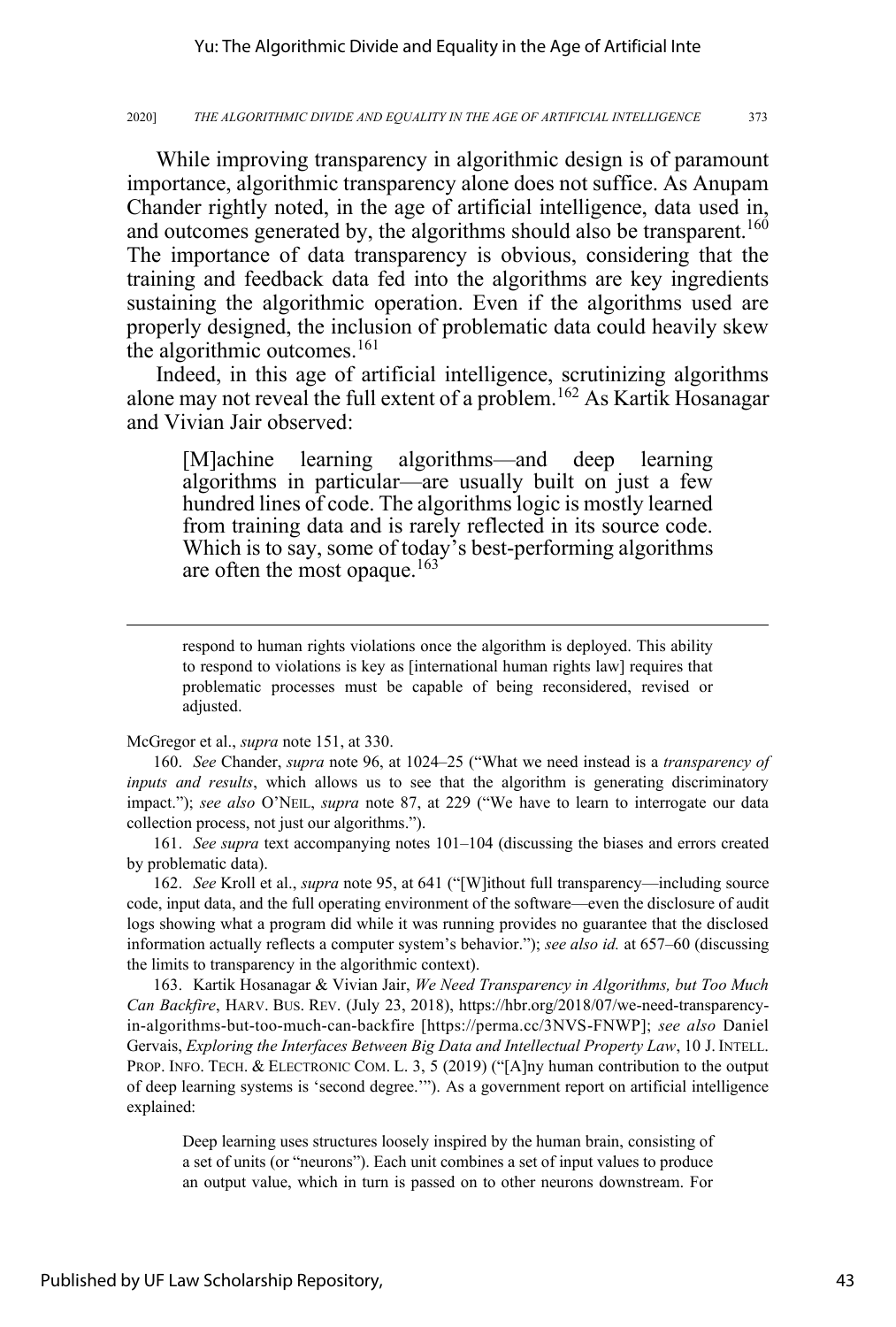While improving transparency in algorithmic design is of paramount importance, algorithmic transparency alone does not suffice. As Anupam Chander rightly noted, in the age of artificial intelligence, data used in, and outcomes generated by, the algorithms should also be transparent.[160] The importance of data transparency is obvious, considering that the training and feedback data fed into the algorithms are key ingredients sustaining the algorithmic operation. Even if the algorithms used are properly designed, the inclusion of problematic data could heavily skew the algorithmic outcomes.[161]

Indeed, in this age of artificial intelligence, scrutinizing algorithms alone may not reveal the full extent of a problem.[162] As Kartik Hosanagar and Vivian Jair observed:

> [M]achine learning algorithms—and deep learning algorithms in particular—are usually built on just a few hundred lines of code. The algorithms logic is mostly learned from training data and is rarely reflected in its source code. Which is to say, some of today's best-performing algorithms are often the most opaque.[163]

---

> respond to human rights violations once the algorithm is deployed. This ability to respond to violations is key as [international human rights law] requires that problematic processes must be capable of being reconsidered, revised or adjusted.

McGregor et al., *supra* note 151, at 330.

160. *See* Chander, *supra* note 96, at 1024–25 ("What we need instead is a *transparency of inputs and results*, which allows us to see that the algorithm is generating discriminatory impact."); *see also* O'NEIL, *supra* note 87, at 229 ("We have to learn to interrogate our data collection process, not just our algorithms.").

161. *See supra* text accompanying notes 101–104 (discussing the biases and errors created by problematic data).

162. *See* Kroll et al., *supra* note 95, at 641 ("[W]ithout full transparency—including source code, input data, and the full operating environment of the software—even the disclosure of audit logs showing what a program did while it was running provides no guarantee that the disclosed information actually reflects a computer system's behavior."); *see also id.* at 657–60 (discussing the limits to transparency in the algorithmic context).

163. Kartik Hosanagar & Vivian Jair, *We Need Transparency in Algorithms, but Too Much Can Backfire*, HARV. BUS. REV. (July 23, 2018), https://hbr.org/2018/07/we-need-transparency-in-algorithms-but-too-much-can-backfire [https://perma.cc/3NVS-FNWP]; *see also* Daniel Gervais, *Exploring the Interfaces Between Big Data and Intellectual Property Law*, 10 J. INTELL. PROP. INFO. TECH. & ELECTRONIC COM. L. 3, 5 (2019) ("[A]ny human contribution to the output of deep learning systems is 'second degree.'"). As a government report on artificial intelligence explained:

> Deep learning uses structures loosely inspired by the human brain, consisting of a set of units (or "neurons"). Each unit combines a set of input values to produce an output value, which in turn is passed on to other neurons downstream. For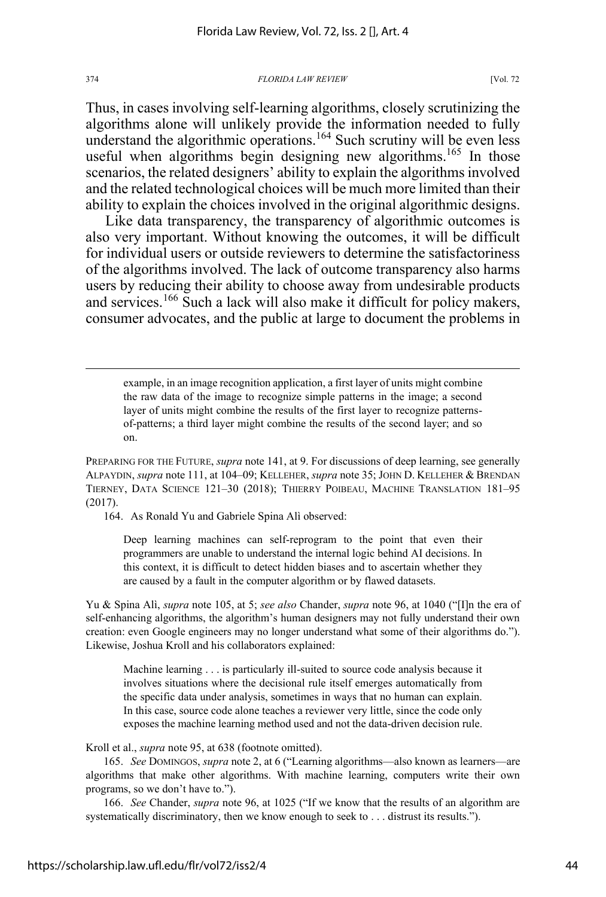Thus, in cases involving self-learning algorithms, closely scrutinizing the algorithms alone will unlikely provide the information needed to fully understand the algorithmic operations.[164] Such scrutiny will be even less useful when algorithms begin designing new algorithms.[165] In those scenarios, the related designers' ability to explain the algorithms involved and the related technological choices will be much more limited than their ability to explain the choices involved in the original algorithmic designs.

Like data transparency, the transparency of algorithmic outcomes is also very important. Without knowing the outcomes, it will be difficult for individual users or outside reviewers to determine the satisfactoriness of the algorithms involved. The lack of outcome transparency also harms users by reducing their ability to choose away from undesirable products and services.[166] Such a lack will also make it difficult for policy makers, consumer advocates, and the public at large to document the problems in

---

> example, in an image recognition application, a first layer of units might combine the raw data of the image to recognize simple patterns in the image; a second layer of units might combine the results of the first layer to recognize patterns-of-patterns; a third layer might combine the results of the second layer; and so on.

PREPARING FOR THE FUTURE, *supra* note 141, at 9. For discussions of deep learning, see generally ALPAYDIN, *supra* note 111, at 104–09; KELLEHER, *supra* note 35; JOHN D. KELLEHER & BRENDAN TIERNEY, DATA SCIENCE 121–30 (2018); THIERRY POIBEAU, MACHINE TRANSLATION 181–95 (2017).

164. As Ronald Yu and Gabriele Spina Alì observed:

> Deep learning machines can self-reprogram to the point that even their programmers are unable to understand the internal logic behind AI decisions. In this context, it is difficult to detect hidden biases and to ascertain whether they are caused by a fault in the computer algorithm or by flawed datasets.

Yu & Spina Alì, *supra* note 105, at 5; *see also* Chander, *supra* note 96, at 1040 ("[I]n the era of self-enhancing algorithms, the algorithm's human designers may not fully understand their own creation: even Google engineers may no longer understand what some of their algorithms do."). Likewise, Joshua Kroll and his collaborators explained:

> Machine learning . . . is particularly ill-suited to source code analysis because it involves situations where the decisional rule itself emerges automatically from the specific data under analysis, sometimes in ways that no human can explain. In this case, source code alone teaches a reviewer very little, since the code only exposes the machine learning method used and not the data-driven decision rule.

Kroll et al., *supra* note 95, at 638 (footnote omitted).

165. *See* DOMINGOS, *supra* note 2, at 6 ("Learning algorithms—also known as learners—are algorithms that make other algorithms. With machine learning, computers write their own programs, so we don't have to.").

166. *See* Chander, *supra* note 96, at 1025 ("If we know that the results of an algorithm are systematically discriminatory, then we know enough to seek to . . . distrust its results.").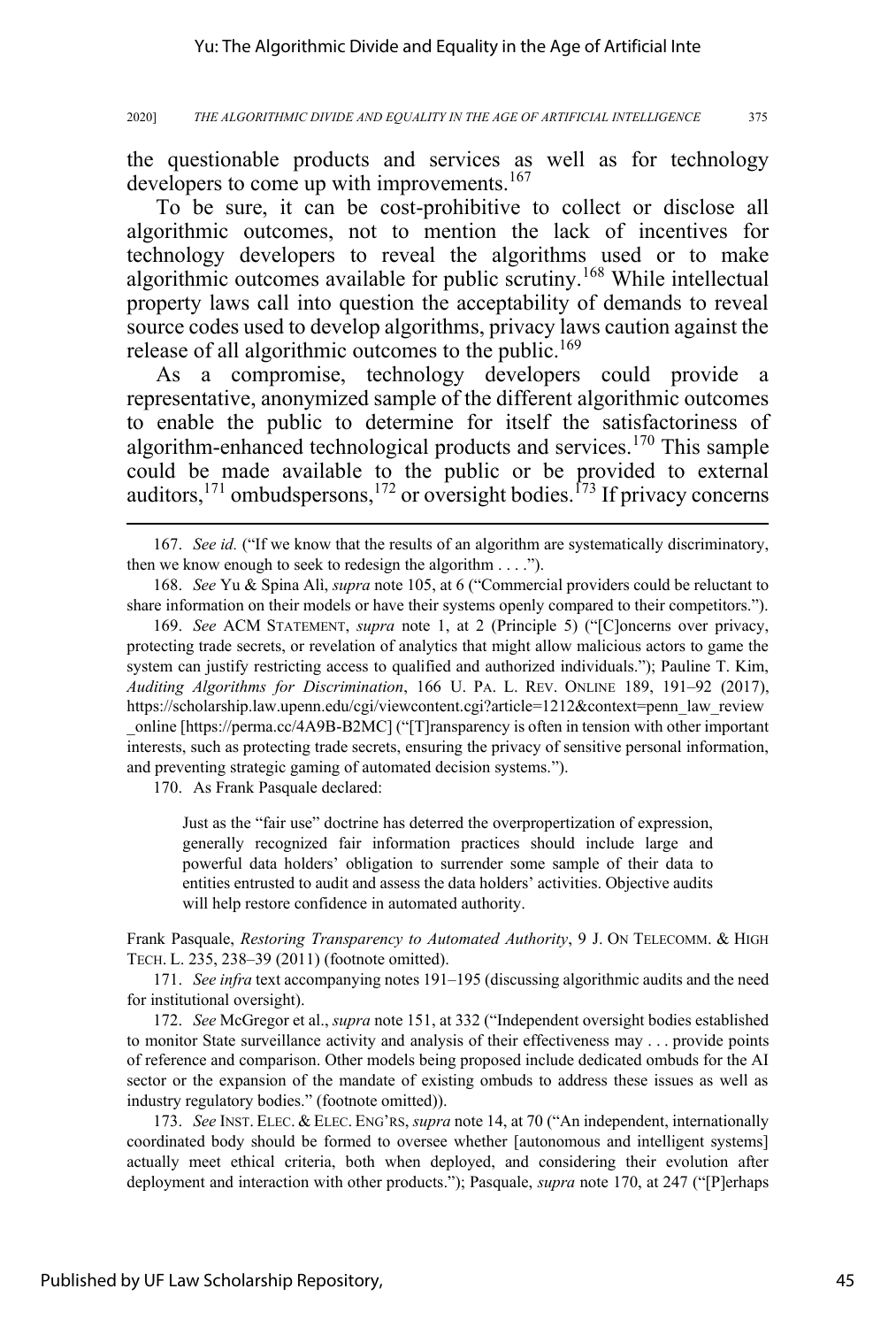the questionable products and services as well as for technology developers to come up with improvements.[167]

To be sure, it can be cost-prohibitive to collect or disclose all algorithmic outcomes, not to mention the lack of incentives for technology developers to reveal the algorithms used or to make algorithmic outcomes available for public scrutiny.[168] While intellectual property laws call into question the acceptability of demands to reveal source codes used to develop algorithms, privacy laws caution against the release of all algorithmic outcomes to the public.[169]

As a compromise, technology developers could provide a representative, anonymized sample of the different algorithmic outcomes to enable the public to determine for itself the satisfactoriness of algorithm-enhanced technological products and services.[170] This sample could be made available to the public or be provided to external auditors,[171] ombudspersons,[172] or oversight bodies.[173] If privacy concerns

---

167. *See id.* ("If we know that the results of an algorithm are systematically discriminatory, then we know enough to seek to redesign the algorithm . . . .").

168. *See* Yu & Spina Alì, *supra* note 105, at 6 ("Commercial providers could be reluctant to share information on their models or have their systems openly compared to their competitors.").

169. *See* ACM STATEMENT, *supra* note 1, at 2 (Principle 5) ("[C]oncerns over privacy, protecting trade secrets, or revelation of analytics that might allow malicious actors to game the system can justify restricting access to qualified and authorized individuals."); Pauline T. Kim, *Auditing Algorithms for Discrimination*, 166 U. PA. L. REV. ONLINE 189, 191–92 (2017), https://scholarship.law.upenn.edu/cgi/viewcontent.cgi?article=1212&context=penn_law_review_online [https://perma.cc/4A9B-B2MC] ("[T]ransparency is often in tension with other important interests, such as protecting trade secrets, ensuring the privacy of sensitive personal information, and preventing strategic gaming of automated decision systems.").

170. As Frank Pasquale declared:

> Just as the "fair use" doctrine has deterred the overpropertization of expression, generally recognized fair information practices should include large and powerful data holders' obligation to surrender some sample of their data to entities entrusted to audit and assess the data holders' activities. Objective audits will help restore confidence in automated authority.

Frank Pasquale, *Restoring Transparency to Automated Authority*, 9 J. ON TELECOMM. & HIGH TECH. L. 235, 238–39 (2011) (footnote omitted).

171. *See infra* text accompanying notes 191–195 (discussing algorithmic audits and the need for institutional oversight).

172. *See* McGregor et al., *supra* note 151, at 332 ("Independent oversight bodies established to monitor State surveillance activity and analysis of their effectiveness may . . . provide points of reference and comparison. Other models being proposed include dedicated ombuds for the AI sector or the expansion of the mandate of existing ombuds to address these issues as well as industry regulatory bodies." (footnote omitted)).

173. *See* INST. ELEC. & ELEC. ENG'RS, *supra* note 14, at 70 ("An independent, internationally coordinated body should be formed to oversee whether [autonomous and intelligent systems] actually meet ethical criteria, both when deployed, and considering their evolution after deployment and interaction with other products."); Pasquale, *supra* note 170, at 247 ("[P]erhaps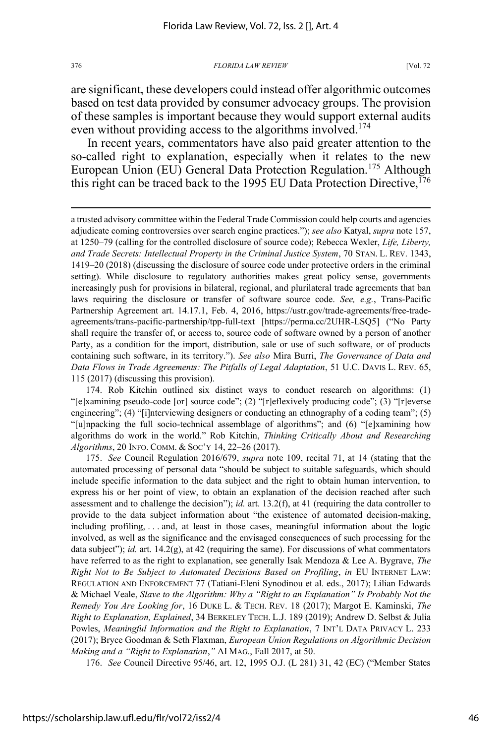are significant, these developers could instead offer algorithmic outcomes based on test data provided by consumer advocacy groups. The provision of these samples is important because they would support external audits even without providing access to the algorithms involved.[174]

In recent years, commentators have also paid greater attention to the so-called right to explanation, especially when it relates to the new European Union (EU) General Data Protection Regulation.[175] Although this right can be traced back to the 1995 EU Data Protection Directive,[176]

---

a trusted advisory committee within the Federal Trade Commission could help courts and agencies adjudicate coming controversies over search engine practices."); *see also* Katyal, *supra* note 157, at 1250–79 (calling for the controlled disclosure of source code); Rebecca Wexler, *Life, Liberty, and Trade Secrets: Intellectual Property in the Criminal Justice System*, 70 STAN. L. REV. 1343, 1419–20 (2018) (discussing the disclosure of source code under protective orders in the criminal setting). While disclosure to regulatory authorities makes great policy sense, governments increasingly push for provisions in bilateral, regional, and plurilateral trade agreements that ban laws requiring the disclosure or transfer of software source code. *See, e.g.*, Trans-Pacific Partnership Agreement art. 14.17.1, Feb. 4, 2016, https://ustr.gov/trade-agreements/free-trade-agreements/trans-pacific-partnership/tpp-full-text [https://perma.cc/2UHR-LSQ5] ("No Party shall require the transfer of, or access to, source code of software owned by a person of another Party, as a condition for the import, distribution, sale or use of such software, or of products containing such software, in its territory."). *See also* Mira Burri, *The Governance of Data and Data Flows in Trade Agreements: The Pitfalls of Legal Adaptation*, 51 U.C. DAVIS L. REV. 65, 115 (2017) (discussing this provision).

174. Rob Kitchin outlined six distinct ways to conduct research on algorithms: (1) "[e]xamining pseudo-code [or] source code"; (2) "[r]eflexively producing code"; (3) "[r]everse engineering"; (4) "[i]nterviewing designers or conducting an ethnography of a coding team"; (5) "[u]npacking the full socio-technical assemblage of algorithms"; and (6) "[e]xamining how algorithms do work in the world." Rob Kitchin, *Thinking Critically About and Researching Algorithms*, 20 INFO. COMM. & SOC'Y 14, 22–26 (2017).

175. *See* Council Regulation 2016/679, *supra* note 109, recital 71, at 14 (stating that the automated processing of personal data "should be subject to suitable safeguards, which should include specific information to the data subject and the right to obtain human intervention, to express his or her point of view, to obtain an explanation of the decision reached after such assessment and to challenge the decision"); *id.* art. 13.2(f), at 41 (requiring the data controller to provide to the data subject information about "the existence of automated decision-making, including profiling, . . . and, at least in those cases, meaningful information about the logic involved, as well as the significance and the envisaged consequences of such processing for the data subject"); *id.* art. 14.2(g), at 42 (requiring the same). For discussions of what commentators have referred to as the right to explanation, see generally Isak Mendoza & Lee A. Bygrave, *The Right Not to Be Subject to Automated Decisions Based on Profiling*, *in* EU INTERNET LAW: REGULATION AND ENFORCEMENT 77 (Tatiani-Eleni Synodinou et al. eds., 2017); Lilian Edwards & Michael Veale, *Slave to the Algorithm: Why a "Right to an Explanation" Is Probably Not the Remedy You Are Looking for*, 16 DUKE L. & TECH. REV. 18 (2017); Margot E. Kaminski, *The Right to Explanation, Explained*, 34 BERKELEY TECH. L.J. 189 (2019); Andrew D. Selbst & Julia Powles, *Meaningful Information and the Right to Explanation*, 7 INT'L DATA PRIVACY L. 233 (2017); Bryce Goodman & Seth Flaxman, *European Union Regulations on Algorithmic Decision Making and a "Right to Explanation*,*"* AI MAG., Fall 2017, at 50.

176. *See* Council Directive 95/46, art. 12, 1995 O.J. (L 281) 31, 42 (EC) ("Member States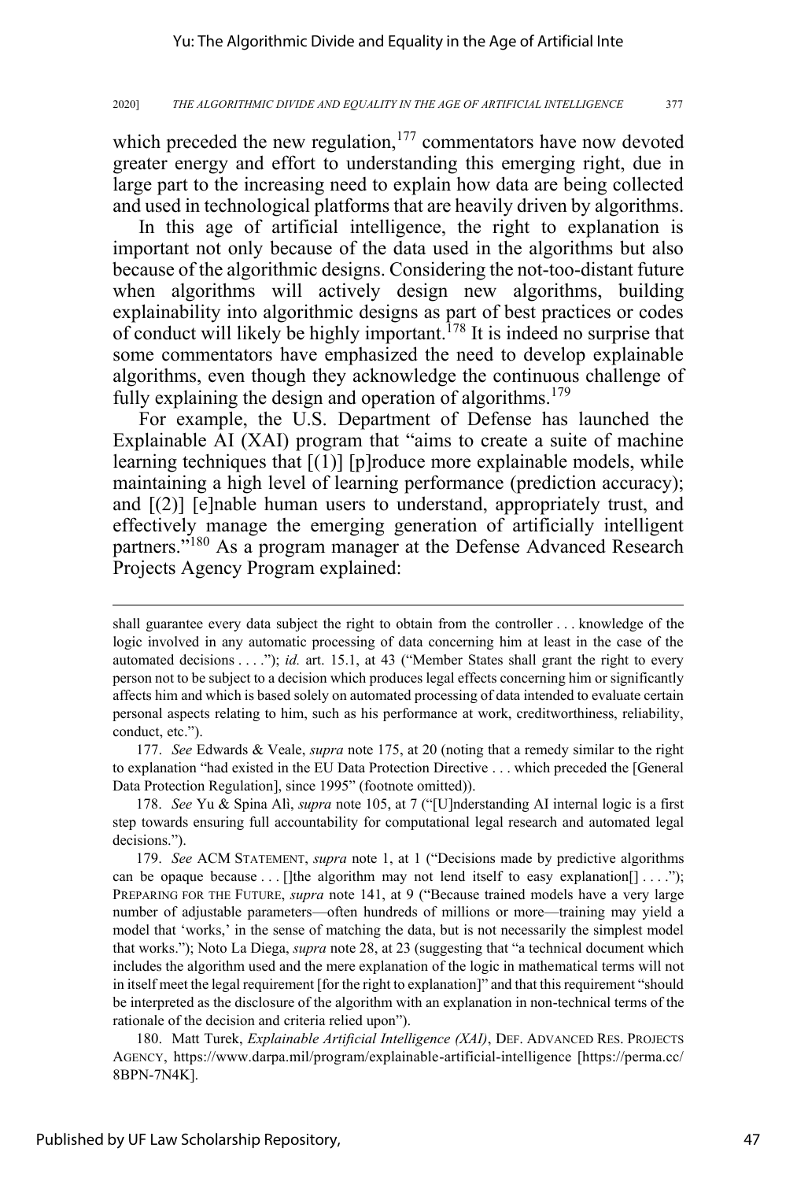which preceded the new regulation,[177] commentators have now devoted greater energy and effort to understanding this emerging right, due in large part to the increasing need to explain how data are being collected and used in technological platforms that are heavily driven by algorithms.

In this age of artificial intelligence, the right to explanation is important not only because of the data used in the algorithms but also because of the algorithmic designs. Considering the not-too-distant future when algorithms will actively design new algorithms, building explainability into algorithmic designs as part of best practices or codes of conduct will likely be highly important.[178] It is indeed no surprise that some commentators have emphasized the need to develop explainable algorithms, even though they acknowledge the continuous challenge of fully explaining the design and operation of algorithms.[179]

For example, the U.S. Department of Defense has launched the Explainable AI (XAI) program that "aims to create a suite of machine learning techniques that [(1)] [p]roduce more explainable models, while maintaining a high level of learning performance (prediction accuracy); and [(2)] [e]nable human users to understand, appropriately trust, and effectively manage the emerging generation of artificially intelligent partners."[180] As a program manager at the Defense Advanced Research Projects Agency Program explained:

---

shall guarantee every data subject the right to obtain from the controller . . . knowledge of the logic involved in any automatic processing of data concerning him at least in the case of the automated decisions . . . ."); *id.* art. 15.1, at 43 ("Member States shall grant the right to every person not to be subject to a decision which produces legal effects concerning him or significantly affects him and which is based solely on automated processing of data intended to evaluate certain personal aspects relating to him, such as his performance at work, creditworthiness, reliability, conduct, etc.").

177. *See* Edwards & Veale, *supra* note 175, at 20 (noting that a remedy similar to the right to explanation "had existed in the EU Data Protection Directive . . . which preceded the [General Data Protection Regulation], since 1995" (footnote omitted)).

178. *See* Yu & Spina Alì, *supra* note 105, at 7 ("[U]nderstanding AI internal logic is a first step towards ensuring full accountability for computational legal research and automated legal decisions.").

179. *See* ACM STATEMENT, *supra* note 1, at 1 ("Decisions made by predictive algorithms can be opaque because . . . []the algorithm may not lend itself to easy explanation[] . . . ."); PREPARING FOR THE FUTURE, *supra* note 141, at 9 ("Because trained models have a very large number of adjustable parameters—often hundreds of millions or more—training may yield a model that 'works,' in the sense of matching the data, but is not necessarily the simplest model that works."); Noto La Diega, *supra* note 28, at 23 (suggesting that "a technical document which includes the algorithm used and the mere explanation of the logic in mathematical terms will not in itself meet the legal requirement [for the right to explanation]" and that this requirement "should be interpreted as the disclosure of the algorithm with an explanation in non-technical terms of the rationale of the decision and criteria relied upon").

180. Matt Turek, *Explainable Artificial Intelligence (XAI)*, DEF. ADVANCED RES. PROJECTS AGENCY, https://www.darpa.mil/program/explainable-artificial-intelligence [https://perma.cc/8BPN-7N4K].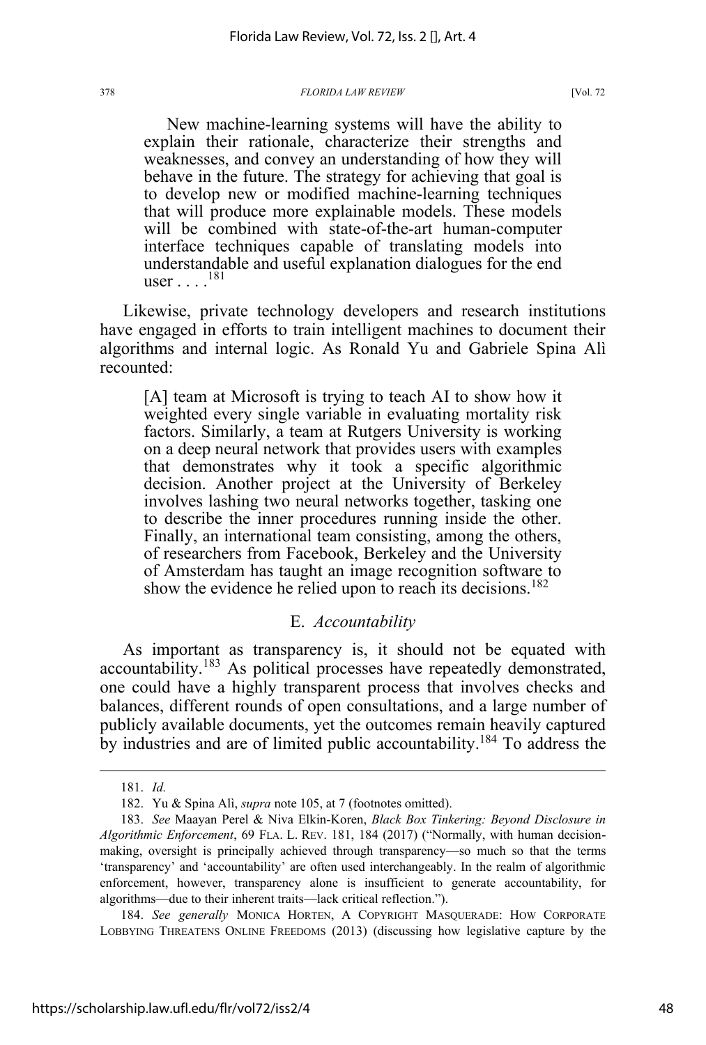> New machine-learning systems will have the ability to explain their rationale, characterize their strengths and weaknesses, and convey an understanding of how they will behave in the future. The strategy for achieving that goal is to develop new or modified machine-learning techniques that will produce more explainable models. These models will be combined with state-of-the-art human-computer interface techniques capable of translating models into understandable and useful explanation dialogues for the end user . . . .[181]

Likewise, private technology developers and research institutions have engaged in efforts to train intelligent machines to document their algorithms and internal logic. As Ronald Yu and Gabriele Spina Alì recounted:

> [A] team at Microsoft is trying to teach AI to show how it weighted every single variable in evaluating mortality risk factors. Similarly, a team at Rutgers University is working on a deep neural network that provides users with examples that demonstrates why it took a specific algorithmic decision. Another project at the University of Berkeley involves lashing two neural networks together, tasking one to describe the inner procedures running inside the other. Finally, an international team consisting, among the others, of researchers from Facebook, Berkeley and the University of Amsterdam has taught an image recognition software to show the evidence he relied upon to reach its decisions.[182]

## E. *Accountability*

As important as transparency is, it should not be equated with accountability.[183] As political processes have repeatedly demonstrated, one could have a highly transparent process that involves checks and balances, different rounds of open consultations, and a large number of publicly available documents, yet the outcomes remain heavily captured by industries and are of limited public accountability.[184] To address the

---

181. *Id.*

182. Yu & Spina Alì, *supra* note 105, at 7 (footnotes omitted).

183. *See* Maayan Perel & Niva Elkin-Koren, *Black Box Tinkering: Beyond Disclosure in Algorithmic Enforcement*, 69 FLA. L. REV. 181, 184 (2017) ("Normally, with human decision-making, oversight is principally achieved through transparency—so much so that the terms 'transparency' and 'accountability' are often used interchangeably. In the realm of algorithmic enforcement, however, transparency alone is insufficient to generate accountability, for algorithms—due to their inherent traits—lack critical reflection.").

184. *See generally* MONICA HORTEN, A COPYRIGHT MASQUERADE: HOW CORPORATE LOBBYING THREATENS ONLINE FREEDOMS (2013) (discussing how legislative capture by the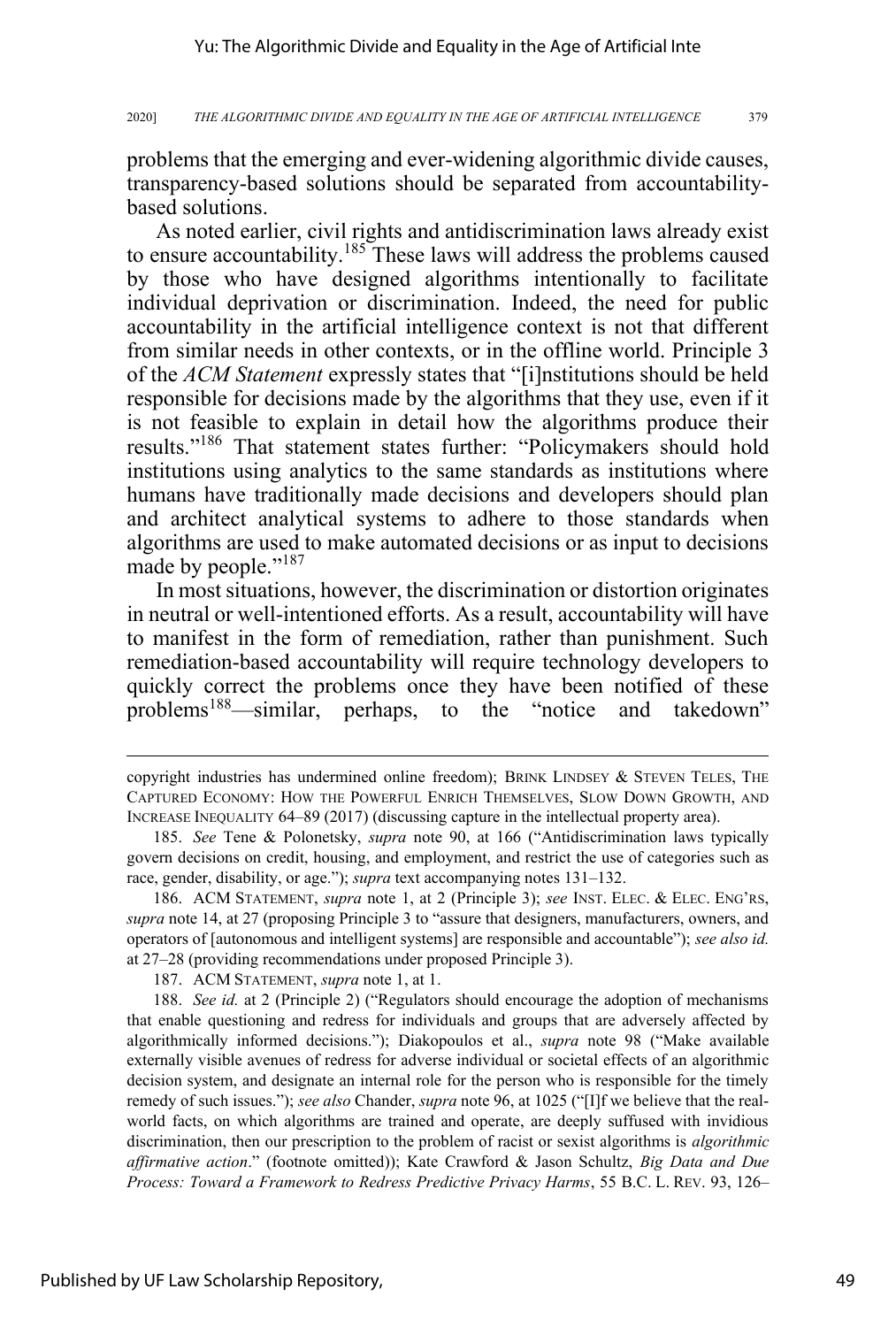problems that the emerging and ever-widening algorithmic divide causes, transparency-based solutions should be separated from accountability-based solutions.

As noted earlier, civil rights and antidiscrimination laws already exist to ensure accountability.[185] These laws will address the problems caused by those who have designed algorithms intentionally to facilitate individual deprivation or discrimination. Indeed, the need for public accountability in the artificial intelligence context is not that different from similar needs in other contexts, or in the offline world. Principle 3 of the *ACM Statement* expressly states that "[i]nstitutions should be held responsible for decisions made by the algorithms that they use, even if it is not feasible to explain in detail how the algorithms produce their results."[186] That statement states further: "Policymakers should hold institutions using analytics to the same standards as institutions where humans have traditionally made decisions and developers should plan and architect analytical systems to adhere to those standards when algorithms are used to make automated decisions or as input to decisions made by people."[187]

In most situations, however, the discrimination or distortion originates in neutral or well-intentioned efforts. As a result, accountability will have to manifest in the form of remediation, rather than punishment. Such remediation-based accountability will require technology developers to quickly correct the problems once they have been notified of these problems[188]—similar, perhaps, to the "notice and takedown"

---

copyright industries has undermined online freedom); BRINK LINDSEY & STEVEN TELES, THE CAPTURED ECONOMY: HOW THE POWERFUL ENRICH THEMSELVES, SLOW DOWN GROWTH, AND INCREASE INEQUALITY 64–89 (2017) (discussing capture in the intellectual property area).

185. *See* Tene & Polonetsky, *supra* note 90, at 166 ("Antidiscrimination laws typically govern decisions on credit, housing, and employment, and restrict the use of categories such as race, gender, disability, or age."); *supra* text accompanying notes 131–132.

186. ACM STATEMENT, *supra* note 1, at 2 (Principle 3); *see* INST. ELEC. & ELEC. ENG'RS, *supra* note 14, at 27 (proposing Principle 3 to "assure that designers, manufacturers, owners, and operators of [autonomous and intelligent systems] are responsible and accountable"); *see also id.* at 27–28 (providing recommendations under proposed Principle 3).

187. ACM STATEMENT, *supra* note 1, at 1.

188. *See id.* at 2 (Principle 2) ("Regulators should encourage the adoption of mechanisms that enable questioning and redress for individuals and groups that are adversely affected by algorithmically informed decisions."); Diakopoulos et al., *supra* note 98 ("Make available externally visible avenues of redress for adverse individual or societal effects of an algorithmic decision system, and designate an internal role for the person who is responsible for the timely remedy of such issues."); *see also* Chander, *supra* note 96, at 1025 ("[I]f we believe that the real-world facts, on which algorithms are trained and operate, are deeply suffused with invidious discrimination, then our prescription to the problem of racist or sexist algorithms is *algorithmic affirmative action*." (footnote omitted)); Kate Crawford & Jason Schultz, *Big Data and Due Process: Toward a Framework to Redress Predictive Privacy Harms*, 55 B.C. L. REV. 93, 126–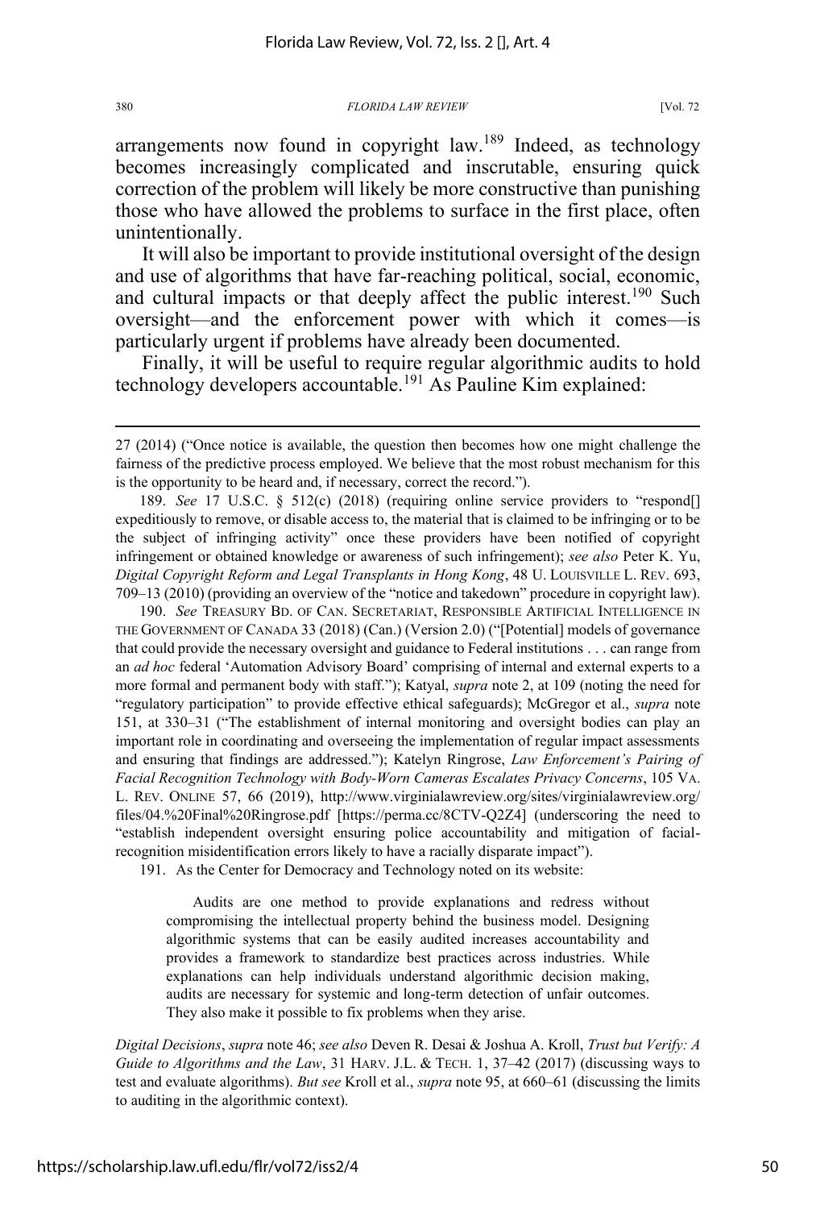arrangements now found in copyright law.[189] Indeed, as technology becomes increasingly complicated and inscrutable, ensuring quick correction of the problem will likely be more constructive than punishing those who have allowed the problems to surface in the first place, often unintentionally.

It will also be important to provide institutional oversight of the design and use of algorithms that have far-reaching political, social, economic, and cultural impacts or that deeply affect the public interest.[190] Such oversight—and the enforcement power with which it comes—is particularly urgent if problems have already been documented.

Finally, it will be useful to require regular algorithmic audits to hold technology developers accountable.[191] As Pauline Kim explained:

---

27 (2014) ("Once notice is available, the question then becomes how one might challenge the fairness of the predictive process employed. We believe that the most robust mechanism for this is the opportunity to be heard and, if necessary, correct the record.").

189. *See* 17 U.S.C. § 512(c) (2018) (requiring online service providers to "respond[] expeditiously to remove, or disable access to, the material that is claimed to be infringing or to be the subject of infringing activity" once these providers have been notified of copyright infringement or obtained knowledge or awareness of such infringement); *see also* Peter K. Yu, *Digital Copyright Reform and Legal Transplants in Hong Kong*, 48 U. LOUISVILLE L. REV. 693, 709–13 (2010) (providing an overview of the "notice and takedown" procedure in copyright law).

190. *See* TREASURY BD. OF CAN. SECRETARIAT, RESPONSIBLE ARTIFICIAL INTELLIGENCE IN THE GOVERNMENT OF CANADA 33 (2018) (Can.) (Version 2.0) ("[Potential] models of governance that could provide the necessary oversight and guidance to Federal institutions . . . can range from an *ad hoc* federal 'Automation Advisory Board' comprising of internal and external experts to a more formal and permanent body with staff."); Katyal, *supra* note 2, at 109 (noting the need for "regulatory participation" to provide effective ethical safeguards); McGregor et al., *supra* note 151, at 330–31 ("The establishment of internal monitoring and oversight bodies can play an important role in coordinating and overseeing the implementation of regular impact assessments and ensuring that findings are addressed."); Katelyn Ringrose, *Law Enforcement's Pairing of Facial Recognition Technology with Body-Worn Cameras Escalates Privacy Concerns*, 105 VA. L. REV. ONLINE 57, 66 (2019), http://www.virginialawreview.org/sites/virginialawreview.org/files/04.%20Final%20Ringrose.pdf [https://perma.cc/8CTV-Q2Z4] (underscoring the need to "establish independent oversight ensuring police accountability and mitigation of facial-recognition misidentification errors likely to have a racially disparate impact").

191. As the Center for Democracy and Technology noted on its website:

> Audits are one method to provide explanations and redress without compromising the intellectual property behind the business model. Designing algorithmic systems that can be easily audited increases accountability and provides a framework to standardize best practices across industries. While explanations can help individuals understand algorithmic decision making, audits are necessary for systemic and long-term detection of unfair outcomes. They also make it possible to fix problems when they arise.

*Digital Decisions*, *supra* note 46; *see also* Deven R. Desai & Joshua A. Kroll, *Trust but Verify: A Guide to Algorithms and the Law*, 31 HARV. J.L. & TECH. 1, 37–42 (2017) (discussing ways to test and evaluate algorithms). *But see* Kroll et al., *supra* note 95, at 660–61 (discussing the limits to auditing in the algorithmic context).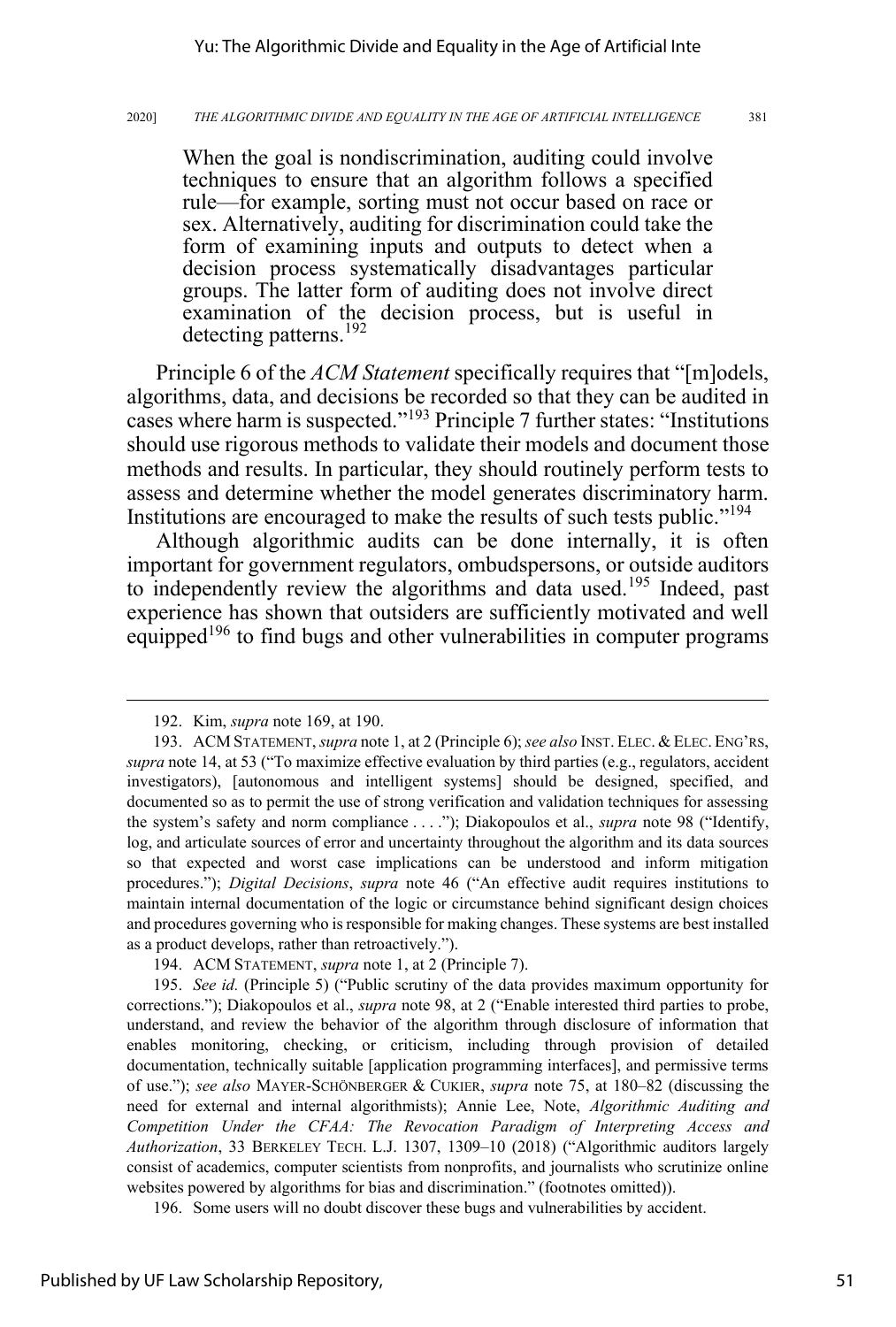> When the goal is nondiscrimination, auditing could involve techniques to ensure that an algorithm follows a specified rule—for example, sorting must not occur based on race or sex. Alternatively, auditing for discrimination could take the form of examining inputs and outputs to detect when a decision process systematically disadvantages particular groups. The latter form of auditing does not involve direct examination of the decision process, but is useful in detecting patterns.[192]

Principle 6 of the *ACM Statement* specifically requires that "[m]odels, algorithms, data, and decisions be recorded so that they can be audited in cases where harm is suspected."[193] Principle 7 further states: "Institutions should use rigorous methods to validate their models and document those methods and results. In particular, they should routinely perform tests to assess and determine whether the model generates discriminatory harm. Institutions are encouraged to make the results of such tests public."[194]

Although algorithmic audits can be done internally, it is often important for government regulators, ombudspersons, or outside auditors to independently review the algorithms and data used.[195] Indeed, past experience has shown that outsiders are sufficiently motivated and well equipped[196] to find bugs and other vulnerabilities in computer programs

---

192. Kim, *supra* note 169, at 190.

193. ACM STATEMENT, *supra* note 1, at 2 (Principle 6); *see also* INST. ELEC. & ELEC. ENG'RS, *supra* note 14, at 53 ("To maximize effective evaluation by third parties (e.g., regulators, accident investigators), [autonomous and intelligent systems] should be designed, specified, and documented so as to permit the use of strong verification and validation techniques for assessing the system's safety and norm compliance . . . ."); Diakopoulos et al., *supra* note 98 ("Identify, log, and articulate sources of error and uncertainty throughout the algorithm and its data sources so that expected and worst case implications can be understood and inform mitigation procedures."); *Digital Decisions*, *supra* note 46 ("An effective audit requires institutions to maintain internal documentation of the logic or circumstance behind significant design choices and procedures governing who is responsible for making changes. These systems are best installed as a product develops, rather than retroactively.").

194. ACM STATEMENT, *supra* note 1, at 2 (Principle 7).

195. *See id.* (Principle 5) ("Public scrutiny of the data provides maximum opportunity for corrections."); Diakopoulos et al., *supra* note 98, at 2 ("Enable interested third parties to probe, understand, and review the behavior of the algorithm through disclosure of information that enables monitoring, checking, or criticism, including through provision of detailed documentation, technically suitable [application programming interfaces], and permissive terms of use."); *see also* MAYER-SCHÖNBERGER & CUKIER, *supra* note 75, at 180–82 (discussing the need for external and internal algorithmists); Annie Lee, Note, *Algorithmic Auditing and Competition Under the CFAA: The Revocation Paradigm of Interpreting Access and Authorization*, 33 BERKELEY TECH. L.J. 1307, 1309–10 (2018) ("Algorithmic auditors largely consist of academics, computer scientists from nonprofits, and journalists who scrutinize online websites powered by algorithms for bias and discrimination." (footnotes omitted)).

196. Some users will no doubt discover these bugs and vulnerabilities by accident.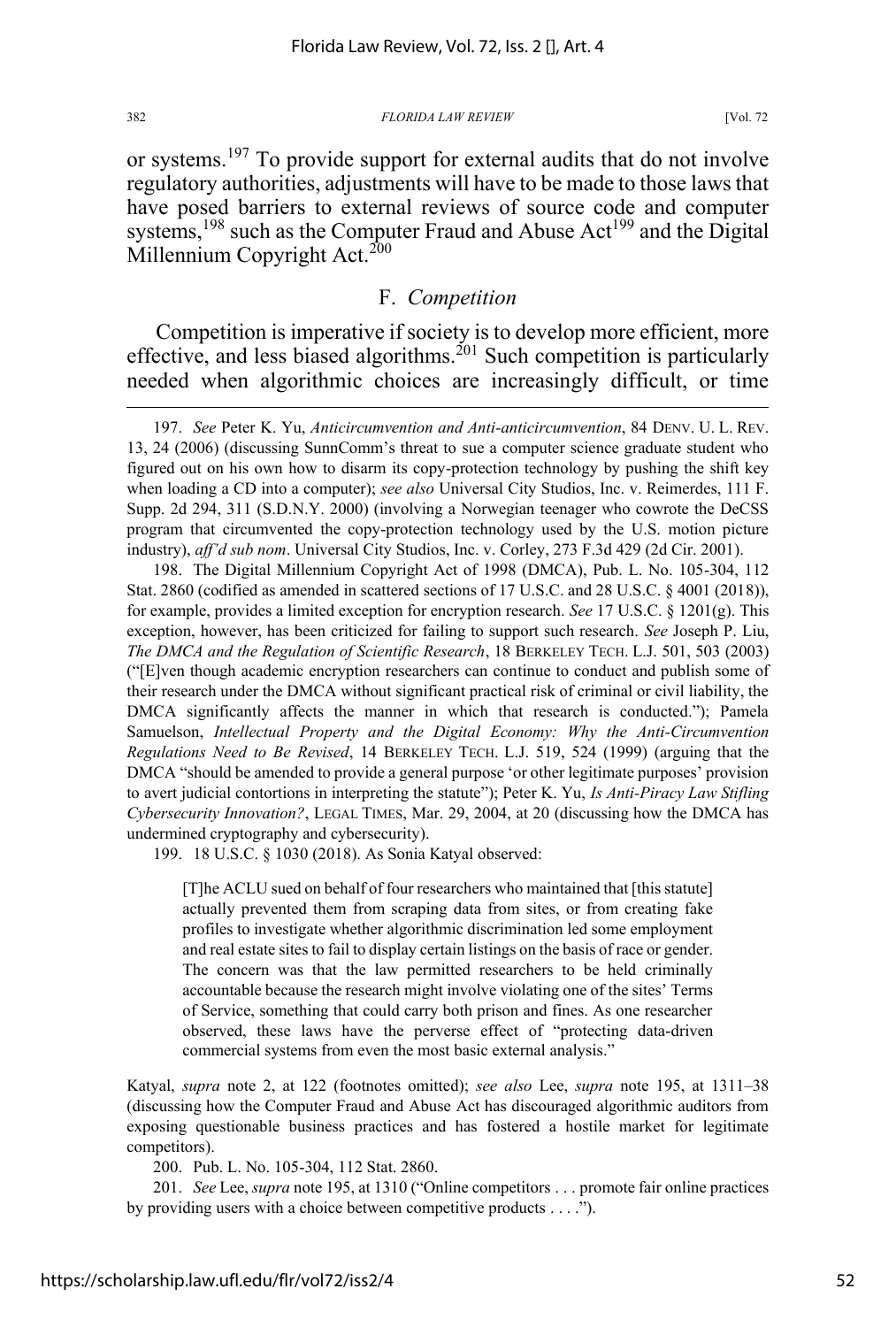or systems.[197] To provide support for external audits that do not involve regulatory authorities, adjustments will have to be made to those laws that have posed barriers to external reviews of source code and computer systems,[198] such as the Computer Fraud and Abuse Act[199] and the Digital Millennium Copyright Act.[200]

## F. *Competition*

Competition is imperative if society is to develop more efficient, more effective, and less biased algorithms.[201] Such competition is particularly needed when algorithmic choices are increasingly difficult, or time

---

197. *See* Peter K. Yu, *Anticircumvention and Anti-anticircumvention*, 84 DENV. U. L. REV. 13, 24 (2006) (discussing SunnComm's threat to sue a computer science graduate student who figured out on his own how to disarm its copy-protection technology by pushing the shift key when loading a CD into a computer); *see also* Universal City Studios, Inc. v. Reimerdes, 111 F. Supp. 2d 294, 311 (S.D.N.Y. 2000) (involving a Norwegian teenager who cowrote the DeCSS program that circumvented the copy-protection technology used by the U.S. motion picture industry), *aff'd sub nom*. Universal City Studios, Inc. v. Corley, 273 F.3d 429 (2d Cir. 2001).

198. The Digital Millennium Copyright Act of 1998 (DMCA), Pub. L. No. 105-304, 112 Stat. 2860 (codified as amended in scattered sections of 17 U.S.C. and 28 U.S.C. § 4001 (2018)), for example, provides a limited exception for encryption research. *See* 17 U.S.C. § 1201(g). This exception, however, has been criticized for failing to support such research. *See* Joseph P. Liu, *The DMCA and the Regulation of Scientific Research*, 18 BERKELEY TECH. L.J. 501, 503 (2003) ("[E]ven though academic encryption researchers can continue to conduct and publish some of their research under the DMCA without significant practical risk of criminal or civil liability, the DMCA significantly affects the manner in which that research is conducted."); Pamela Samuelson, *Intellectual Property and the Digital Economy: Why the Anti-Circumvention Regulations Need to Be Revised*, 14 BERKELEY TECH. L.J. 519, 524 (1999) (arguing that the DMCA "should be amended to provide a general purpose 'or other legitimate purposes' provision to avert judicial contortions in interpreting the statute"); Peter K. Yu, *Is Anti-Piracy Law Stifling Cybersecurity Innovation?*, LEGAL TIMES, Mar. 29, 2004, at 20 (discussing how the DMCA has undermined cryptography and cybersecurity).

199. 18 U.S.C. § 1030 (2018). As Sonia Katyal observed:

> [T]he ACLU sued on behalf of four researchers who maintained that [this statute] actually prevented them from scraping data from sites, or from creating fake profiles to investigate whether algorithmic discrimination led some employment and real estate sites to fail to display certain listings on the basis of race or gender. The concern was that the law permitted researchers to be held criminally accountable because the research might involve violating one of the sites' Terms of Service, something that could carry both prison and fines. As one researcher observed, these laws have the perverse effect of "protecting data-driven commercial systems from even the most basic external analysis."

Katyal, *supra* note 2, at 122 (footnotes omitted); *see also* Lee, *supra* note 195, at 1311–38 (discussing how the Computer Fraud and Abuse Act has discouraged algorithmic auditors from exposing questionable business practices and has fostered a hostile market for legitimate competitors).

200. Pub. L. No. 105-304, 112 Stat. 2860.

201. *See* Lee, *supra* note 195, at 1310 ("Online competitors . . . promote fair online practices by providing users with a choice between competitive products . . . .").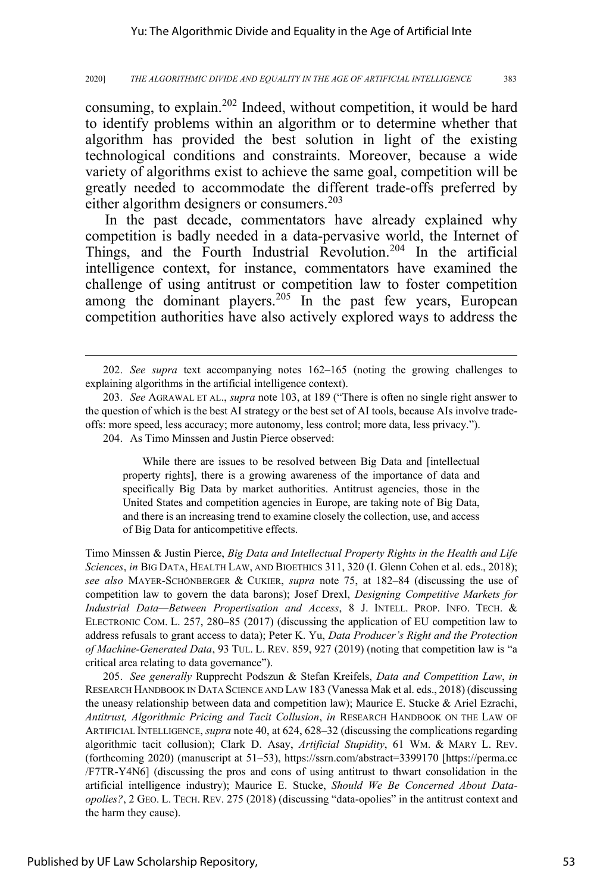consuming, to explain.[202] Indeed, without competition, it would be hard to identify problems within an algorithm or to determine whether that algorithm has provided the best solution in light of the existing technological conditions and constraints. Moreover, because a wide variety of algorithms exist to achieve the same goal, competition will be greatly needed to accommodate the different trade-offs preferred by either algorithm designers or consumers.[203]

In the past decade, commentators have already explained why competition is badly needed in a data-pervasive world, the Internet of Things, and the Fourth Industrial Revolution.[204] In the artificial intelligence context, for instance, commentators have examined the challenge of using antitrust or competition law to foster competition among the dominant players.[205] In the past few years, European competition authorities have also actively explored ways to address the

---

202. *See supra* text accompanying notes 162–165 (noting the growing challenges to explaining algorithms in the artificial intelligence context).

203. *See* AGRAWAL ET AL., *supra* note 103, at 189 ("There is often no single right answer to the question of which is the best AI strategy or the best set of AI tools, because AIs involve trade-offs: more speed, less accuracy; more autonomy, less control; more data, less privacy.").

204. As Timo Minssen and Justin Pierce observed:

> While there are issues to be resolved between Big Data and [intellectual property rights], there is a growing awareness of the importance of data and specifically Big Data by market authorities. Antitrust agencies, those in the United States and competition agencies in Europe, are taking note of Big Data, and there is an increasing trend to examine closely the collection, use, and access of Big Data for anticompetitive effects.

Timo Minssen & Justin Pierce, *Big Data and Intellectual Property Rights in the Health and Life Sciences*, *in* BIG DATA, HEALTH LAW, AND BIOETHICS 311, 320 (I. Glenn Cohen et al. eds., 2018); *see also* MAYER-SCHÖNBERGER & CUKIER, *supra* note 75, at 182–84 (discussing the use of competition law to govern the data barons); Josef Drexl, *Designing Competitive Markets for Industrial Data—Between Propertisation and Access*, 8 J. INTELL. PROP. INFO. TECH. & ELECTRONIC COM. L. 257, 280–85 (2017) (discussing the application of EU competition law to address refusals to grant access to data); Peter K. Yu, *Data Producer's Right and the Protection of Machine-Generated Data*, 93 TUL. L. REV. 859, 927 (2019) (noting that competition law is "a critical area relating to data governance").

205. *See generally* Rupprecht Podszun & Stefan Kreifels, *Data and Competition Law*, *in* RESEARCH HANDBOOK IN DATA SCIENCE AND LAW 183 (Vanessa Mak et al. eds., 2018) (discussing the uneasy relationship between data and competition law); Maurice E. Stucke & Ariel Ezrachi, *Antitrust, Algorithmic Pricing and Tacit Collusion*, *in* RESEARCH HANDBOOK ON THE LAW OF ARTIFICIAL INTELLIGENCE, *supra* note 40, at 624, 628–32 (discussing the complications regarding algorithmic tacit collusion); Clark D. Asay, *Artificial Stupidity*, 61 WM. & MARY L. REV. (forthcoming 2020) (manuscript at 51–53), https://ssrn.com/abstract=3399170 [https://perma.cc/F7TR-Y4N6] (discussing the pros and cons of using antitrust to thwart consolidation in the artificial intelligence industry); Maurice E. Stucke, *Should We Be Concerned About Data-opolies?*, 2 GEO. L. TECH. REV. 275 (2018) (discussing "data-opolies" in the antitrust context and the harm they cause).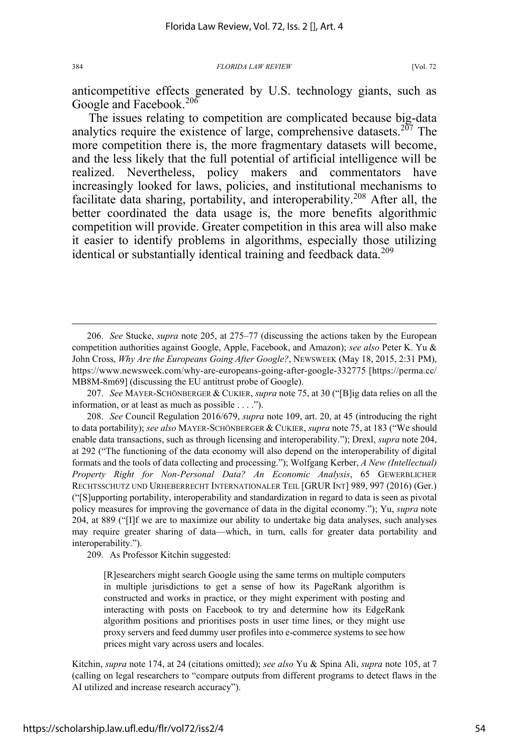anticompetitive effects generated by U.S. technology giants, such as Google and Facebook.[206]

The issues relating to competition are complicated because big-data analytics require the existence of large, comprehensive datasets.[207] The more competition there is, the more fragmentary datasets will become, and the less likely that the full potential of artificial intelligence will be realized. Nevertheless, policy makers and commentators have increasingly looked for laws, policies, and institutional mechanisms to facilitate data sharing, portability, and interoperability.[208] After all, the better coordinated the data usage is, the more benefits algorithmic competition will provide. Greater competition in this area will also make it easier to identify problems in algorithms, especially those utilizing identical or substantially identical training and feedback data.[209]

---

206. *See* Stucke, *supra* note 205, at 275–77 (discussing the actions taken by the European competition authorities against Google, Apple, Facebook, and Amazon); *see also* Peter K. Yu & John Cross, *Why Are the Europeans Going After Google?*, NEWSWEEK (May 18, 2015, 2:31 PM), https://www.newsweek.com/why-are-europeans-going-after-google-332775 [https://perma.cc/MB8M-8m69] (discussing the EU antitrust probe of Google).

207. *See* MAYER-SCHÖNBERGER & CUKIER, *supra* note 75, at 30 ("[B]ig data relies on all the information, or at least as much as possible . . . .").

208. *See* Council Regulation 2016/679, *supra* note 109, art. 20, at 45 (introducing the right to data portability); *see also* MAYER-SCHÖNBERGER & CUKIER, *supra* note 75, at 183 ("We should enable data transactions, such as through licensing and interoperability."); Drexl, *supra* note 204, at 292 ("The functioning of the data economy will also depend on the interoperability of digital formats and the tools of data collecting and processing."); Wolfgang Kerber, *A New (Intellectual) Property Right for Non-Personal Data? An Economic Analysis*, 65 GEWERBLICHER RECHTSSCHUTZ UND URHEBERRECHT INTERNATIONALER TEIL [GRUR INT] 989, 997 (2016) (Ger.) ("[S]upporting portability, interoperability and standardization in regard to data is seen as pivotal policy measures for improving the governance of data in the digital economy."); Yu, *supra* note 204, at 889 ("[I]f we are to maximize our ability to undertake big data analyses, such analyses may require greater sharing of data—which, in turn, calls for greater data portability and interoperability.").

209. As Professor Kitchin suggested:

> [R]esearchers might search Google using the same terms on multiple computers in multiple jurisdictions to get a sense of how its PageRank algorithm is constructed and works in practice, or they might experiment with posting and interacting with posts on Facebook to try and determine how its EdgeRank algorithm positions and prioritises posts in user time lines, or they might use proxy servers and feed dummy user profiles into e-commerce systems to see how prices might vary across users and locales.

Kitchin, *supra* note 174, at 24 (citations omitted); *see also* Yu & Spina Alì, *supra* note 105, at 7 (calling on legal researchers to "compare outputs from different programs to detect flaws in the AI utilized and increase research accuracy").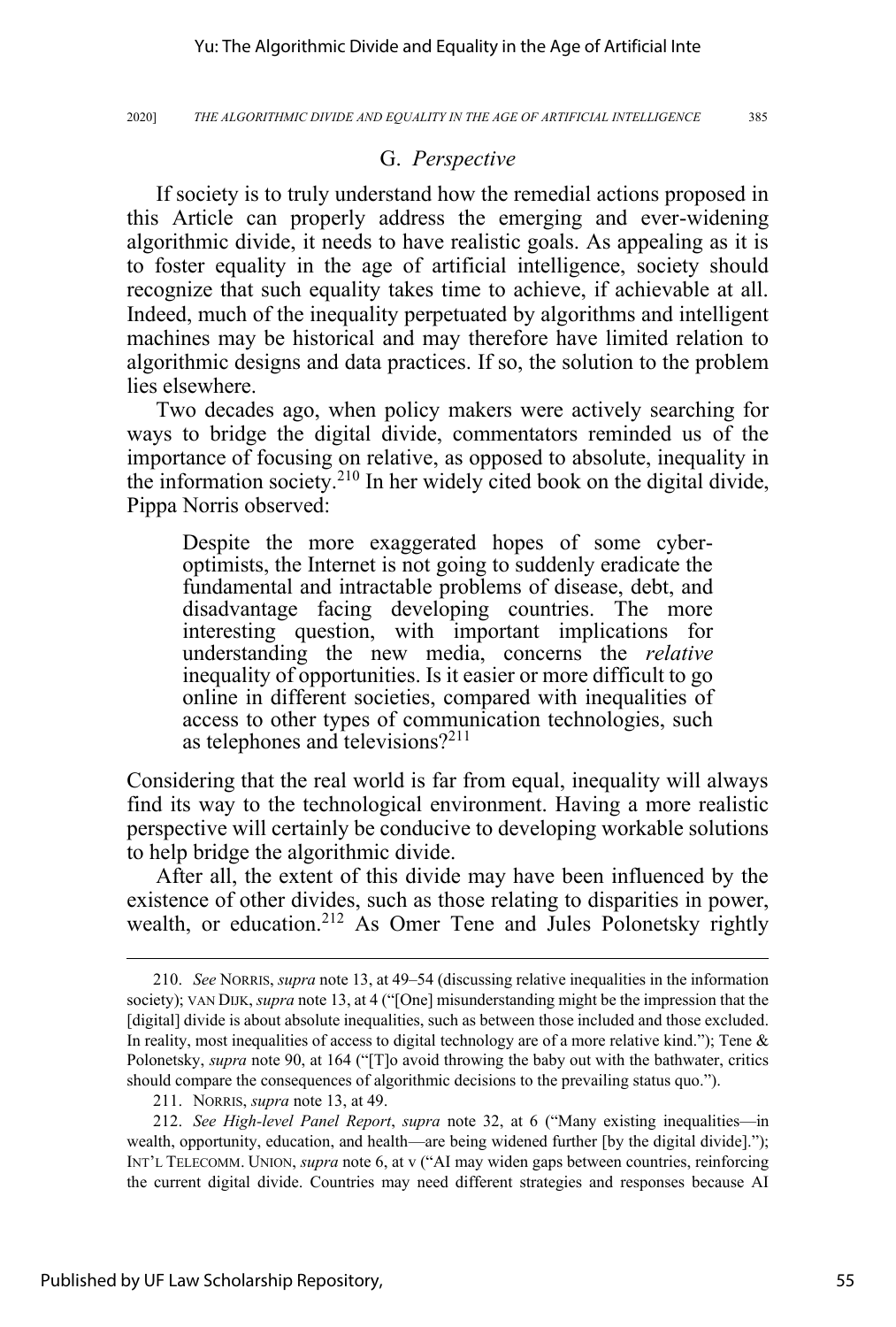### G. *Perspective*

If society is to truly understand how the remedial actions proposed in this Article can properly address the emerging and ever-widening algorithmic divide, it needs to have realistic goals. As appealing as it is to foster equality in the age of artificial intelligence, society should recognize that such equality takes time to achieve, if achievable at all. Indeed, much of the inequality perpetuated by algorithms and intelligent machines may be historical and may therefore have limited relation to algorithmic designs and data practices. If so, the solution to the problem lies elsewhere.

Two decades ago, when policy makers were actively searching for ways to bridge the digital divide, commentators reminded us of the importance of focusing on relative, as opposed to absolute, inequality in the information society.[210] In her widely cited book on the digital divide, Pippa Norris observed:

> Despite the more exaggerated hopes of some cyber-optimists, the Internet is not going to suddenly eradicate the fundamental and intractable problems of disease, debt, and disadvantage facing developing countries. The more interesting question, with important implications for understanding the new media, concerns the *relative* inequality of opportunities. Is it easier or more difficult to go online in different societies, compared with inequalities of access to other types of communication technologies, such as telephones and televisions?[211]

Considering that the real world is far from equal, inequality will always find its way to the technological environment. Having a more realistic perspective will certainly be conducive to developing workable solutions to help bridge the algorithmic divide.

After all, the extent of this divide may have been influenced by the existence of other divides, such as those relating to disparities in power, wealth, or education.[212] As Omer Tene and Jules Polonetsky rightly

---

210. *See* NORRIS, *supra* note 13, at 49–54 (discussing relative inequalities in the information society); VAN DIJK, *supra* note 13, at 4 ("[One] misunderstanding might be the impression that the [digital] divide is about absolute inequalities, such as between those included and those excluded. In reality, most inequalities of access to digital technology are of a more relative kind."); Tene & Polonetsky, *supra* note 90, at 164 ("[T]o avoid throwing the baby out with the bathwater, critics should compare the consequences of algorithmic decisions to the prevailing status quo.").

211. NORRIS, *supra* note 13, at 49.

212. *See High-level Panel Report*, *supra* note 32, at 6 ("Many existing inequalities—in wealth, opportunity, education, and health—are being widened further [by the digital divide]."); INT'L TELECOMM. UNION, *supra* note 6, at v ("AI may widen gaps between countries, reinforcing the current digital divide. Countries may need different strategies and responses because AI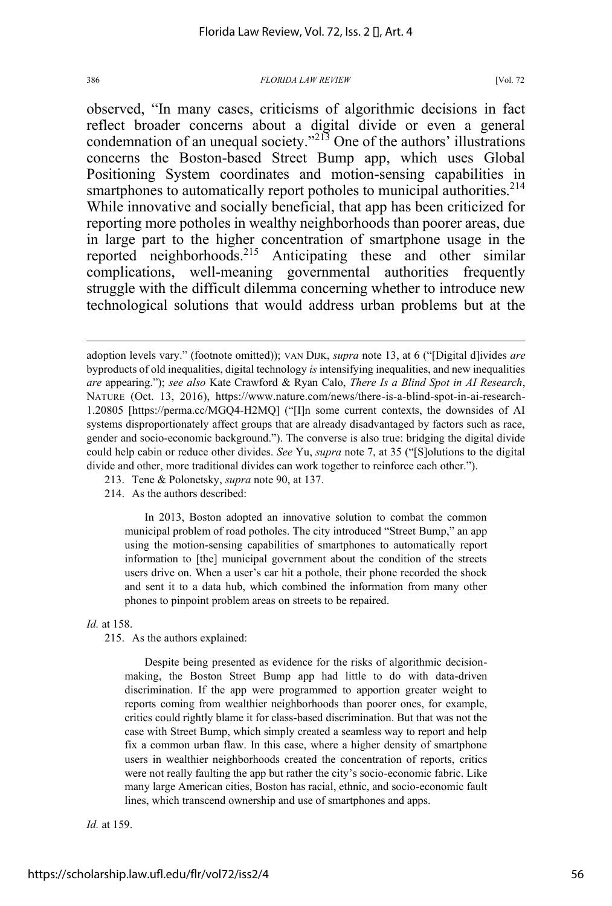observed, "In many cases, criticisms of algorithmic decisions in fact reflect broader concerns about a digital divide or even a general condemnation of an unequal society."[213] One of the authors' illustrations concerns the Boston-based Street Bump app, which uses Global Positioning System coordinates and motion-sensing capabilities in smartphones to automatically report potholes to municipal authorities.[214] While innovative and socially beneficial, that app has been criticized for reporting more potholes in wealthy neighborhoods than poorer areas, due in large part to the higher concentration of smartphone usage in the reported neighborhoods.[215] Anticipating these and other similar complications, well-meaning governmental authorities frequently struggle with the difficult dilemma concerning whether to introduce new technological solutions that would address urban problems but at the

---

adoption levels vary." (footnote omitted)); VAN DIJK, *supra* note 13, at 6 ("[Digital d]ivides *are* byproducts of old inequalities, digital technology *is* intensifying inequalities, and new inequalities *are* appearing."); *see also* Kate Crawford & Ryan Calo, *There Is a Blind Spot in AI Research*, NATURE (Oct. 13, 2016), https://www.nature.com/news/there-is-a-blind-spot-in-ai-research-1.20805 [https://perma.cc/MGQ4-H2MQ] ("[I]n some current contexts, the downsides of AI systems disproportionately affect groups that are already disadvantaged by factors such as race, gender and socio-economic background."). The converse is also true: bridging the digital divide could help cabin or reduce other divides. *See* Yu, *supra* note 7, at 35 ("[S]olutions to the digital divide and other, more traditional divides can work together to reinforce each other.").

213. Tene & Polonetsky, *supra* note 90, at 137.

214. As the authors described:

> In 2013, Boston adopted an innovative solution to combat the common municipal problem of road potholes. The city introduced "Street Bump," an app using the motion-sensing capabilities of smartphones to automatically report information to [the] municipal government about the condition of the streets users drive on. When a user's car hit a pothole, their phone recorded the shock and sent it to a data hub, which combined the information from many other phones to pinpoint problem areas on streets to be repaired.

*Id.* at 158.

215. As the authors explained:

> Despite being presented as evidence for the risks of algorithmic decision-making, the Boston Street Bump app had little to do with data-driven discrimination. If the app were programmed to apportion greater weight to reports coming from wealthier neighborhoods than poorer ones, for example, critics could rightly blame it for class-based discrimination. But that was not the case with Street Bump, which simply created a seamless way to report and help fix a common urban flaw. In this case, where a higher density of smartphone users in wealthier neighborhoods created the concentration of reports, critics were not really faulting the app but rather the city's socio-economic fabric. Like many large American cities, Boston has racial, ethnic, and socio-economic fault lines, which transcend ownership and use of smartphones and apps.

*Id.* at 159.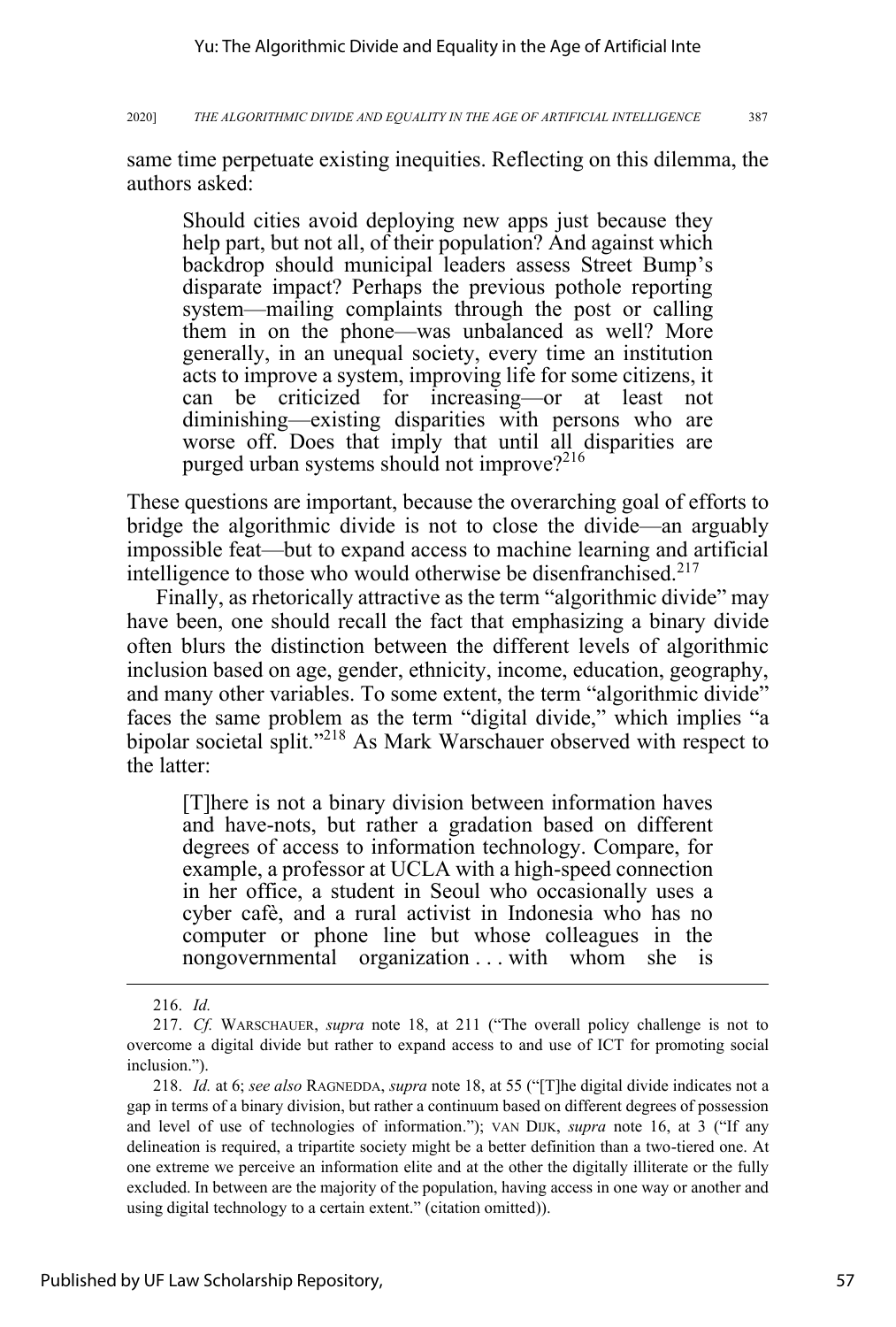same time perpetuate existing inequities. Reflecting on this dilemma, the authors asked:

> Should cities avoid deploying new apps just because they help part, but not all, of their population? And against which backdrop should municipal leaders assess Street Bump's disparate impact? Perhaps the previous pothole reporting system—mailing complaints through the post or calling them in on the phone—was unbalanced as well? More generally, in an unequal society, every time an institution acts to improve a system, improving life for some citizens, it can be criticized for increasing—or at least not diminishing—existing disparities with persons who are worse off. Does that imply that until all disparities are purged urban systems should not improve?[216]

These questions are important, because the overarching goal of efforts to bridge the algorithmic divide is not to close the divide—an arguably impossible feat—but to expand access to machine learning and artificial intelligence to those who would otherwise be disenfranchised.[217]

Finally, as rhetorically attractive as the term "algorithmic divide" may have been, one should recall the fact that emphasizing a binary divide often blurs the distinction between the different levels of algorithmic inclusion based on age, gender, ethnicity, income, education, geography, and many other variables. To some extent, the term "algorithmic divide" faces the same problem as the term "digital divide," which implies "a bipolar societal split."[218] As Mark Warschauer observed with respect to the latter:

> [T]here is not a binary division between information haves and have-nots, but rather a gradation based on different degrees of access to information technology. Compare, for example, a professor at UCLA with a high-speed connection in her office, a student in Seoul who occasionally uses a cyber cafè, and a rural activist in Indonesia who has no computer or phone line but whose colleagues in the nongovernmental organization . . . with whom she is

---

216. *Id.*

217. *Cf.* WARSCHAUER, *supra* note 18, at 211 ("The overall policy challenge is not to overcome a digital divide but rather to expand access to and use of ICT for promoting social inclusion.").

218. *Id.* at 6; *see also* RAGNEDDA, *supra* note 18, at 55 ("[T]he digital divide indicates not a gap in terms of a binary division, but rather a continuum based on different degrees of possession and level of use of technologies of information."); VAN DIJK, *supra* note 16, at 3 ("If any delineation is required, a tripartite society might be a better definition than a two-tiered one. At one extreme we perceive an information elite and at the other the digitally illiterate or the fully excluded. In between are the majority of the population, having access in one way or another and using digital technology to a certain extent." (citation omitted)).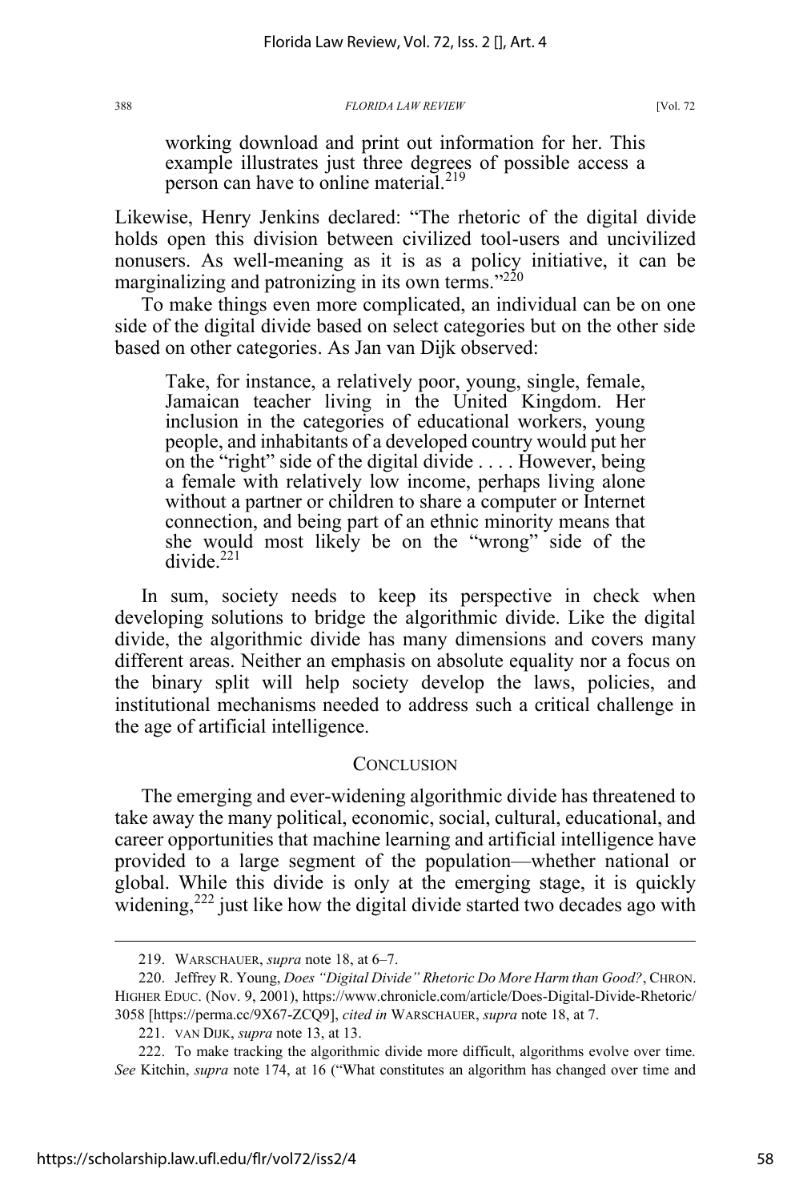> working download and print out information for her. This example illustrates just three degrees of possible access a person can have to online material.[219]

Likewise, Henry Jenkins declared: "The rhetoric of the digital divide holds open this division between civilized tool-users and uncivilized nonusers. As well-meaning as it is as a policy initiative, it can be marginalizing and patronizing in its own terms."[220]

To make things even more complicated, an individual can be on one side of the digital divide based on select categories but on the other side based on other categories. As Jan van Dijk observed:

> Take, for instance, a relatively poor, young, single, female, Jamaican teacher living in the United Kingdom. Her inclusion in the categories of educational workers, young people, and inhabitants of a developed country would put her on the "right" side of the digital divide . . . . However, being a female with relatively low income, perhaps living alone without a partner or children to share a computer or Internet connection, and being part of an ethnic minority means that she would most likely be on the "wrong" side of the divide.[221]

In sum, society needs to keep its perspective in check when developing solutions to bridge the algorithmic divide. Like the digital divide, the algorithmic divide has many dimensions and covers many different areas. Neither an emphasis on absolute equality nor a focus on the binary split will help society develop the laws, policies, and institutional mechanisms needed to address such a critical challenge in the age of artificial intelligence.

## CONCLUSION

The emerging and ever-widening algorithmic divide has threatened to take away the many political, economic, social, cultural, educational, and career opportunities that machine learning and artificial intelligence have provided to a large segment of the population—whether national or global. While this divide is only at the emerging stage, it is quickly widening,[222] just like how the digital divide started two decades ago with

---

219. WARSCHAUER, *supra* note 18, at 6–7.

220. Jeffrey R. Young, *Does "Digital Divide" Rhetoric Do More Harm than Good?*, CHRON. HIGHER EDUC. (Nov. 9, 2001), https://www.chronicle.com/article/Does-Digital-Divide-Rhetoric/3058 [https://perma.cc/9X67-ZCQ9], *cited in* WARSCHAUER, *supra* note 18, at 7.

221. VAN DIJK, *supra* note 13, at 13.

222. To make tracking the algorithmic divide more difficult, algorithms evolve over time. *See* Kitchin, *supra* note 174, at 16 ("What constitutes an algorithm has changed over time and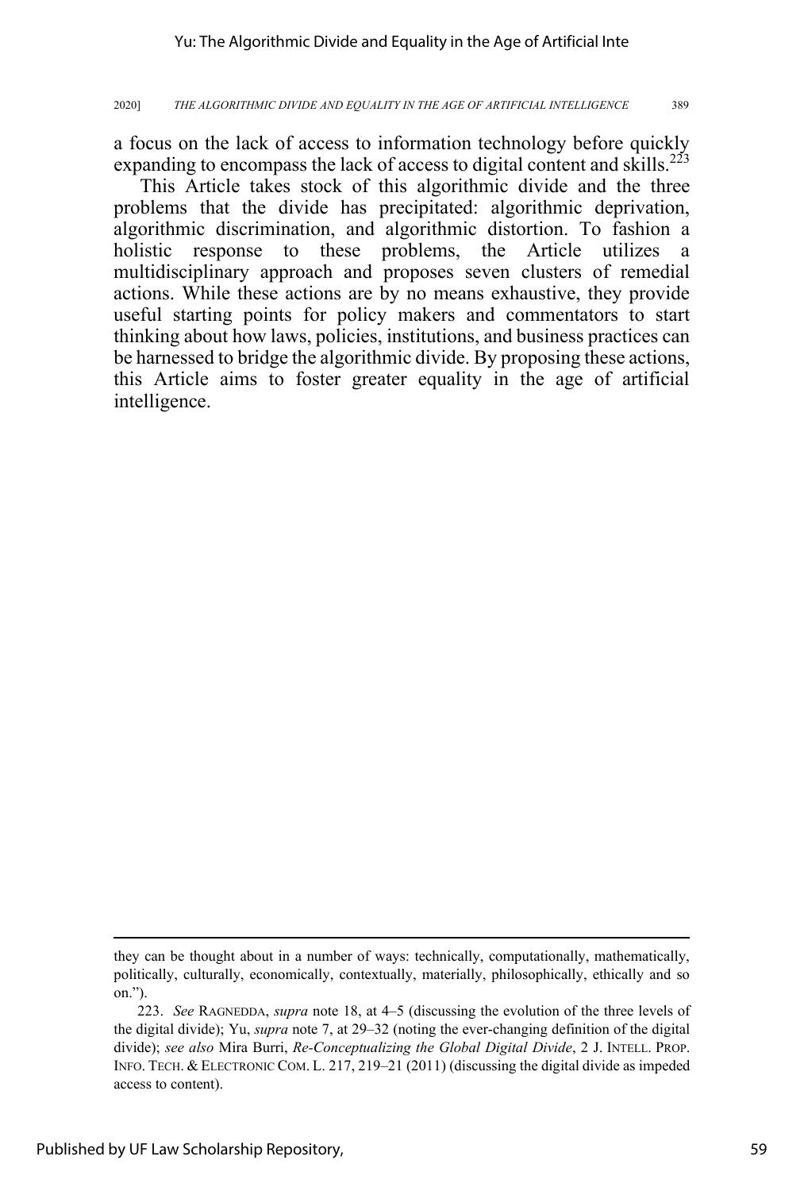a focus on the lack of access to information technology before quickly expanding to encompass the lack of access to digital content and skills.[223]

This Article takes stock of this algorithmic divide and the three problems that the divide has precipitated: algorithmic deprivation, algorithmic discrimination, and algorithmic distortion. To fashion a holistic response to these problems, the Article utilizes a multidisciplinary approach and proposes seven clusters of remedial actions. While these actions are by no means exhaustive, they provide useful starting points for policy makers and commentators to start thinking about how laws, policies, institutions, and business practices can be harnessed to bridge the algorithmic divide. By proposing these actions, this Article aims to foster greater equality in the age of artificial intelligence.

---

they can be thought about in a number of ways: technically, computationally, mathematically, politically, culturally, economically, contextually, materially, philosophically, ethically and so on.").

223. *See* RAGNEDDA, *supra* note 18, at 4–5 (discussing the evolution of the three levels of the digital divide); Yu, *supra* note 7, at 29–32 (noting the ever-changing definition of the digital divide); *see also* Mira Burri, *Re-Conceptualizing the Global Digital Divide*, 2 J. INTELL. PROP. INFO. TECH. & ELECTRONIC COM. L. 217, 219–21 (2011) (discussing the digital divide as impeded access to content).